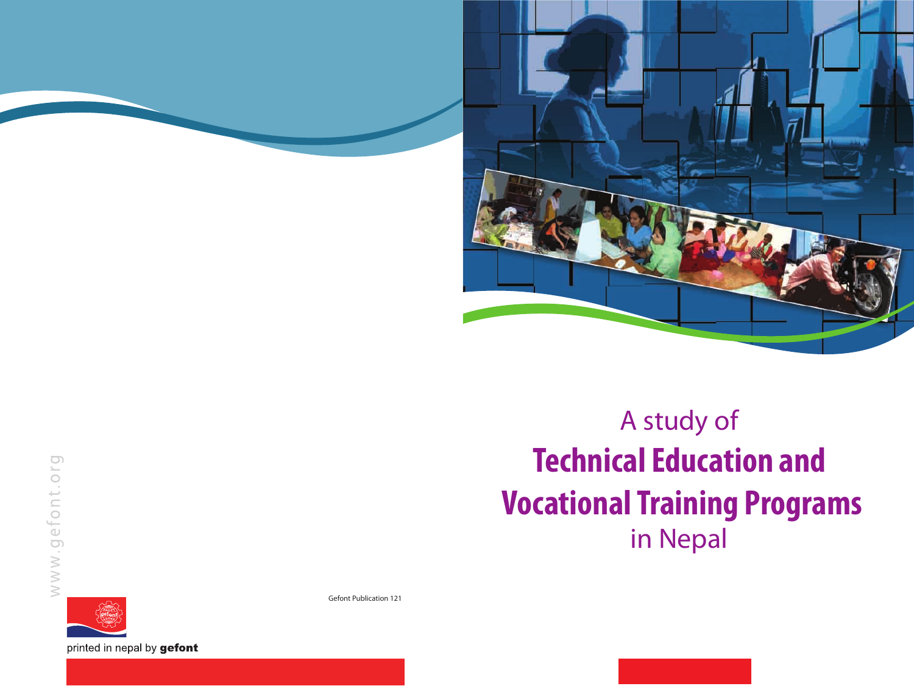# A study of Technical Education and Vocational Training Programs in Nepal

www.gefont.org

Gefont Publication 121

printed in nepal by **gefont**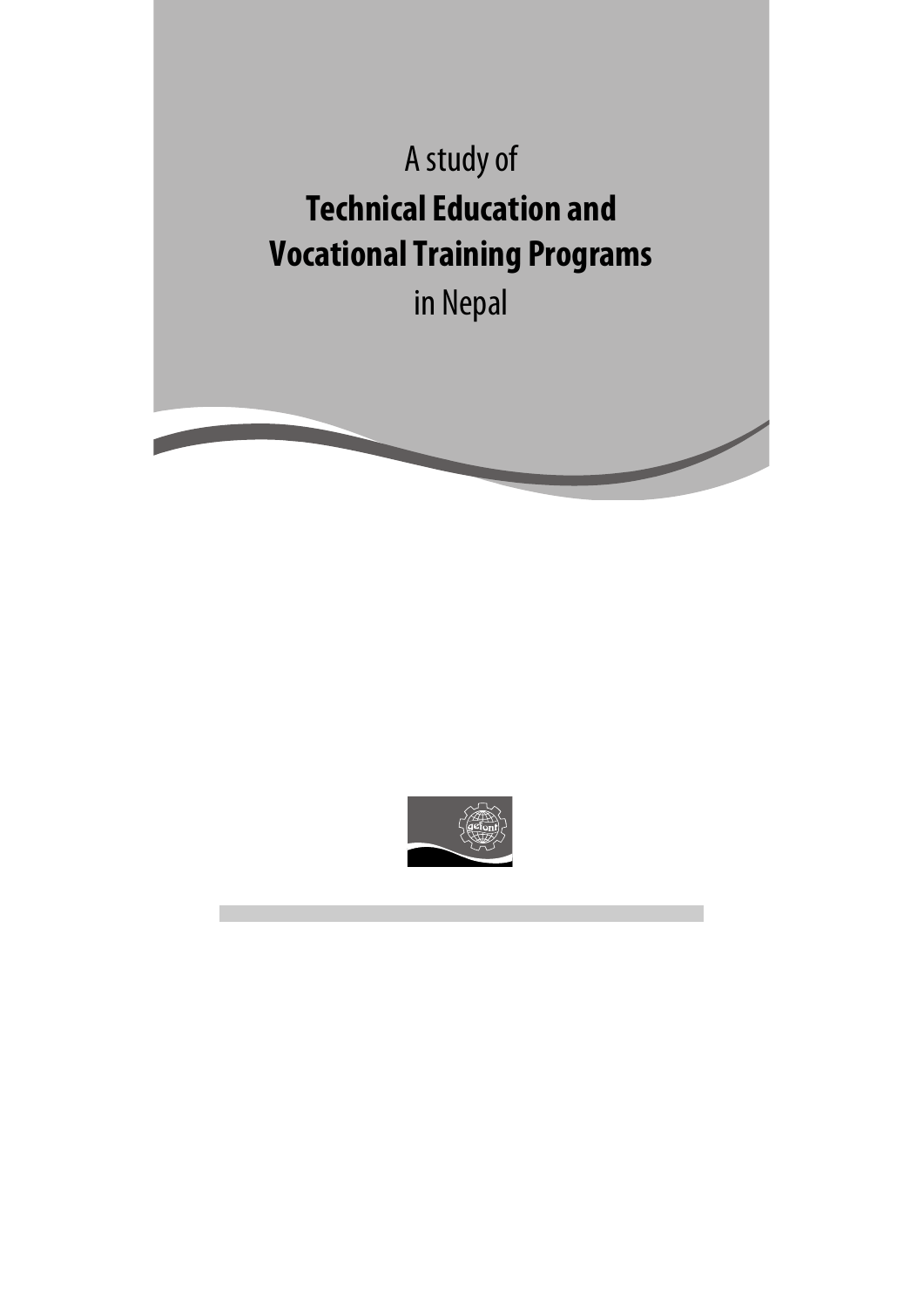A study of

# Technical Education and Vocational Training Programs

in Nepal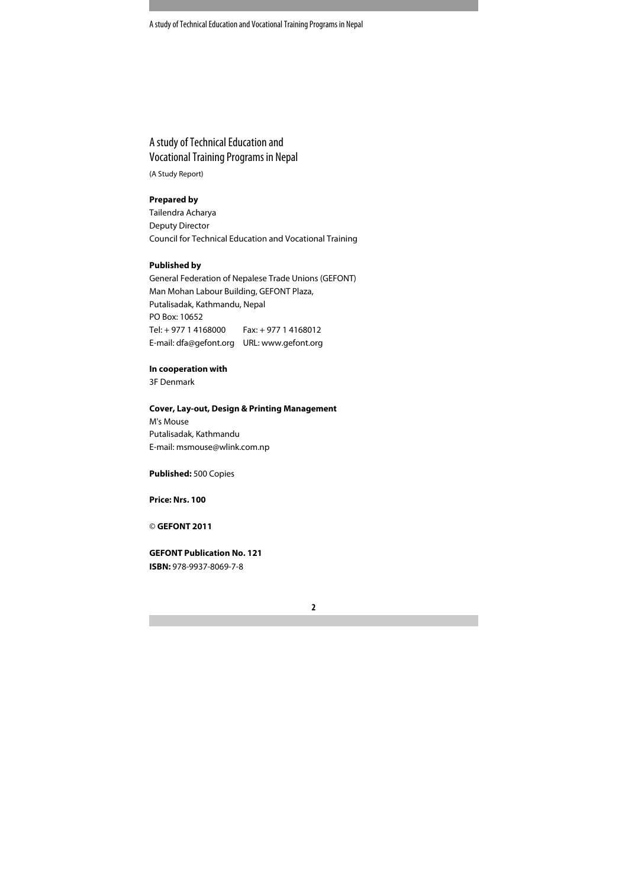# A study of Technical Education and Vocational Training Programs in Nepal

(A Study Report)

**Prepared by**
Tailendra Acharya
Deputy Director
Council for Technical Education and Vocational Training

**Published by**
General Federation of Nepalese Trade Unions (GEFONT)
Man Mohan Labour Building, GEFONT Plaza,
Putalisadak, Kathmandu, Nepal
PO Box: 10652
Tel: + 977 1 4168000 Fax: + 977 1 4168012
E-mail: dfa@gefont.org URL: www.gefont.org

**In cooperation with**
3F Denmark

**Cover, Lay-out, Design & Printing Management**
M's Mouse
Putalisadak, Kathmandu
E-mail: msmouse@wlink.com.np

**Published:** 500 Copies

**Price: Nrs. 100**

© **GEFONT 2011**

**GEFONT Publication No. 121**
**ISBN:** 978-9937-8069-7-8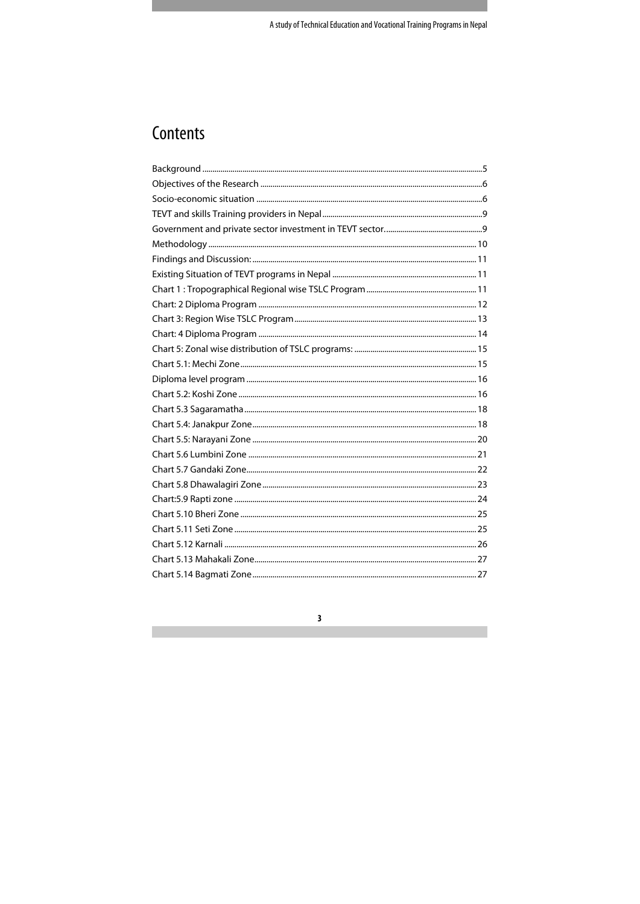# Contents

- Background ..... 5
- Objectives of the Research ..... 6
- Socio-economic situation ..... 6
- TEVT and skills Training providers in Nepal ..... 9
- Government and private sector investment in TEVT sector. ..... 9
- Methodology ..... 10
- Findings and Discussion: ..... 11
- Existing Situation of TEVT programs in Nepal ..... 11
- Chart 1 : Tropographical Regional wise TSLC Program ..... 11
- Chart: 2 Diploma Program ..... 12
- Chart 3: Region Wise TSLC Program ..... 13
- Chart: 4 Diploma Program ..... 14
- Chart 5: Zonal wise distribution of TSLC programs: ..... 15
- Chart 5.1: Mechi Zone ..... 15
- Diploma level program ..... 16
- Chart 5.2: Koshi Zone ..... 16
- Chart 5.3 Sagaramatha ..... 18
- Chart 5.4: Janakpur Zone ..... 18
- Chart 5.5: Narayani Zone ..... 20
- Chart 5.6 Lumbini Zone ..... 21
- Chart 5.7 Gandaki Zone ..... 22
- Chart 5.8 Dhawalagiri Zone ..... 23
- Chart:5.9 Rapti zone ..... 24
- Chart 5.10 Bheri Zone ..... 25
- Chart 5.11 Seti Zone ..... 25
- Chart 5.12 Karnali ..... 26
- Chart 5.13 Mahakali Zone ..... 27
- Chart 5.14 Bagmati Zone ..... 27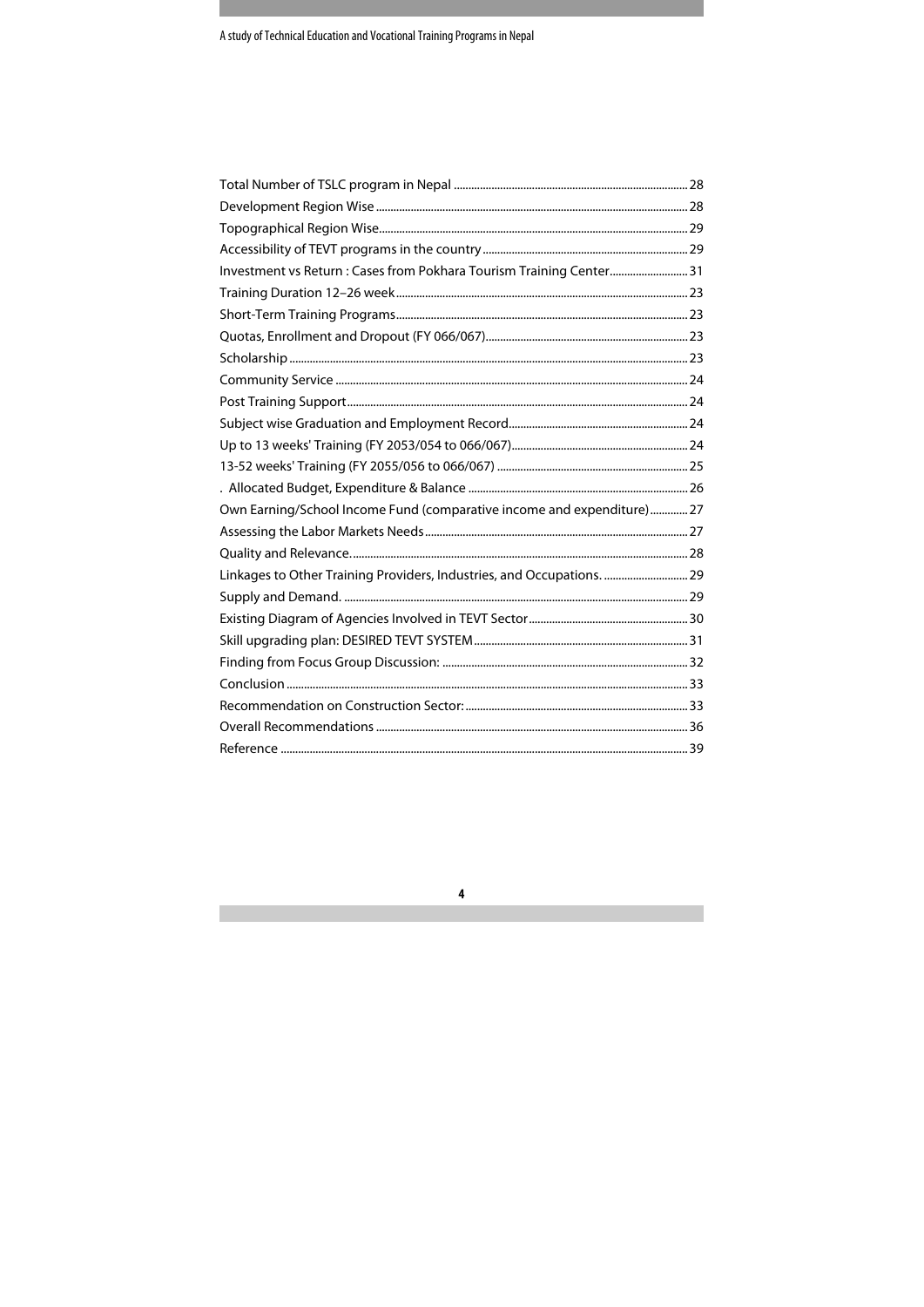Total Number of TSLC program in Nepal ........................................................................ 28
Development Region Wise ..................................................................................................... 28
Topographical Region Wise.................................................................................................... 29
Accessibility of TEVT programs in the country ................................................................ 29
Investment vs Return : Cases from Pokhara Tourism Training Center.......................... 31
Training Duration 12–26 week.............................................................................................. 23
Short-Term Training Programs.............................................................................................. 23
Quotas, Enrollment and Dropout (FY 066/067).................................................................. 23
Scholarship .................................................................................................................................. 23
Community Service .................................................................................................................. 24
Post Training Support.............................................................................................................. 24
Subject wise Graduation and Employment Record.......................................................... 24
Up to 13 weeks' Training (FY 2053/054 to 066/067)........................................................ 24
13-52 weeks' Training (FY 2055/056 to 066/067) ............................................................ 25
. Allocated Budget, Expenditure & Balance ........................................................................ 26
Own Earning/School Income Fund (comparative income and expenditure)............ 27
Assessing the Labor Markets Needs.................................................................................... 27
Quality and Relevance............................................................................................................... 28
Linkages to Other Training Providers, Industries, and Occupations. ........................... 29
Supply and Demand. ................................................................................................................ 29
Existing Diagram of Agencies Involved in TEVT Sector................................................... 30
Skill upgrading plan: DESIRED TEVT SYSTEM.................................................................... 31
Finding from Focus Group Discussion: ............................................................................... 32
Conclusion .................................................................................................................................... 33
Recommendation on Construction Sector:........................................................................ 33
Overall Recommendations ...................................................................................................... 36
Reference ...................................................................................................................................... 39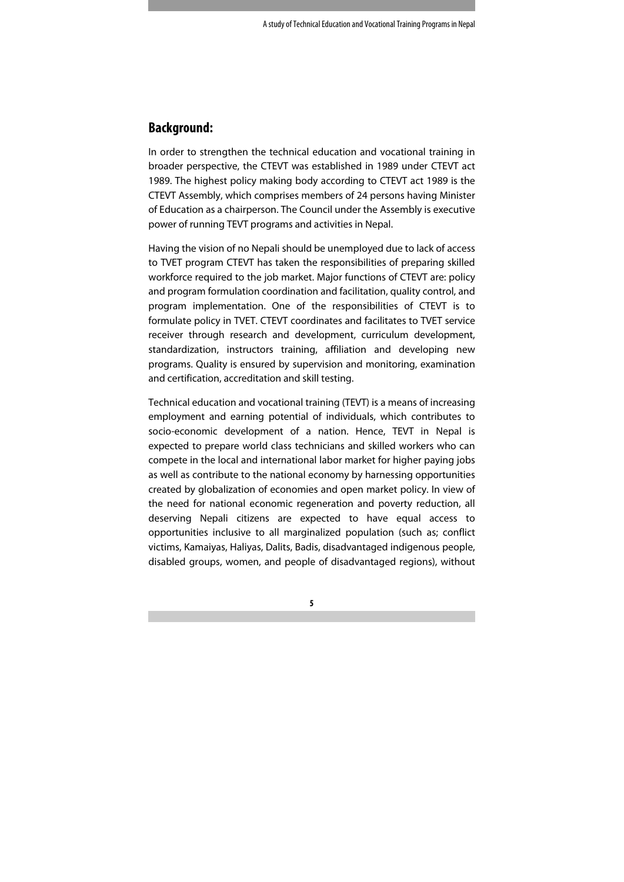## Background:

In order to strengthen the technical education and vocational training in broader perspective, the CTEVT was established in 1989 under CTEVT act 1989. The highest policy making body according to CTEVT act 1989 is the CTEVT Assembly, which comprises members of 24 persons having Minister of Education as a chairperson. The Council under the Assembly is executive power of running TEVT programs and activities in Nepal.

Having the vision of no Nepali should be unemployed due to lack of access to TVET program CTEVT has taken the responsibilities of preparing skilled workforce required to the job market. Major functions of CTEVT are: policy and program formulation coordination and facilitation, quality control, and program implementation. One of the responsibilities of CTEVT is to formulate policy in TVET. CTEVT coordinates and facilitates to TVET service receiver through research and development, curriculum development, standardization, instructors training, affiliation and developing new programs. Quality is ensured by supervision and monitoring, examination and certification, accreditation and skill testing.

Technical education and vocational training (TEVT) is a means of increasing employment and earning potential of individuals, which contributes to socio-economic development of a nation. Hence, TEVT in Nepal is expected to prepare world class technicians and skilled workers who can compete in the local and international labor market for higher paying jobs as well as contribute to the national economy by harnessing opportunities created by globalization of economies and open market policy. In view of the need for national economic regeneration and poverty reduction, all deserving Nepali citizens are expected to have equal access to opportunities inclusive to all marginalized population (such as; conflict victims, Kamaiyas, Haliyas, Dalits, Badis, disadvantaged indigenous people, disabled groups, women, and people of disadvantaged regions), without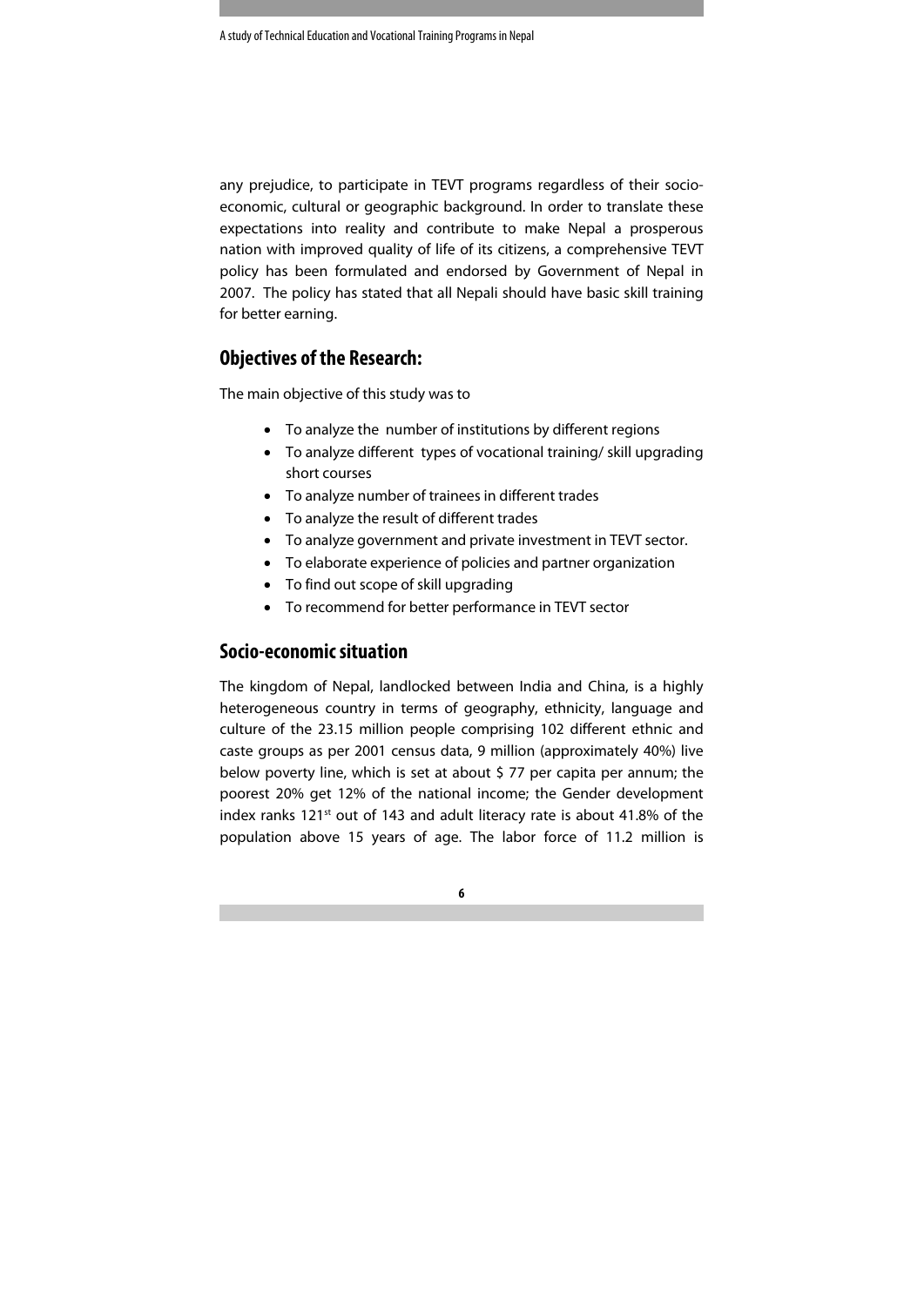any prejudice, to participate in TEVT programs regardless of their socio-economic, cultural or geographic background. In order to translate these expectations into reality and contribute to make Nepal a prosperous nation with improved quality of life of its citizens, a comprehensive TEVT policy has been formulated and endorsed by Government of Nepal in 2007. The policy has stated that all Nepali should have basic skill training for better earning.

## Objectives of the Research:

The main objective of this study was to

- To analyze the number of institutions by different regions
- To analyze different types of vocational training/ skill upgrading short courses
- To analyze number of trainees in different trades
- To analyze the result of different trades
- To analyze government and private investment in TEVT sector.
- To elaborate experience of policies and partner organization
- To find out scope of skill upgrading
- To recommend for better performance in TEVT sector

## Socio-economic situation

The kingdom of Nepal, landlocked between India and China, is a highly heterogeneous country in terms of geography, ethnicity, language and culture of the 23.15 million people comprising 102 different ethnic and caste groups as per 2001 census data, 9 million (approximately 40%) live below poverty line, which is set at about $ 77 per capita per annum; the poorest 20% get 12% of the national income; the Gender development index ranks 121st out of 143 and adult literacy rate is about 41.8% of the population above 15 years of age. The labor force of 11.2 million is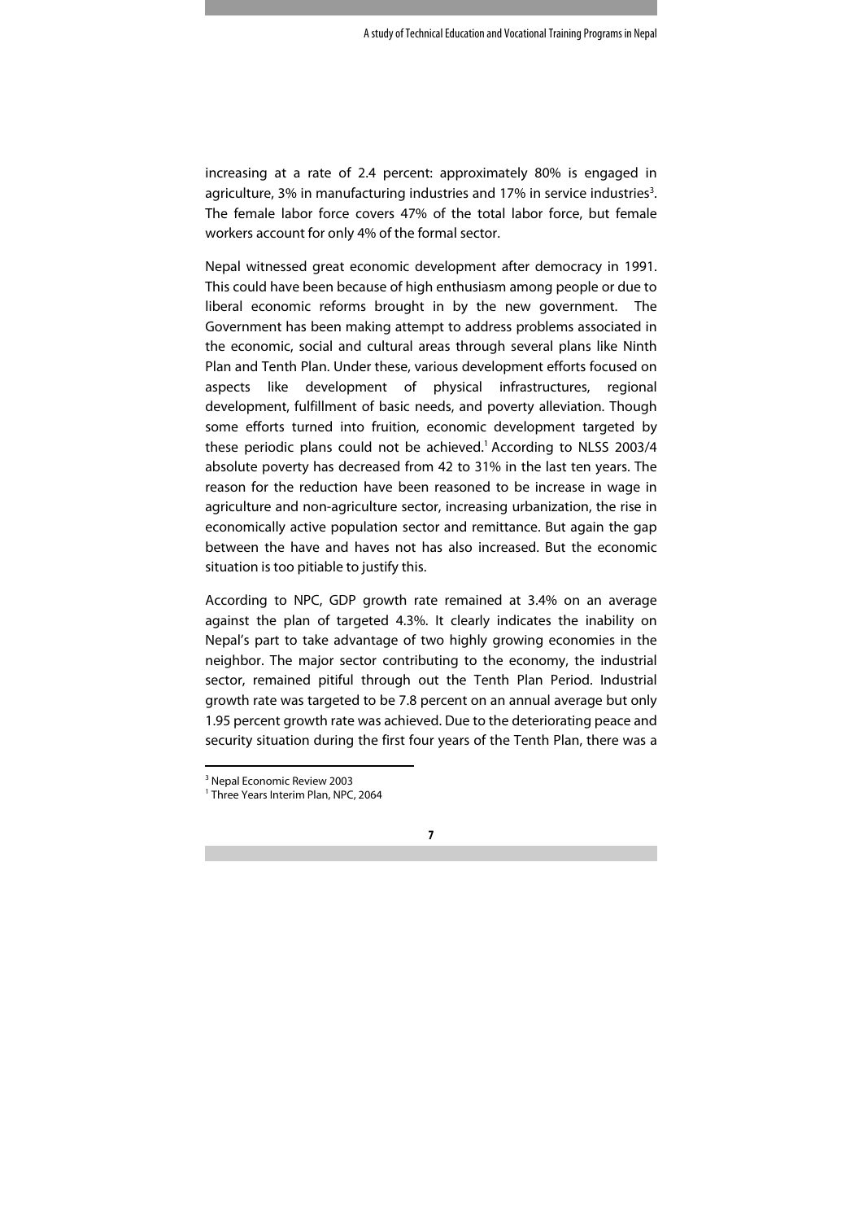increasing at a rate of 2.4 percent: approximately 80% is engaged in agriculture, 3% in manufacturing industries and 17% in service industries[3]. The female labor force covers 47% of the total labor force, but female workers account for only 4% of the formal sector.

Nepal witnessed great economic development after democracy in 1991. This could have been because of high enthusiasm among people or due to liberal economic reforms brought in by the new government. The Government has been making attempt to address problems associated in the economic, social and cultural areas through several plans like Ninth Plan and Tenth Plan. Under these, various development efforts focused on aspects like development of physical infrastructures, regional development, fulfillment of basic needs, and poverty alleviation. Though some efforts turned into fruition, economic development targeted by these periodic plans could not be achieved.[1] According to NLSS 2003/4 absolute poverty has decreased from 42 to 31% in the last ten years. The reason for the reduction have been reasoned to be increase in wage in agriculture and non-agriculture sector, increasing urbanization, the rise in economically active population sector and remittance. But again the gap between the have and haves not has also increased. But the economic situation is too pitiable to justify this.

According to NPC, GDP growth rate remained at 3.4% on an average against the plan of targeted 4.3%. It clearly indicates the inability on Nepal's part to take advantage of two highly growing economies in the neighbor. The major sector contributing to the economy, the industrial sector, remained pitiful through out the Tenth Plan Period. Industrial growth rate was targeted to be 7.8 percent on an annual average but only 1.95 percent growth rate was achieved. Due to the deteriorating peace and security situation during the first four years of the Tenth Plan, there was a

---

[3] Nepal Economic Review 2003

[1] Three Years Interim Plan, NPC, 2064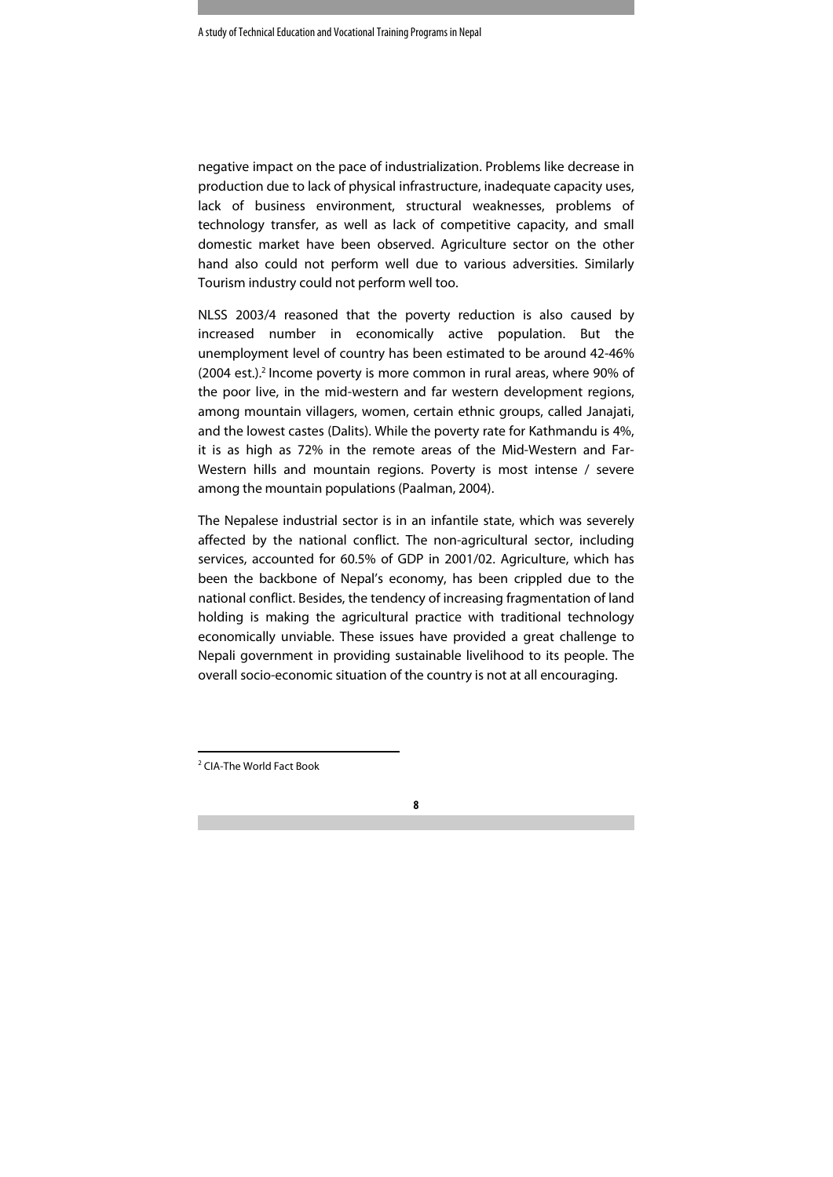negative impact on the pace of industrialization. Problems like decrease in production due to lack of physical infrastructure, inadequate capacity uses, lack of business environment, structural weaknesses, problems of technology transfer, as well as lack of competitive capacity, and small domestic market have been observed. Agriculture sector on the other hand also could not perform well due to various adversities. Similarly Tourism industry could not perform well too.

NLSS 2003/4 reasoned that the poverty reduction is also caused by increased number in economically active population. But the unemployment level of country has been estimated to be around 42-46% (2004 est.).[2] Income poverty is more common in rural areas, where 90% of the poor live, in the mid-western and far western development regions, among mountain villagers, women, certain ethnic groups, called Janajati, and the lowest castes (Dalits). While the poverty rate for Kathmandu is 4%, it is as high as 72% in the remote areas of the Mid-Western and Far-Western hills and mountain regions. Poverty is most intense / severe among the mountain populations (Paalman, 2004).

The Nepalese industrial sector is in an infantile state, which was severely affected by the national conflict. The non-agricultural sector, including services, accounted for 60.5% of GDP in 2001/02. Agriculture, which has been the backbone of Nepal's economy, has been crippled due to the national conflict. Besides, the tendency of increasing fragmentation of land holding is making the agricultural practice with traditional technology economically unviable. These issues have provided a great challenge to Nepali government in providing sustainable livelihood to its people. The overall socio-economic situation of the country is not at all encouraging.

---

[2] CIA-The World Fact Book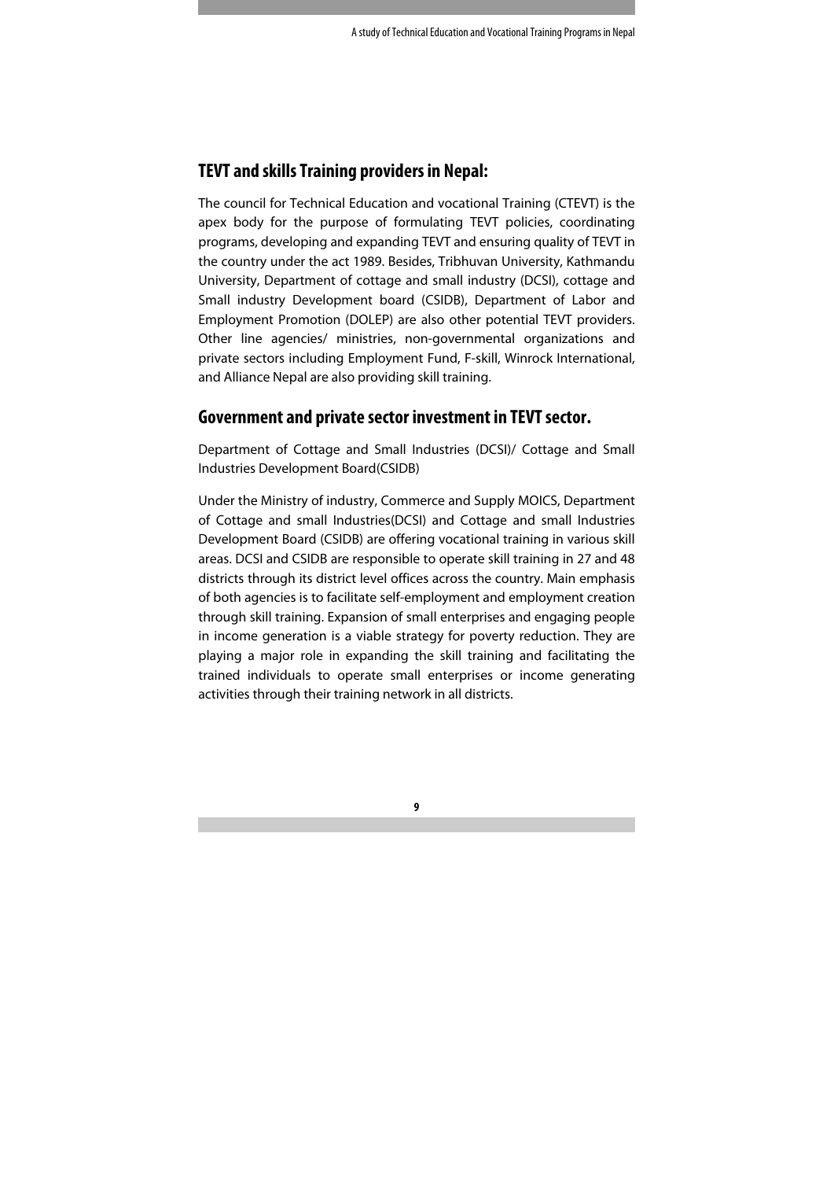## TEVT and skills Training providers in Nepal:

The council for Technical Education and vocational Training (CTEVT) is the apex body for the purpose of formulating TEVT policies, coordinating programs, developing and expanding TEVT and ensuring quality of TEVT in the country under the act 1989. Besides, Tribhuvan University, Kathmandu University, Department of cottage and small industry (DCSI), cottage and Small industry Development board (CSIDB), Department of Labor and Employment Promotion (DOLEP) are also other potential TEVT providers. Other line agencies/ ministries, non-governmental organizations and private sectors including Employment Fund, F-skill, Winrock International, and Alliance Nepal are also providing skill training.

## Government and private sector investment in TEVT sector.

Department of Cottage and Small Industries (DCSI)/ Cottage and Small Industries Development Board(CSIDB)

Under the Ministry of industry, Commerce and Supply MOICS, Department of Cottage and small Industries(DCSI) and Cottage and small Industries Development Board (CSIDB) are offering vocational training in various skill areas. DCSI and CSIDB are responsible to operate skill training in 27 and 48 districts through its district level offices across the country. Main emphasis of both agencies is to facilitate self-employment and employment creation through skill training. Expansion of small enterprises and engaging people in income generation is a viable strategy for poverty reduction. They are playing a major role in expanding the skill training and facilitating the trained individuals to operate small enterprises or income generating activities through their training network in all districts.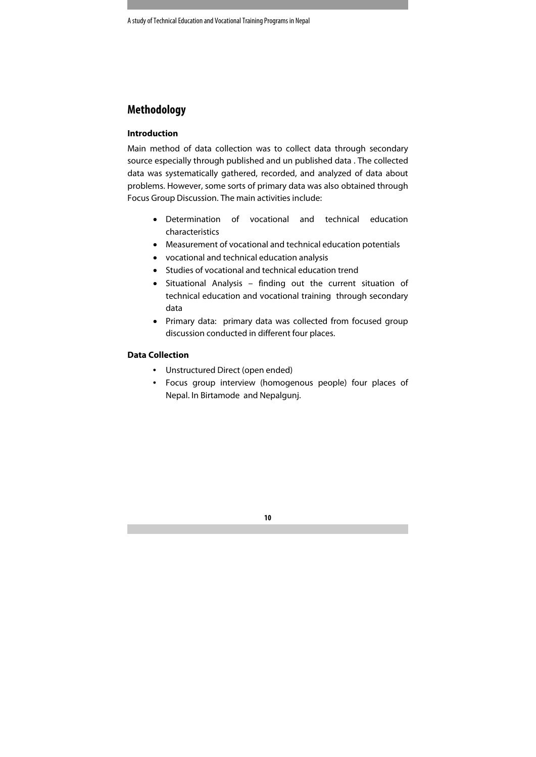## Methodology

### Introduction

Main method of data collection was to collect data through secondary source especially through published and un published data . The collected data was systematically gathered, recorded, and analyzed of data about problems. However, some sorts of primary data was also obtained through Focus Group Discussion. The main activities include:

- Determination of vocational and technical education characteristics
- Measurement of vocational and technical education potentials
- vocational and technical education analysis
- Studies of vocational and technical education trend
- Situational Analysis – finding out the current situation of technical education and vocational training through secondary data
- Primary data: primary data was collected from focused group discussion conducted in different four places.

### Data Collection

- Unstructured Direct (open ended)
- Focus group interview (homogenous people) four places of Nepal. In Birtamode and Nepalgunj.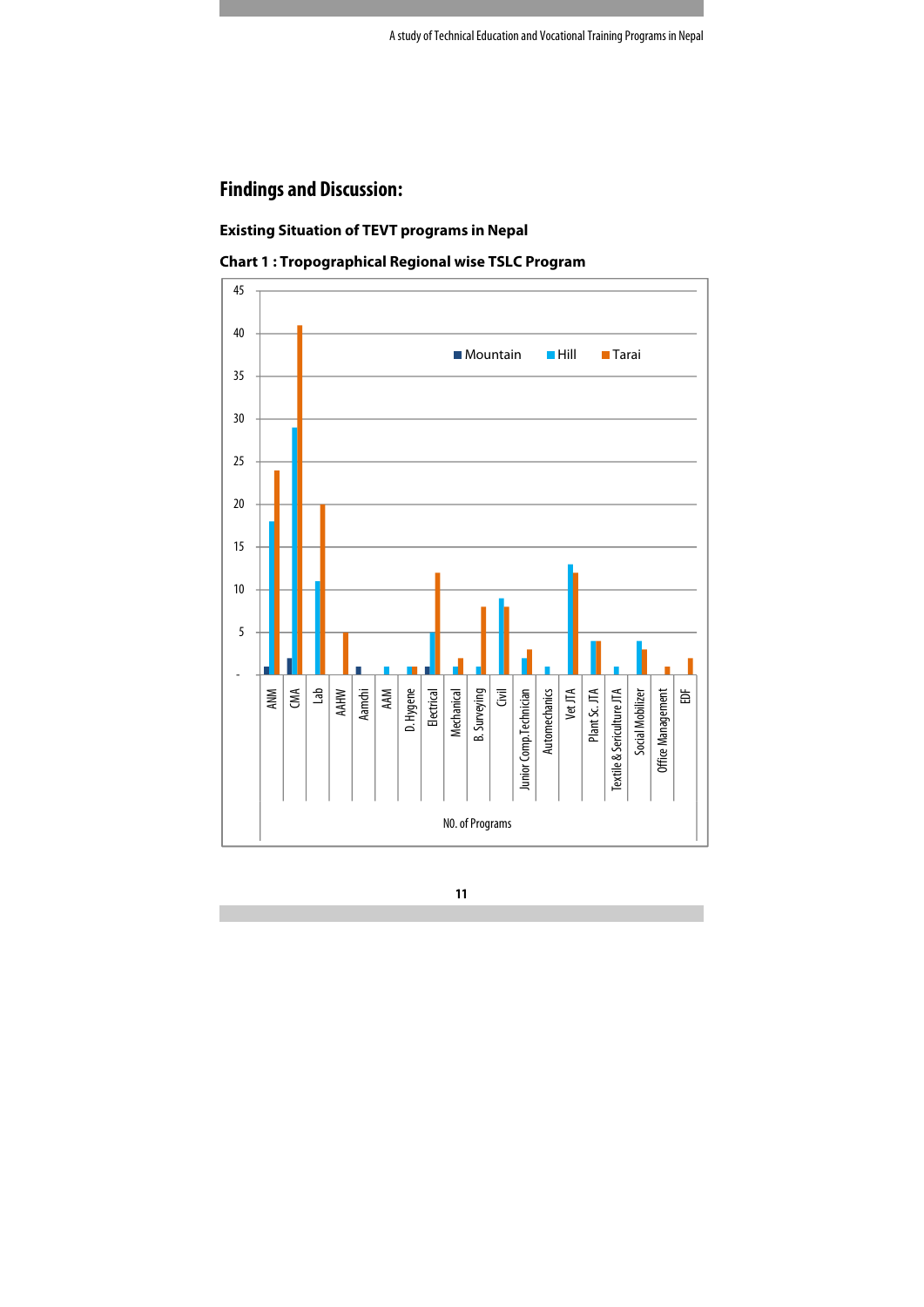## Findings and Discussion:

### Existing Situation of TEVT programs in Nepal

**Chart 1 : Tropographical Regional wise TSLC Program**

| NO. of Programs | Mountain | Hill | Tarai |
|---|---|---|---|
| ANM | 1 | 18 | 24 |
| CMA | 2 | 29 | 41 |
| Lab | | 11 | 20 |
| AAHW | | | 5 |
| Aamchi | 1 | | |
| AAM | | 1 | |
| D.Hygene | | 1 | 1 |
| Electrical | 1 | 5 | 12 |
| Mechanical | | 1 | 2 |
| B. Surveying | | 1 | 8 |
| Civil | | 9 | 8 |
| Junior Comp.Technician | | 2 | 3 |
| Automechanics | | 1 | |
| Vet JTA | | 13 | 12 |
| Plant Sc. JTA | | 4 | 4 |
| Textile & Sericulture JTA | | 1 | |
| Social Mobilizer | | 4 | 3 |
| Office Management | | | 1 |
| EDF | | | 2 |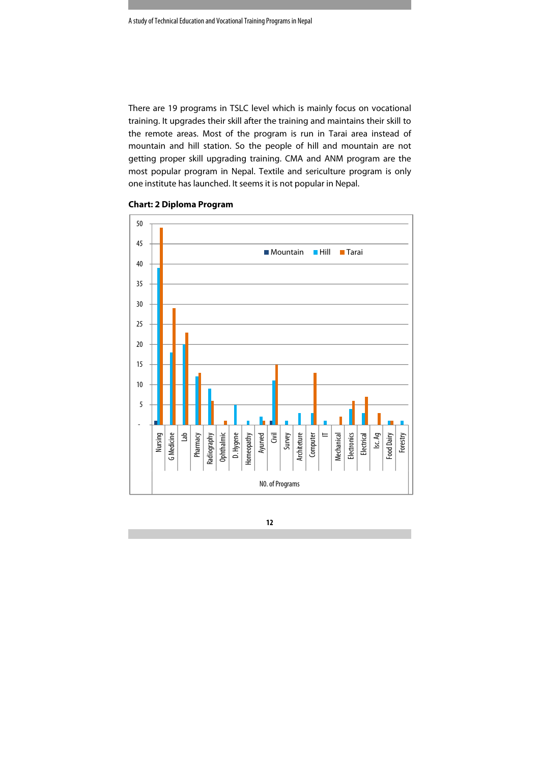There are 19 programs in TSLC level which is mainly focus on vocational training. It upgrades their skill after the training and maintains their skill to the remote areas. Most of the program is run in Tarai area instead of mountain and hill station. So the people of hill and mountain are not getting proper skill upgrading training. CMA and ANM program are the most popular program in Nepal. Textile and sericulture program is only one institute has launched. It seems it is not popular in Nepal.

**Chart: 2 Diploma Program**

| NO. of Programs | Mountain | Hill | Tarai |
|---|---|---|---|
| Nursing | 1 | 39 | 49 |
| G Medicine | | 18 | 29 |
| Lab | | 20 | 23 |
| Pharmacy | | 12 | 13 |
| Radiography | | 9 | 6 |
| Ophthalmic | | | 1 |
| D. Hygene | | 5 | |
| Homeopathy | | 1 | |
| Ayurved | | 2 | 1 |
| Civil | 1 | 11 | 15 |
| Survey | | 1 | |
| Architeture | | 3 | |
| Computer | | 3 | 13 |
| IT | | 1 | |
| Mechanical | | | 2 |
| Electronics | | 4 | 6 |
| Electrical | | 3 | 7 |
| Isc. Ag | | | 3 |
| Food Dairy | | 1 | 1 |
| Forestry | | 1 | |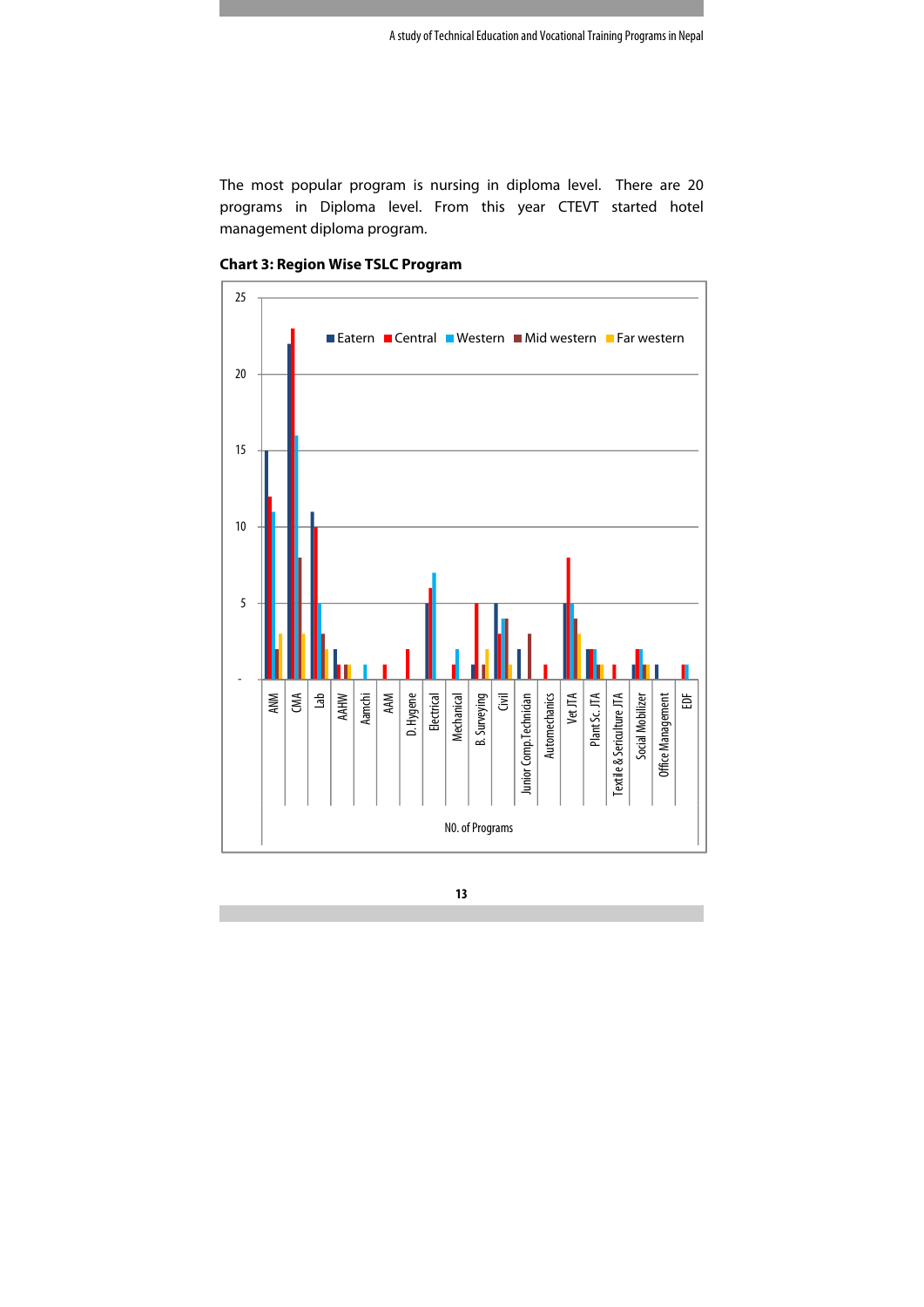The most popular program is nursing in diploma level. There are 20 programs in Diploma level. From this year CTEVT started hotel management diploma program.

**Chart 3: Region Wise TSLC Program**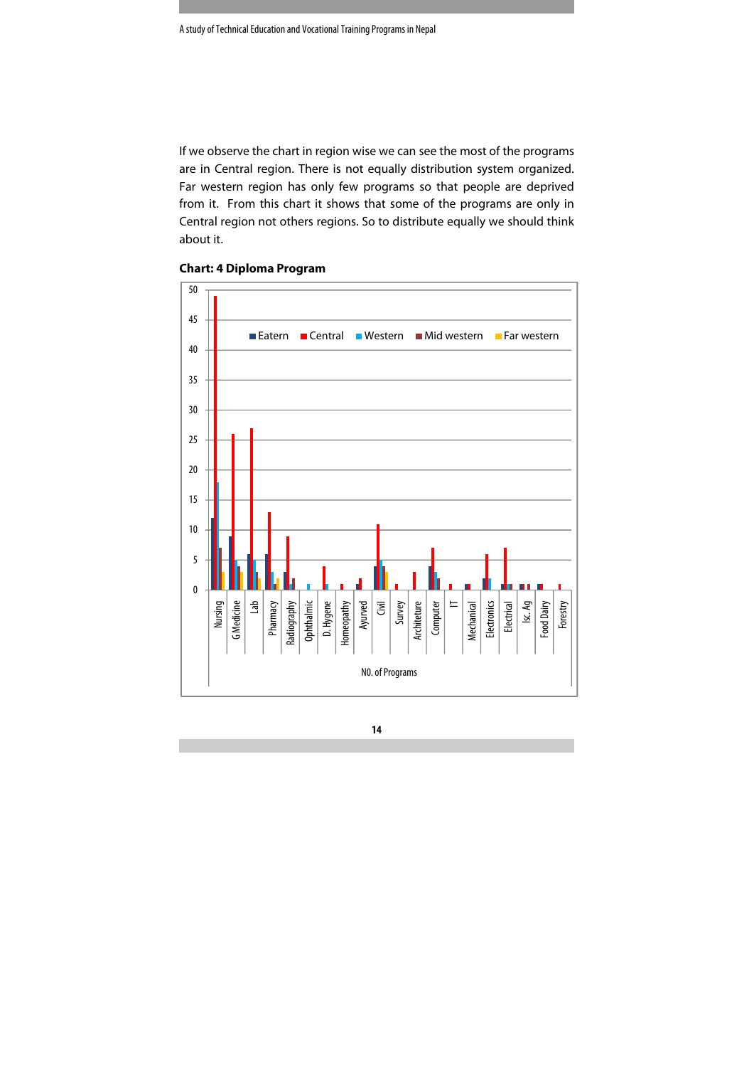If we observe the chart in region wise we can see the most of the programs are in Central region. There is not equally distribution system organized. Far western region has only few programs so that people are deprived from it. From this chart it shows that some of the programs are only in Central region not others regions. So to distribute equally we should think about it.

**Chart: 4 Diploma Program**

Legend: Eatern, Central, Western, Mid western, Far western

Y-axis: 0–50

X-axis categories: Nursing, G Medicine, Lab, Pharmacy, Radiography, Ophthalmic, D. Hygene, Homeopathy, Ayurved, Civil, Survey, Architeture, Computer, IT, Mechanical, Electronics, Electrical, Isc. Ag, Food Dairy, Forestry

NO. of Programs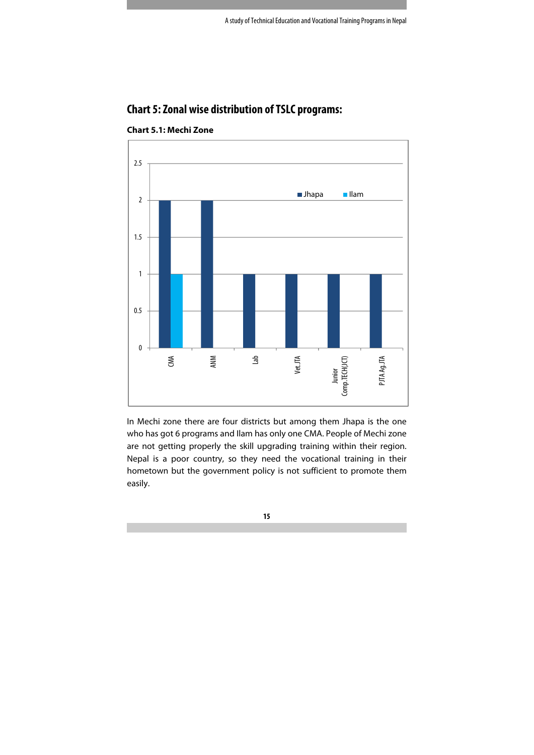## Chart 5: Zonal wise distribution of TSLC programs:

**Chart 5.1: Mechi Zone**

| Program | Jhapa | Ilam |
|---|---|---|
| CMA | 2 | 1 |
| ANM | 2 | |
| Lab | 1 | |
| Vet.JTA | 1 | |
| Junior Comp.TECH(JCT) | 1 | |
| PJTA Ag.JTA | 1 | |

In Mechi zone there are four districts but among them Jhapa is the one who has got 6 programs and Ilam has only one CMA. People of Mechi zone are not getting properly the skill upgrading training within their region. Nepal is a poor country, so they need the vocational training in their hometown but the government policy is not sufficient to promote them easily.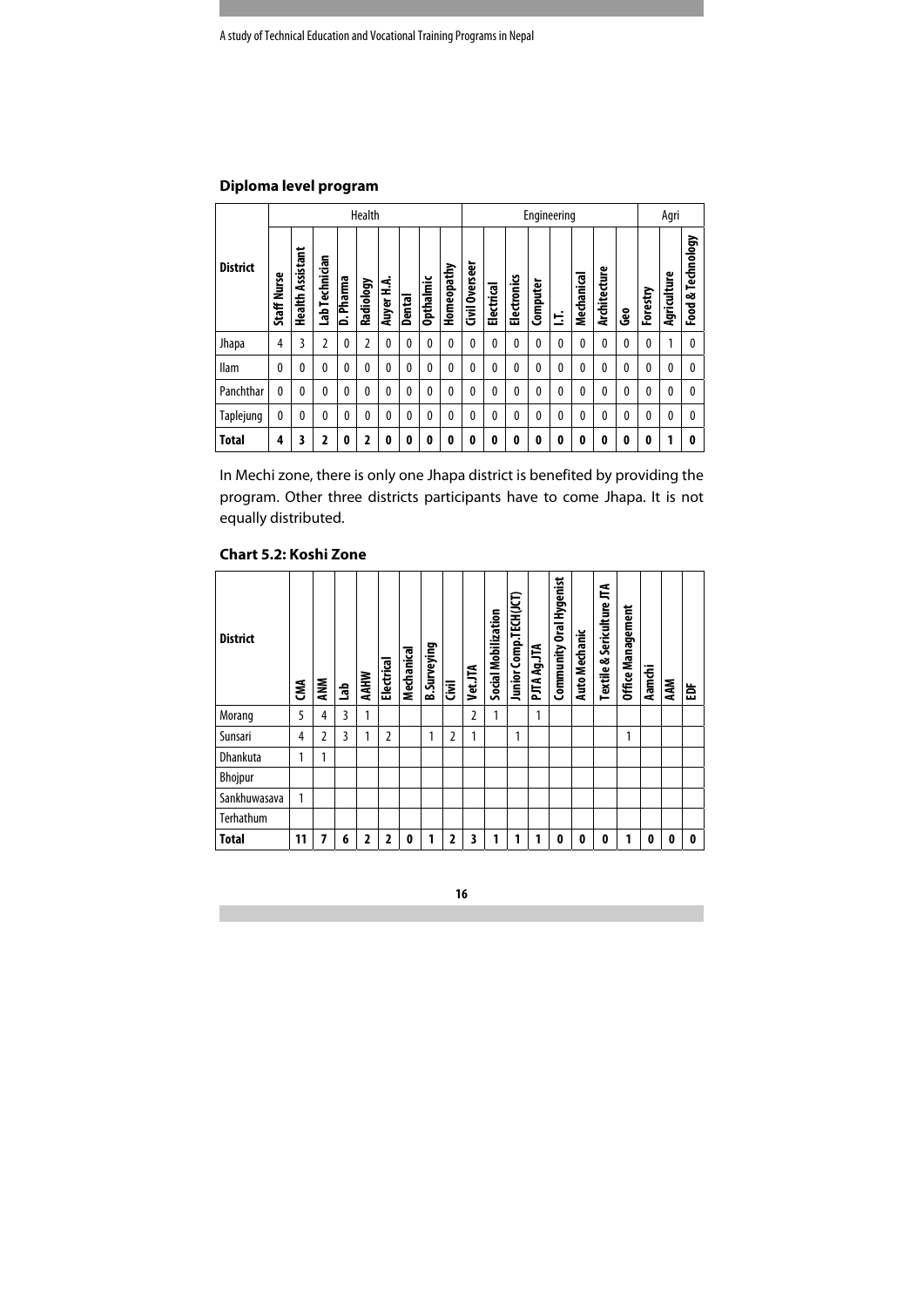## Diploma level program

| District | Health | | | | | | | | | Engineering | | | | | | | | Agri | | |
|---|---|---|---|---|---|---|---|---|---|---|---|---|---|---|---|---|---|---|---|---|
| | Staff Nurse | Health Assistant | Lab Technician | D. Pharma | Radiology | Auyer H.A. | Dental | Opthalmic | Homeopathy | Civil Overseer | Electrical | Electronics | Computer | I.T. | Mechanical | Architecture | Geo | Forestry | Agriculture | Food & Technology |
| Jhapa | 4 | 3 | 2 | 0 | 2 | 0 | 0 | 0 | 0 | 0 | 0 | 0 | 0 | 0 | 0 | 0 | 0 | 0 | 1 | 0 |
| Ilam | 0 | 0 | 0 | 0 | 0 | 0 | 0 | 0 | 0 | 0 | 0 | 0 | 0 | 0 | 0 | 0 | 0 | 0 | 0 | 0 |
| Panchthar | 0 | 0 | 0 | 0 | 0 | 0 | 0 | 0 | 0 | 0 | 0 | 0 | 0 | 0 | 0 | 0 | 0 | 0 | 0 | 0 |
| Taplejung | 0 | 0 | 0 | 0 | 0 | 0 | 0 | 0 | 0 | 0 | 0 | 0 | 0 | 0 | 0 | 0 | 0 | 0 | 0 | 0 |
| **Total** | **4** | **3** | **2** | **0** | **2** | **0** | **0** | **0** | **0** | **0** | **0** | **0** | **0** | **0** | **0** | **0** | **0** | **0** | **1** | **0** |

In Mechi zone, there is only one Jhapa district is benefited by providing the program. Other three districts participants have to come Jhapa. It is not equally distributed.

## Chart 5.2: Koshi Zone

| District | CMA | ANM | Lab | AAHW | Electrical | Mechanical | B.Surveying | Civil | Vet.JTA | Social Mobilization | Junior Comp.TECH(JCT) | PJTA Ag.JTA | Community Oral Hygenist | Auto Mechanic | Textile & Sericulture JTA | Office Management | Aamchi | AAM | EDF |
|---|---|---|---|---|---|---|---|---|---|---|---|---|---|---|---|---|---|---|---|
| Morang | 5 | 4 | 3 | 1 | | | | | 2 | 1 | | 1 | | | | | | | |
| Sunsari | 4 | 2 | 3 | 1 | 2 | | 1 | 2 | 1 | | 1 | | | | | 1 | | | |
| Dhankuta | 1 | 1 | | | | | | | | | | | | | | | | | |
| Bhojpur | | | | | | | | | | | | | | | | | | | |
| Sankhuwasava | 1 | | | | | | | | | | | | | | | | | | |
| Terhathum | | | | | | | | | | | | | | | | | | | |
| **Total** | **11** | **7** | **6** | **2** | **2** | **0** | **1** | **2** | **3** | **1** | **1** | **1** | **0** | **0** | **0** | **1** | **0** | **0** | **0** |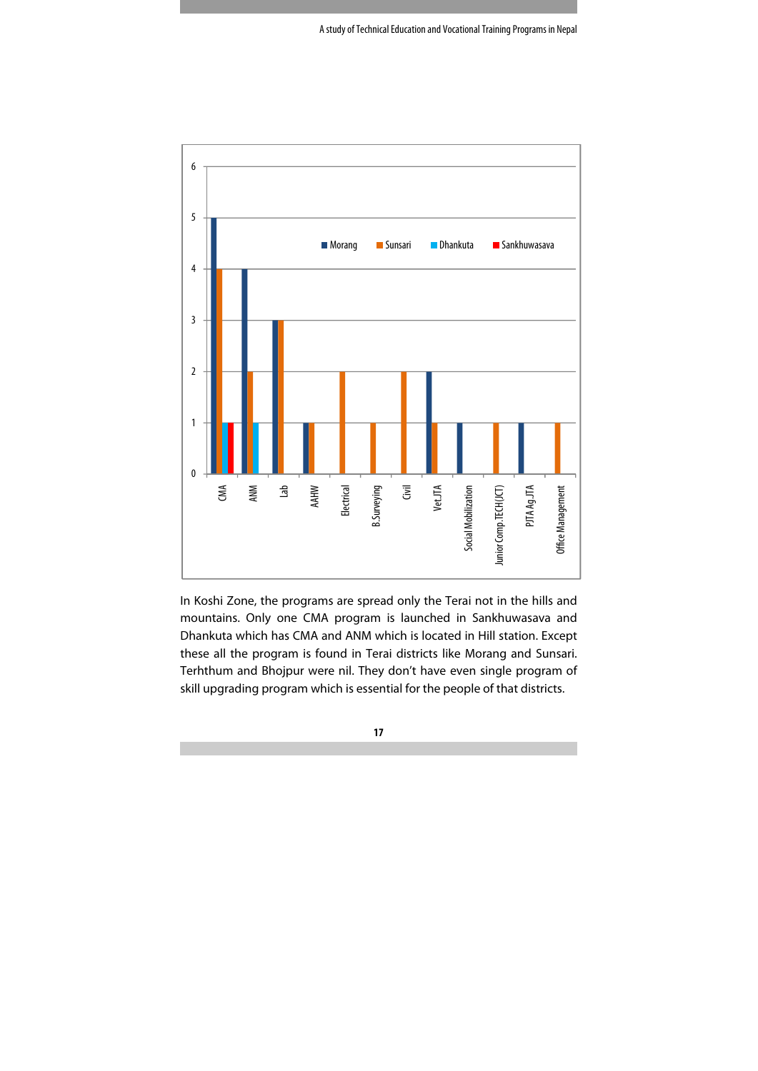| Program | Morang | Sunsari | Dhankuta | Sankhuwasava |
|---|---|---|---|---|
| CMA | 5 | 4 | 1 | 1 |
| ANM | 4 | 2 | 1 | |
| Lab | 3 | 3 | | |
| AAHW | 1 | 1 | | |
| Electrical | | 2 | | |
| B.Surveying | | 1 | | |
| Civil | | 2 | | |
| Vet.JTA | 2 | 1 | | |
| Social Mobilization | 1 | | | |
| Junior Comp.TECH(JCT) | | 1 | | |
| PJTA Ag.JTA | 1 | | | |
| Office Management | | 1 | | |

In Koshi Zone, the programs are spread only the Terai not in the hills and mountains. Only one CMA program is launched in Sankhuwasava and Dhankuta which has CMA and ANM which is located in Hill station. Except these all the program is found in Terai districts like Morang and Sunsari. Terhthum and Bhojpur were nil. They don't have even single program of skill upgrading program which is essential for the people of that districts.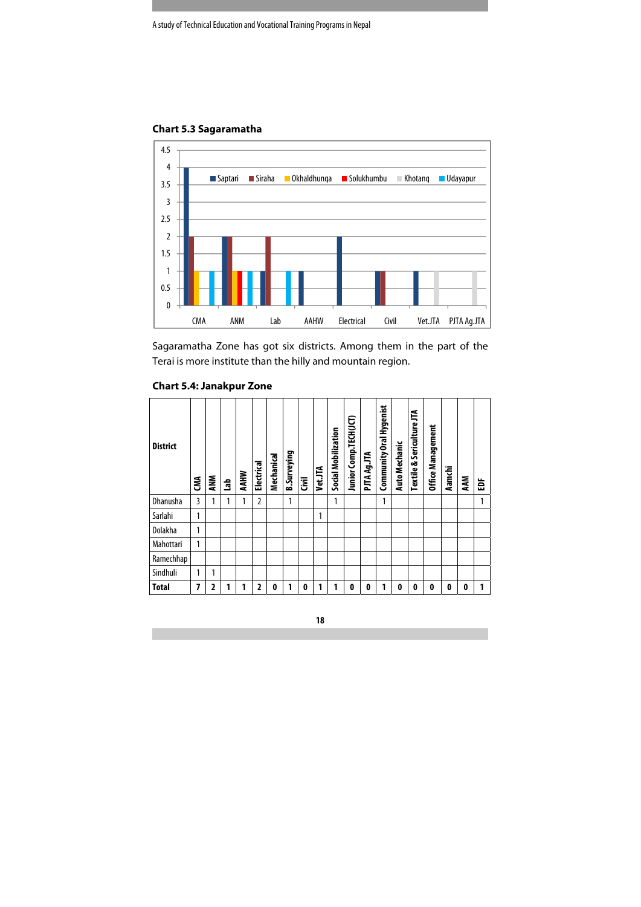### Chart 5.3 Sagaramatha

Sagaramatha Zone has got six districts. Among them in the part of the Terai is more institute than the hilly and mountain region.

### Chart 5.4: Janakpur Zone

| District | CMA | ANM | Lab | AAHW | Electrical | Mechanical | B.Surveying | Civil | Vet.JTA | Social Mobilization | Junior Comp.TECH(JCT) | PJTA Ag.JTA | Community Oral Hygenist | Auto Mechanic | Textile & Sericulture JTA | Office Management | Aamchi | AAM | EDF |
|---|---|---|---|---|---|---|---|---|---|---|---|---|---|---|---|---|---|---|---|
| Dhanusha | 3 | 1 | 1 | 1 | 2 | | 1 | | | 1 | | | 1 | | | | | | 1 |
| Sarlahi | 1 | | | | | | | | 1 | | | | | | | | | | |
| Dolakha | 1 | | | | | | | | | | | | | | | | | | |
| Mahottari | 1 | | | | | | | | | | | | | | | | | | |
| Ramechhap | | | | | | | | | | | | | | | | | | | |
| Sindhuli | 1 | 1 | | | | | | | | | | | | | | | | | |
| **Total** | **7** | **2** | **1** | **1** | **2** | **0** | **1** | **0** | **1** | **1** | **0** | **0** | **1** | **0** | **0** | **0** | **0** | **0** | **1** |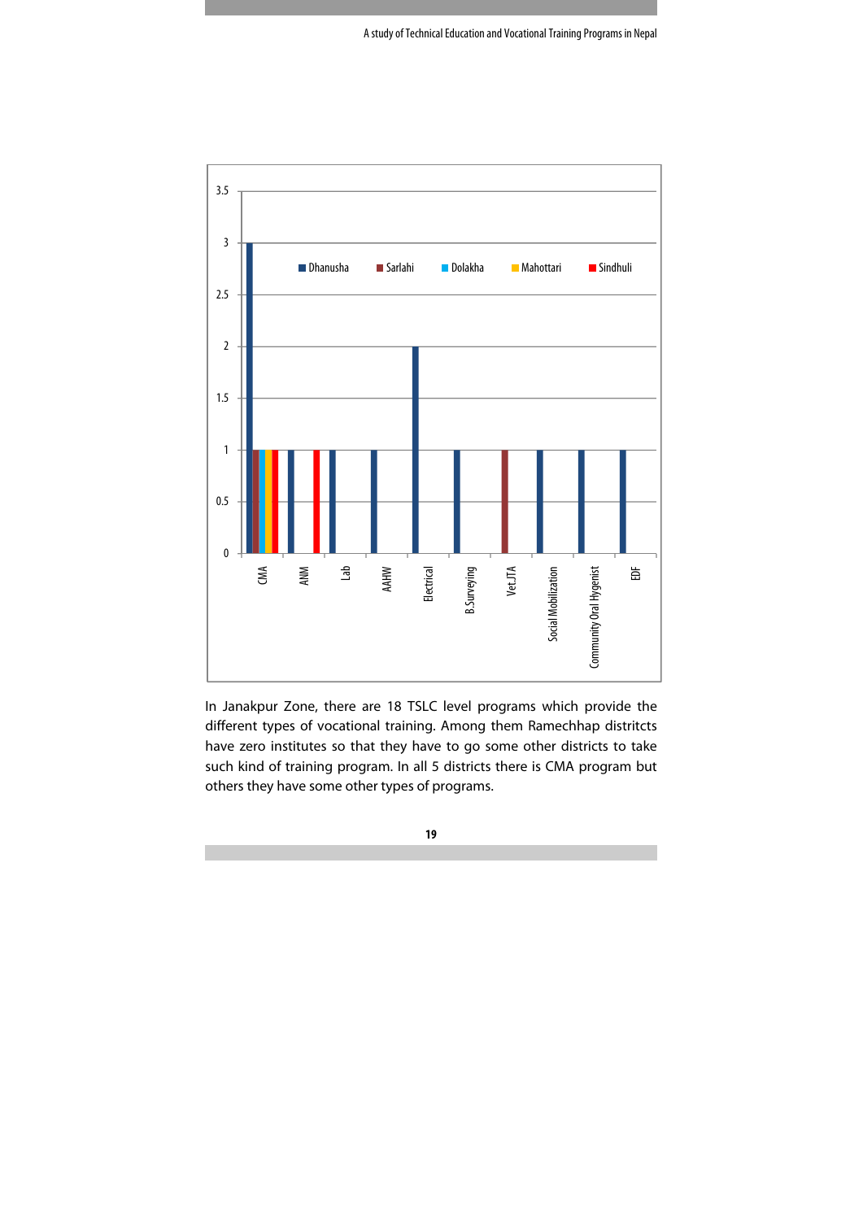| Program | Dhanusha | Sarlahi | Dolakha | Mahottari | Sindhuli |
|---|---|---|---|---|---|
| CMA | 3 | 1 | 1 | 1 | 1 |
| ANM | 1 | | | | 1 |
| Lab | 1 | | | | |
| AAHW | 1 | | | | |
| Electrical | 2 | | | | |
| B.Surveying | 1 | | | | |
| Vet.JTA | | 1 | | | |
| Social Mobilization | 1 | | | | |
| Community Oral Hygenist | 1 | | | | |
| EDF | 1 | | | | |

In Janakpur Zone, there are 18 TSLC level programs which provide the different types of vocational training. Among them Ramechhap distritcts have zero institutes so that they have to go some other districts to take such kind of training program. In all 5 districts there is CMA program but others they have some other types of programs.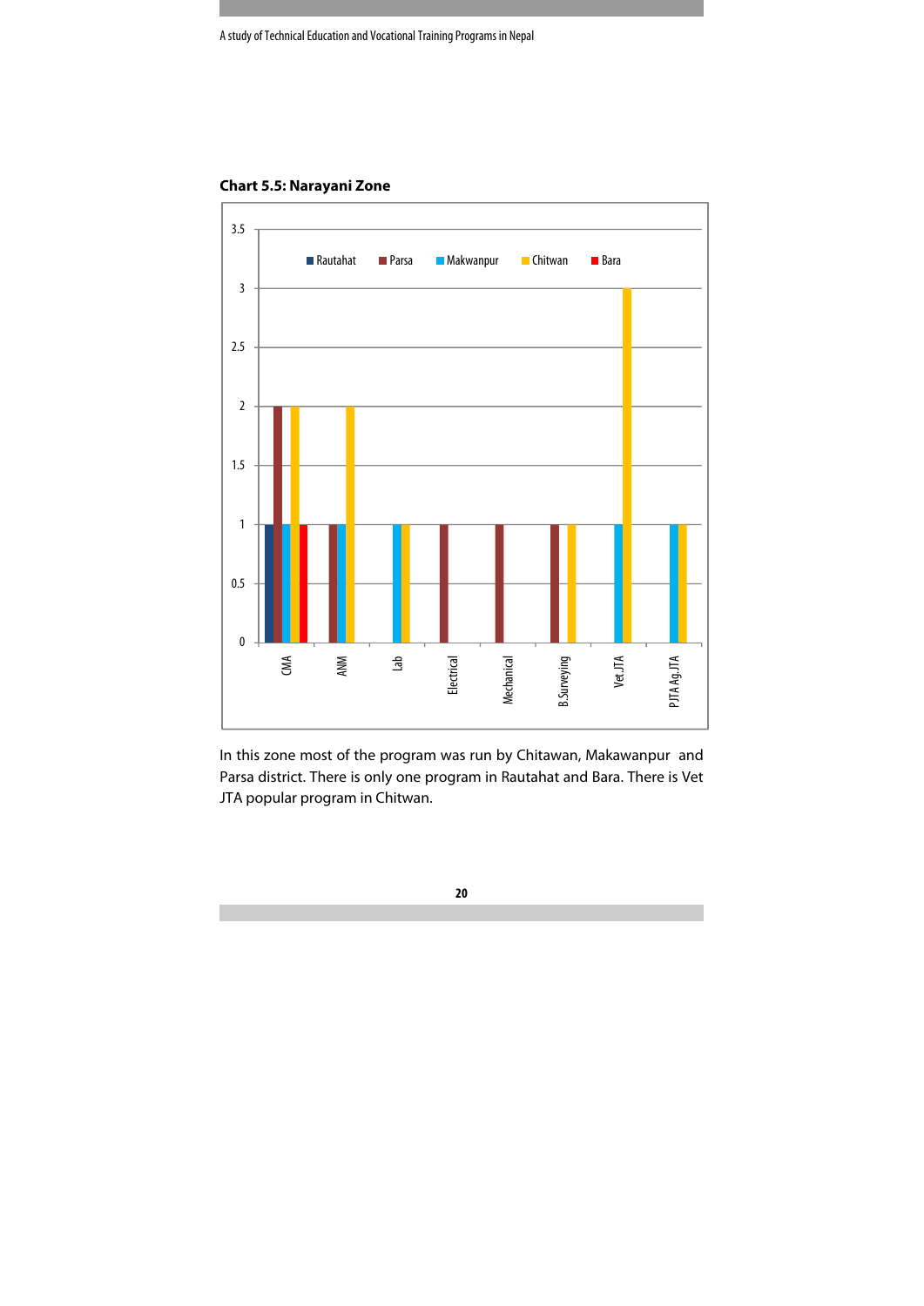**Chart 5.5: Narayani Zone**

| Program | Rautahat | Parsa | Makwanpur | Chitwan | Bara |
|---|---|---|---|---|---|
| CMA | 1 | 2 | 1 | 2 | 1 |
| ANM | | 1 | 1 | 2 | |
| Lab | | | 1 | 1 | |
| Electrical | | 1 | | | |
| Mechanical | | 1 | | | |
| B.Surveying | | 1 | | 1 | |
| Vet.JTA | | | 1 | 3 | |
| PJTA Ag.JTA | | | 1 | 1 | |

In this zone most of the program was run by Chitawan, Makawanpur and Parsa district. There is only one program in Rautahat and Bara. There is Vet JTA popular program in Chitwan.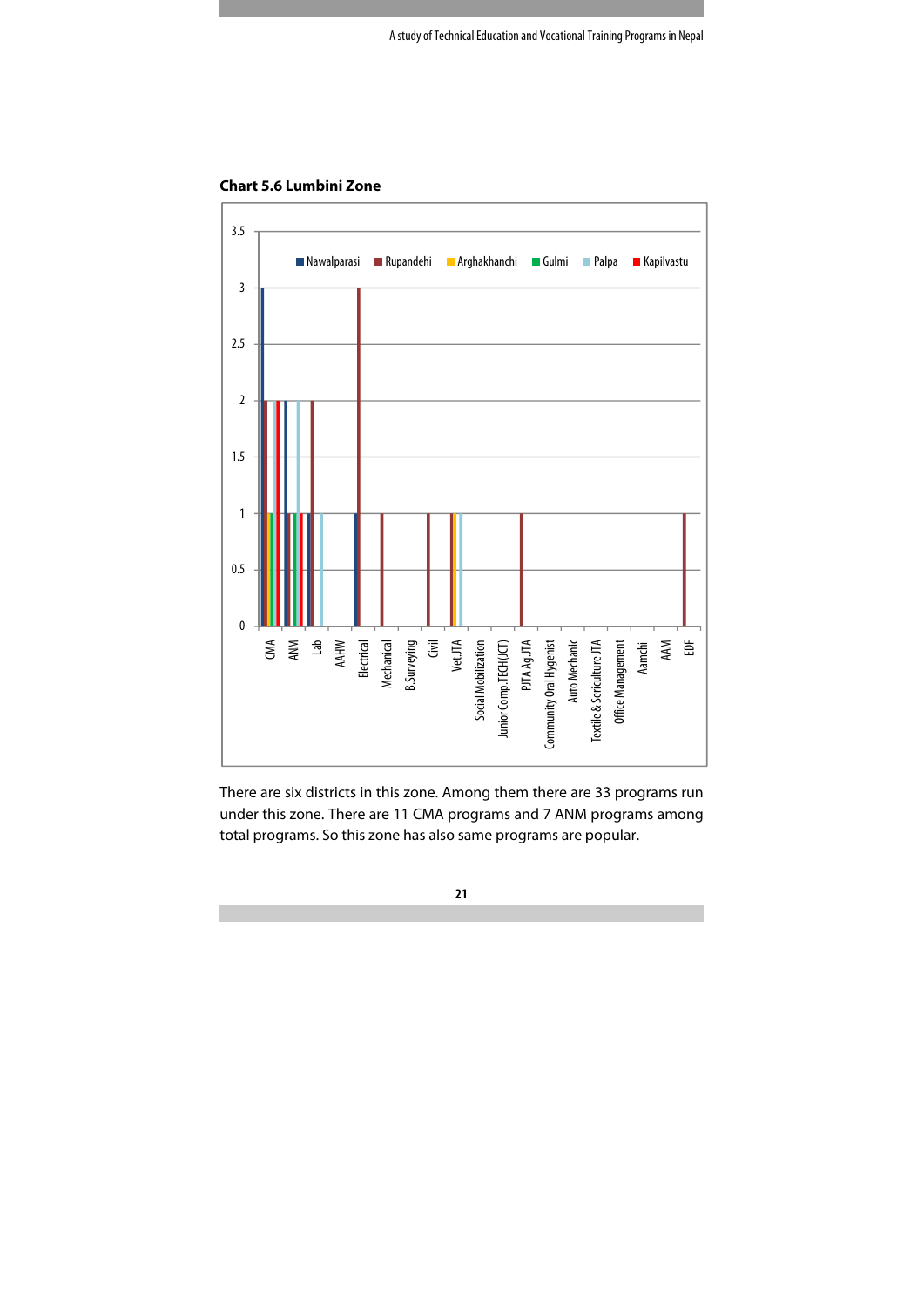**Chart 5.6 Lumbini Zone**

| Program | Nawalparasi | Rupandehi | Arghakhanchi | Gulmi | Palpa | Kapilvastu |
|---|---|---|---|---|---|---|
| CMA | 3 | 2 | 1 | 1 | 2 | 2 |
| ANM | 2 | 1 | | 1 | 2 | 1 |
| Lab | 1 | 2 | | | 1 | |
| AAHW | | | | | | |
| Electrical | 1 | 3 | | | | |
| Mechanical | | 1 | | | | |
| B.Surveying | | | | | | |
| Civil | | 1 | | | | |
| Vet.JTA | | 1 | 1 | | 1 | |
| Social Mobilization | | | | | | |
| Junior Comp.TECH(JCT) | | | | | | |
| PJTA Ag.JTA | | 1 | | | | |
| Community Oral Hygenist | | | | | | |
| Auto Mechanic | | | | | | |
| Textile & Sericulture JTA | | | | | | |
| Office Management | | | | | | |
| Aamchi | | | | | | |
| AAM | | | | | | |
| EDF | | 1 | | | | |

There are six districts in this zone. Among them there are 33 programs run under this zone. There are 11 CMA programs and 7 ANM programs among total programs. So this zone has also same programs are popular.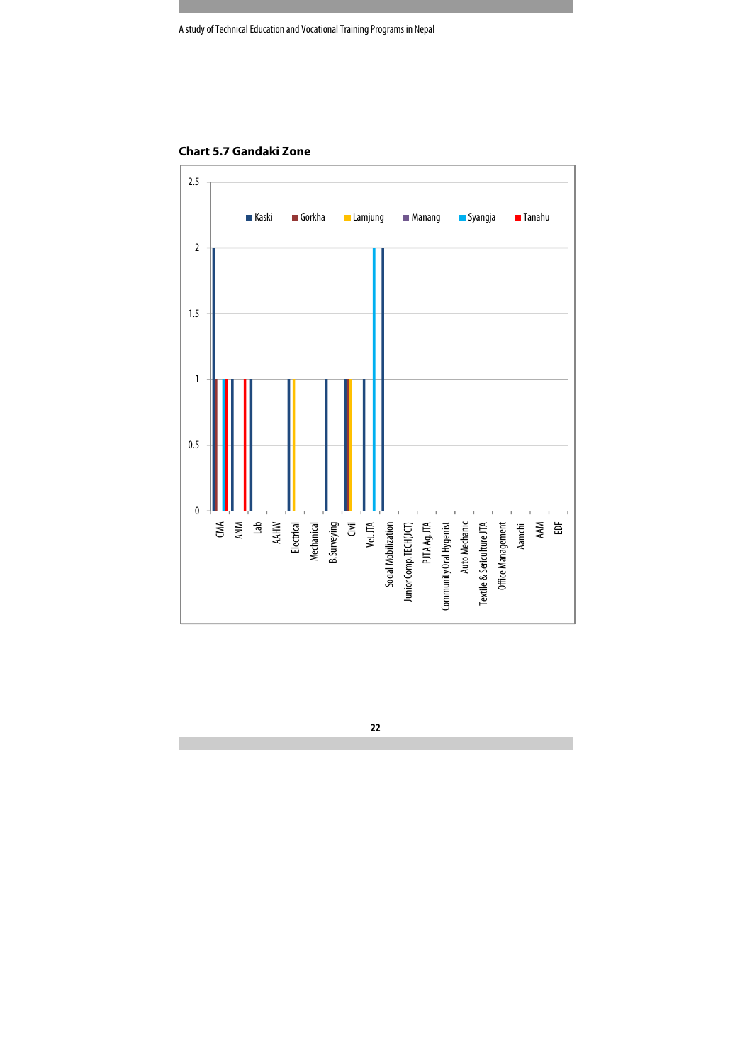**Chart 5.7 Gandaki Zone**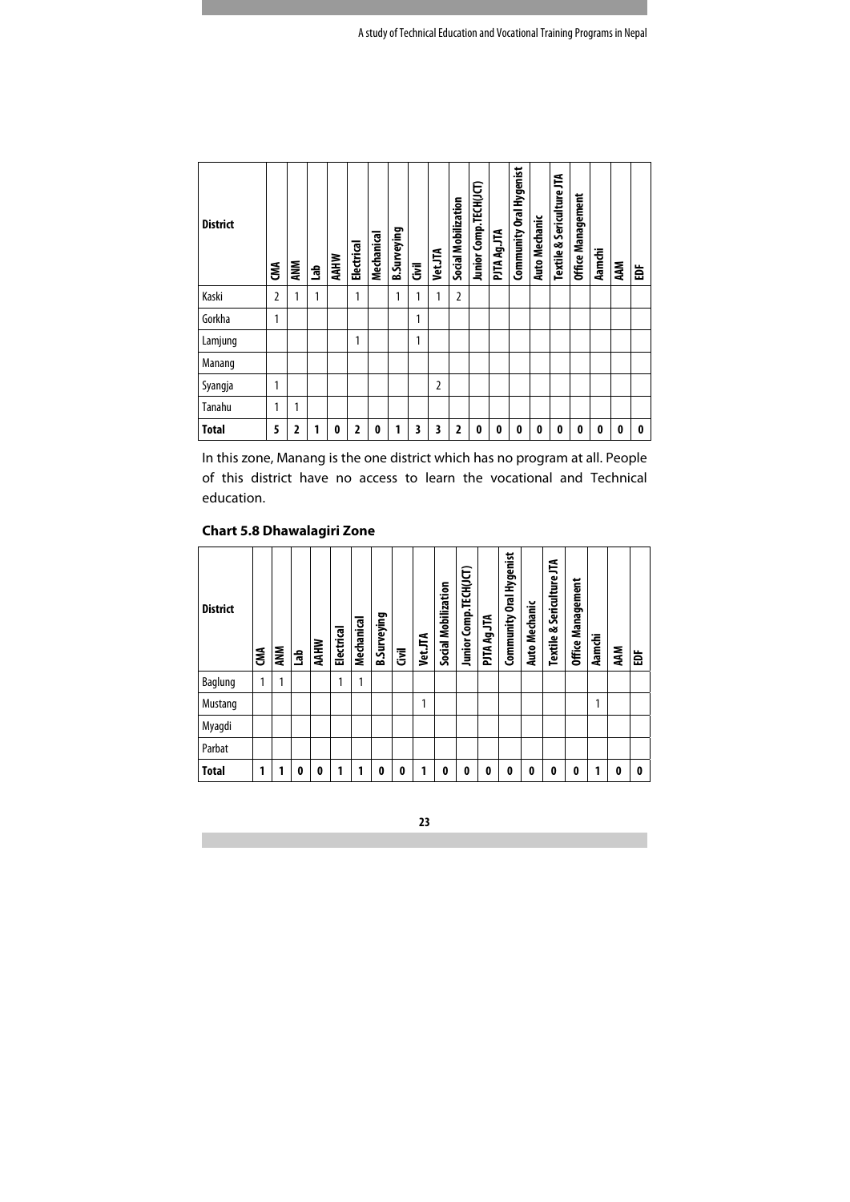| District | CMA | ANM | Lab | AAHW | Electrical | Mechanical | B.Surveying | Civil | Vet JTA | Social Mobilization | Junior Comp.TECH(JCT) | PJTA Ag.JTA | Community Oral Hygenist | Auto Mechanic | Textile & Sericulture JTA | Office Management | Aamchi | AAM | EDF |
|---|---|---|---|---|---|---|---|---|---|---|---|---|---|---|---|---|---|---|---|
| Kaski | 2 | 1 | 1 | | 1 | | 1 | 1 | 1 | 2 | | | | | | | | | |
| Gorkha | 1 | | | | | | | 1 | | | | | | | | | | | |
| Lamjung | | | | | 1 | | | 1 | | | | | | | | | | | |
| Manang | | | | | | | | | | | | | | | | | | | |
| Syangja | 1 | | | | | | | | 2 | | | | | | | | | | |
| Tanahu | 1 | 1 | | | | | | | | | | | | | | | | | |
| **Total** | **5** | **2** | **1** | **0** | **2** | **0** | **1** | **3** | **3** | **2** | **0** | **0** | **0** | **0** | **0** | **0** | **0** | **0** | **0** |

In this zone, Manang is the one district which has no program at all. People of this district have no access to learn the vocational and Technical education.

### Chart 5.8 Dhawalagiri Zone

| District | CMA | ANM | Lab | AAHW | Electrical | Mechanical | B.Surveying | Civil | Vet..JTA | Social Mobilization | Junior Comp.TECH(JCT) | PJTA Ag.JTA | Community Oral Hygenist | Auto Mechanic | Textile & Sericulture JTA | Office Management | Aamchi | AAM | EDF |
|---|---|---|---|---|---|---|---|---|---|---|---|---|---|---|---|---|---|---|---|
| Baglung | 1 | 1 | | | 1 | 1 | | | | | | | | | | | | | |
| Mustang | | | | | | | | | 1 | | | | | | | | 1 | | |
| Myagdi | | | | | | | | | | | | | | | | | | | |
| Parbat | | | | | | | | | | | | | | | | | | | |
| **Total** | **1** | **1** | **0** | **0** | **1** | **1** | **0** | **0** | **1** | **0** | **0** | **0** | **0** | **0** | **0** | **0** | **1** | **0** | **0** |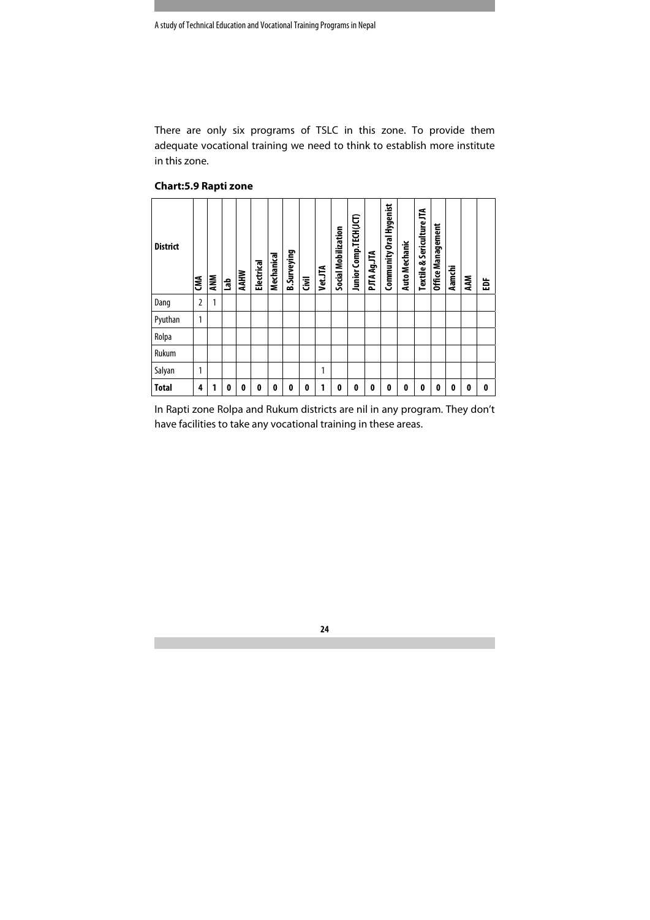There are only six programs of TSLC in this zone. To provide them adequate vocational training we need to think to establish more institute in this zone.

**Chart:5.9 Rapti zone**

| District | CMA | ANM | Lab | AAHW | Electrical | Mechanical | B.Surveying | Civil | Vet.JTA | Social Mobilization | Junior Comp.TECH(JCT) | PJTA Ag.JTA | Community Oral Hygenist | Auto Mechanic | Textile & Sericulture JTA | Office Management | Aamchi | AAM | EDF |
|---|---|---|---|---|---|---|---|---|---|---|---|---|---|---|---|---|---|---|---|
| Dang | 2 | 1 | | | | | | | | | | | | | | | | | |
| Pyuthan | 1 | | | | | | | | | | | | | | | | | | |
| Rolpa | | | | | | | | | | | | | | | | | | | |
| Rukum | | | | | | | | | | | | | | | | | | | |
| Salyan | 1 | | | | | | | | 1 | | | | | | | | | | |
| **Total** | **4** | **1** | **0** | **0** | **0** | **0** | **0** | **0** | **1** | **0** | **0** | **0** | **0** | **0** | **0** | **0** | **0** | **0** | **0** |

In Rapti zone Rolpa and Rukum districts are nil in any program. They don't have facilities to take any vocational training in these areas.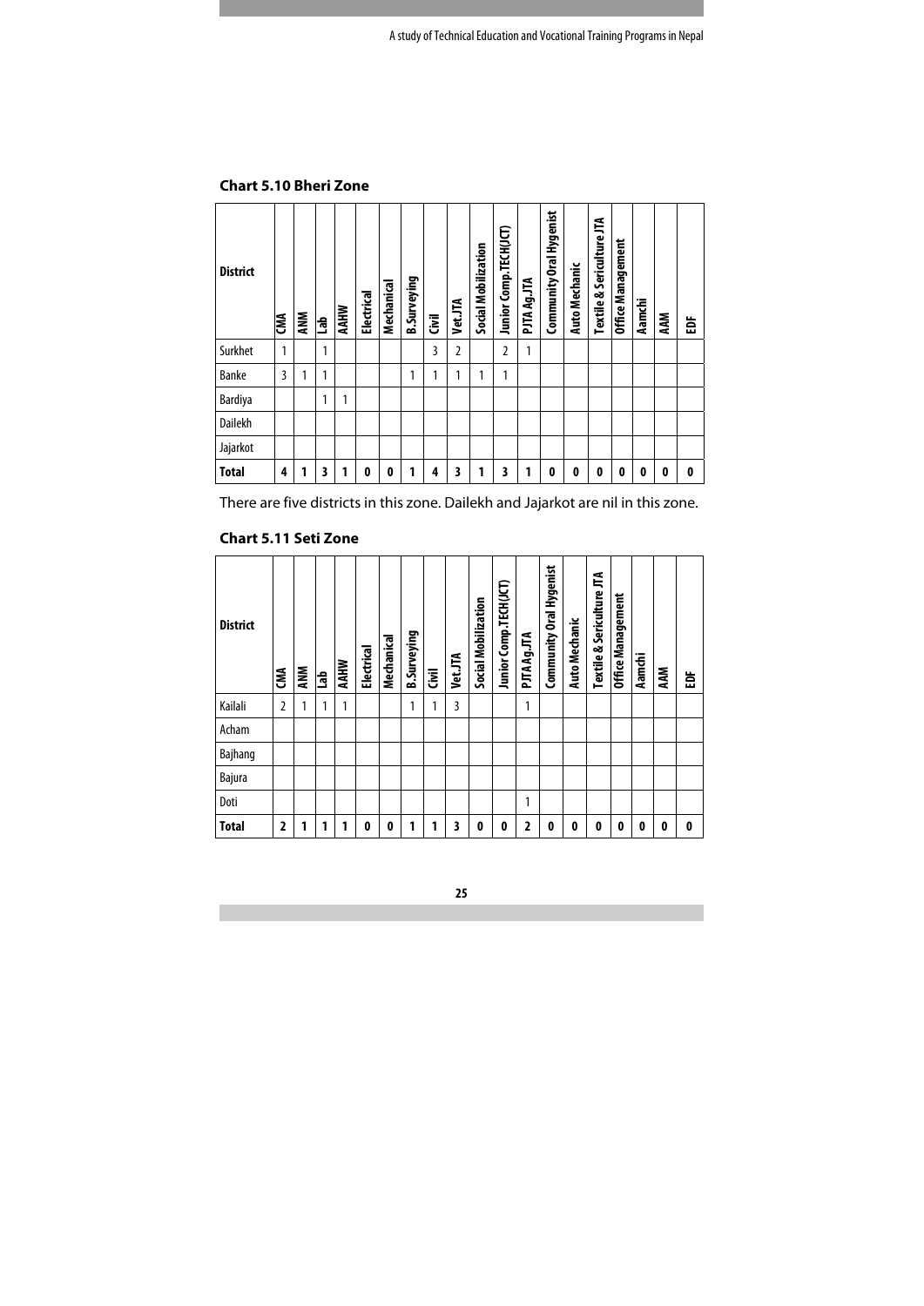**Chart 5.10 Bheri Zone**

| District | CMA | ANM | Lab | AAHW | Electrical | Mechanical | B.Surveying | Civil | Vet.JTA | Social Mobilization | Junior Comp.TECH(JCT) | PJTA Ag.JTA | Community Oral Hygenist | Auto Mechanic | Textile & Sericulture JTA | Office Management | Aamchi | AAM | EDF |
|---|---|---|---|---|---|---|---|---|---|---|---|---|---|---|---|---|---|---|---|
| Surkhet | 1 | | 1 | | | | | 3 | 2 | | 2 | 1 | | | | | | | |
| Banke | 3 | 1 | 1 | | | | 1 | 1 | 1 | 1 | 1 | | | | | | | | |
| Bardiya | | | 1 | 1 | | | | | | | | | | | | | | | |
| Dailekh | | | | | | | | | | | | | | | | | | | |
| Jajarkot | | | | | | | | | | | | | | | | | | | |
| **Total** | **4** | **1** | **3** | **1** | **0** | **0** | **1** | **4** | **3** | **1** | **3** | **1** | **0** | **0** | **0** | **0** | **0** | **0** | **0** |

There are five districts in this zone. Dailekh and Jajarkot are nil in this zone.

**Chart 5.11 Seti Zone**

| District | CMA | ANM | Lab | AAHW | Electrical | Mechanical | B.Surveying | Civil | Vet.JTA | Social Mobilization | Junior Comp.TECH(JCT) | PJTA Ag.JTA | Community Oral Hygenist | Auto Mechanic | Textile & Sericulture JTA | Office Management | Aamchi | AAM | EDF |
|---|---|---|---|---|---|---|---|---|---|---|---|---|---|---|---|---|---|---|---|
| Kailali | 2 | 1 | 1 | 1 | | | 1 | 1 | 3 | | | 1 | | | | | | | |
| Acham | | | | | | | | | | | | | | | | | | | |
| Bajhang | | | | | | | | | | | | | | | | | | | |
| Bajura | | | | | | | | | | | | | | | | | | | |
| Doti | | | | | | | | | | | | 1 | | | | | | | |
| **Total** | **2** | **1** | **1** | **1** | **0** | **0** | **1** | **1** | **3** | **0** | **0** | **2** | **0** | **0** | **0** | **0** | **0** | **0** | **0** |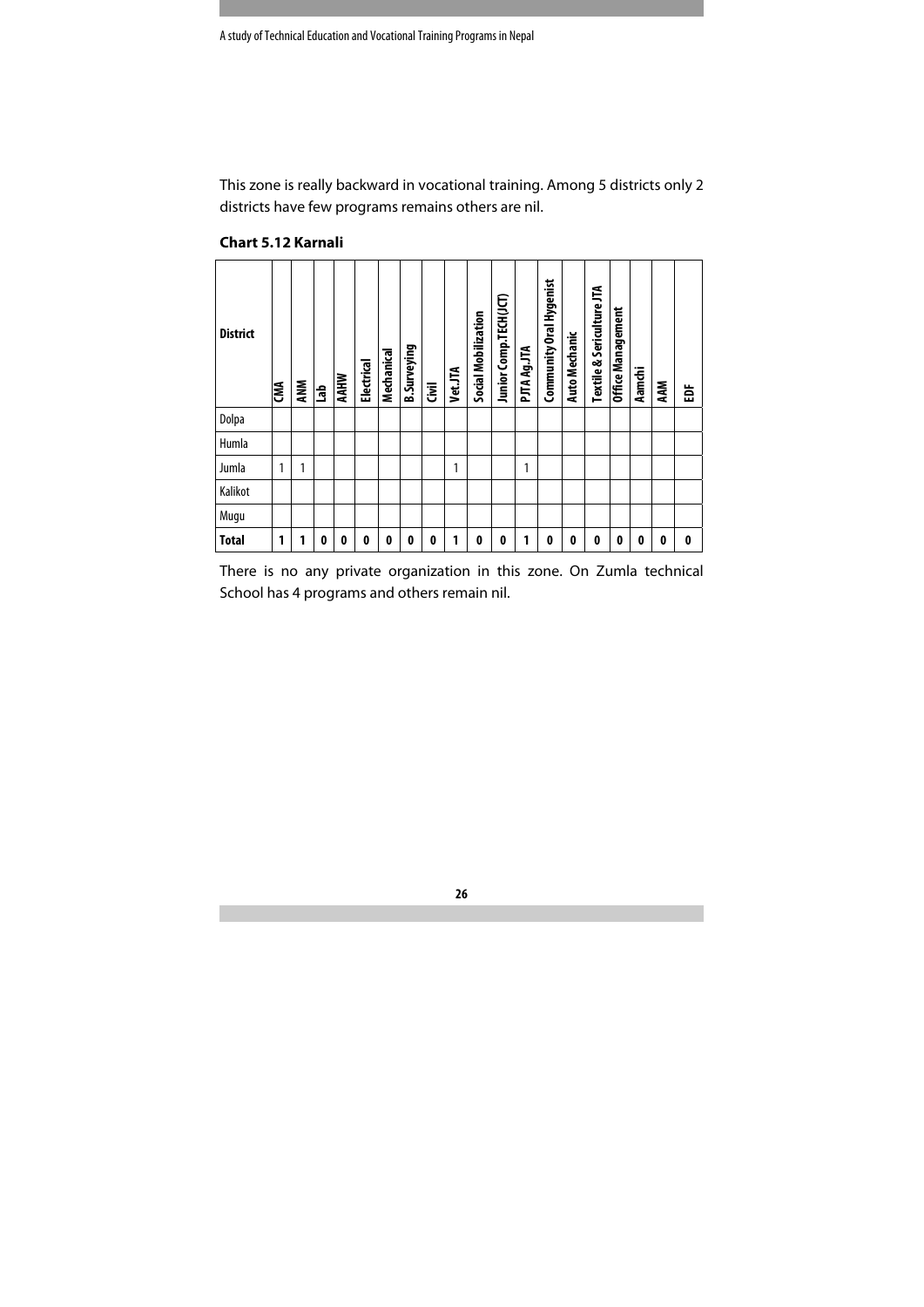This zone is really backward in vocational training. Among 5 districts only 2 districts have few programs remains others are nil.

**Chart 5.12 Karnali**

| District | CMA | ANM | Lab | AAHW | Electrical | Mechanical | B.Surveying | Civil | Vet.JTA | Social Mobilization | Junior Comp.TECH(JCT) | PJTA Ag.JTA | Community Oral Hygenist | Auto Mechanic | Textile & Sericulture JTA | Office Management | Aamchi | AAM | EDF |
|---|---|---|---|---|---|---|---|---|---|---|---|---|---|---|---|---|---|---|---|
| Dolpa | | | | | | | | | | | | | | | | | | | |
| Humla | | | | | | | | | | | | | | | | | | | |
| Jumla | 1 | 1 | | | | | | | 1 | | | 1 | | | | | | | |
| Kalikot | | | | | | | | | | | | | | | | | | | |
| Mugu | | | | | | | | | | | | | | | | | | | |
| **Total** | **1** | **1** | **0** | **0** | **0** | **0** | **0** | **0** | **1** | **0** | **0** | **1** | **0** | **0** | **0** | **0** | **0** | **0** | **0** |

There is no any private organization in this zone. On Zumla technical School has 4 programs and others remain nil.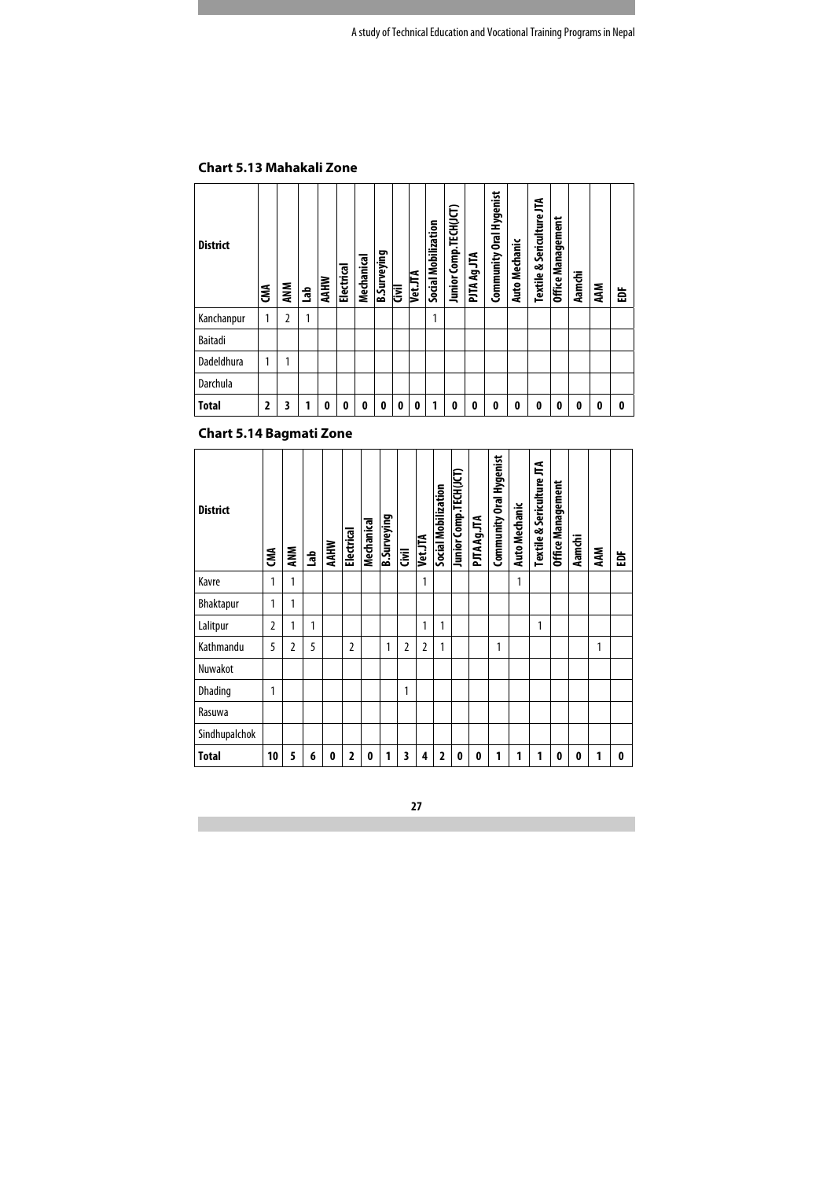**Chart 5.13 Mahakali Zone**

| District | CMA | ANM | Lab | AAHW | Electrical | Mechanical | B.Surveying | Civil | Vet.JTA | Social Mobilization | Junior Comp.TECH(JCT) | PJTA Ag JTA | Community Oral Hygenist | Auto Mechanic | Textile & Sericulture JTA | Office Management | Aamchi | AAM | EDF |
|---|---|---|---|---|---|---|---|---|---|---|---|---|---|---|---|---|---|---|---|
| Kanchanpur | 1 | 2 | 1 | | | | | | | 1 | | | | | | | | | |
| Baitadi | | | | | | | | | | | | | | | | | | | |
| Dadeldhura | 1 | 1 | | | | | | | | | | | | | | | | | |
| Darchula | | | | | | | | | | | | | | | | | | | |
| **Total** | **2** | **3** | **1** | **0** | **0** | **0** | **0** | **0** | **0** | **1** | **0** | **0** | **0** | **0** | **0** | **0** | **0** | **0** | **0** |

**Chart 5.14 Bagmati Zone**

| District | CMA | ANM | Lab | AAHW | Electrical | Mechanical | B.Surveying | Civil | Vet.JTA | Social Mobilization | Junior Comp.TECH(JCT) | PJTA Ag.JTA | Community Oral Hygenist | Auto Mechanic | Textile & Sericulture JTA | Office Management | Aamchi | AAM | EDF |
|---|---|---|---|---|---|---|---|---|---|---|---|---|---|---|---|---|---|---|---|
| Kavre | 1 | 1 | | | | | | | 1 | | | | | 1 | | | | | |
| Bhaktapur | 1 | 1 | | | | | | | | | | | | | | | | | |
| Lalitpur | 2 | 1 | 1 | | | | | | 1 | 1 | | | | | 1 | | | | |
| Kathmandu | 5 | 2 | 5 | | 2 | | 1 | 2 | 2 | 1 | | | 1 | | | | | 1 | |
| Nuwakot | | | | | | | | | | | | | | | | | | | |
| Dhading | 1 | | | | | | | 1 | | | | | | | | | | | |
| Rasuwa | | | | | | | | | | | | | | | | | | | |
| Sindhupalchok | | | | | | | | | | | | | | | | | | | |
| **Total** | **10** | **5** | **6** | **0** | **2** | **0** | **1** | **3** | **4** | **2** | **0** | **0** | **1** | **1** | **1** | **0** | **0** | **1** | **0** |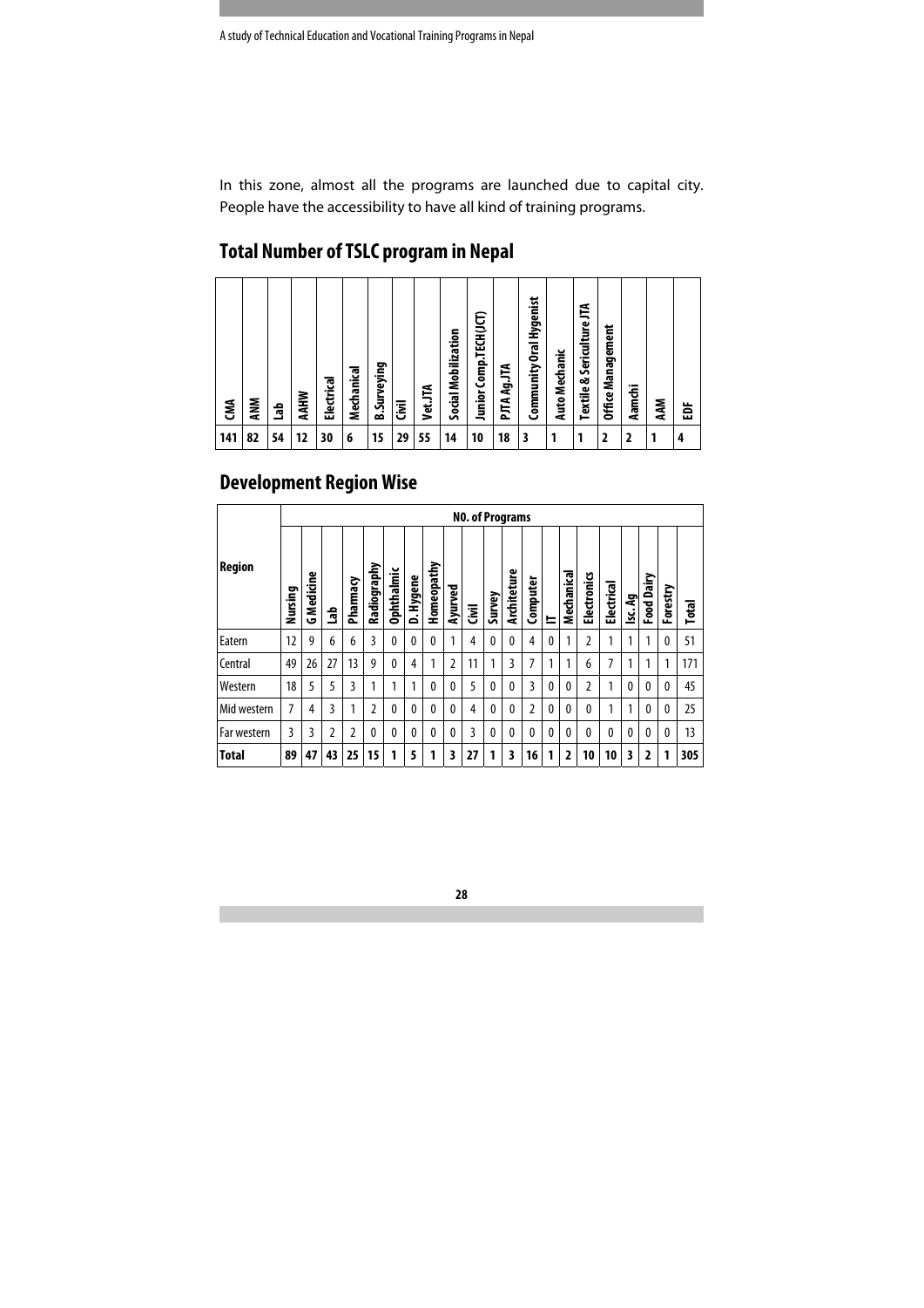In this zone, almost all the programs are launched due to capital city. People have the accessibility to have all kind of training programs.

## Total Number of TSLC program in Nepal

| CMA | ANM | Lab | AAHW | Electrical | Mechanical | B.Surveying | Civil | Vet.JTA | Social Mobilization | Junior Comp.TECH(JCT) | PJTA Ag.JTA | Community Oral Hygenist | Auto Mechanic | Textile & Sericulture JTA | Office Management | Aamchi | AAM | EDF |
|---|---|---|---|---|---|---|---|---|---|---|---|---|---|---|---|---|---|---|
| **141** | **82** | **54** | **12** | **30** | **6** | **15** | **29** | **55** | **14** | **10** | **18** | **3** | **1** | **1** | **2** | **2** | **1** | **4** |

## Development Region Wise

| Region | NO. of Programs | | | | | | | | | | | | | | | | | | | | |
|---|---|---|---|---|---|---|---|---|---|---|---|---|---|---|---|---|---|---|---|---|---|
| | Nursing | G Medicine | Lab | Pharmacy | Radiography | Ophthalmic | D. Hygene | Homeopathy | Ayurved | Civil | Survey | Architeture | Computer | IT | Mechanical | Electronics | Electrical | Isc. Ag | Food Dairy | Forestry | Total |
| Eatern | 12 | 9 | 6 | 6 | 3 | 0 | 0 | 0 | 1 | 4 | 0 | 0 | 4 | 0 | 1 | 2 | 1 | 1 | 1 | 0 | 51 |
| Central | 49 | 26 | 27 | 13 | 9 | 0 | 4 | 1 | 2 | 11 | 1 | 3 | 7 | 1 | 1 | 6 | 7 | 1 | 1 | 1 | 171 |
| Western | 18 | 5 | 5 | 3 | 1 | 1 | 1 | 0 | 0 | 5 | 0 | 0 | 3 | 0 | 0 | 2 | 1 | 0 | 0 | 0 | 45 |
| Mid western | 7 | 4 | 3 | 1 | 2 | 0 | 0 | 0 | 0 | 4 | 0 | 0 | 2 | 0 | 0 | 0 | 1 | 1 | 0 | 0 | 25 |
| Far western | 3 | 3 | 2 | 2 | 0 | 0 | 0 | 0 | 0 | 3 | 0 | 0 | 0 | 0 | 0 | 0 | 0 | 0 | 0 | 0 | 13 |
| **Total** | **89** | **47** | **43** | **25** | **15** | **1** | **5** | **1** | **3** | **27** | **1** | **3** | **16** | **1** | **2** | **10** | **10** | **3** | **2** | **1** | **305** |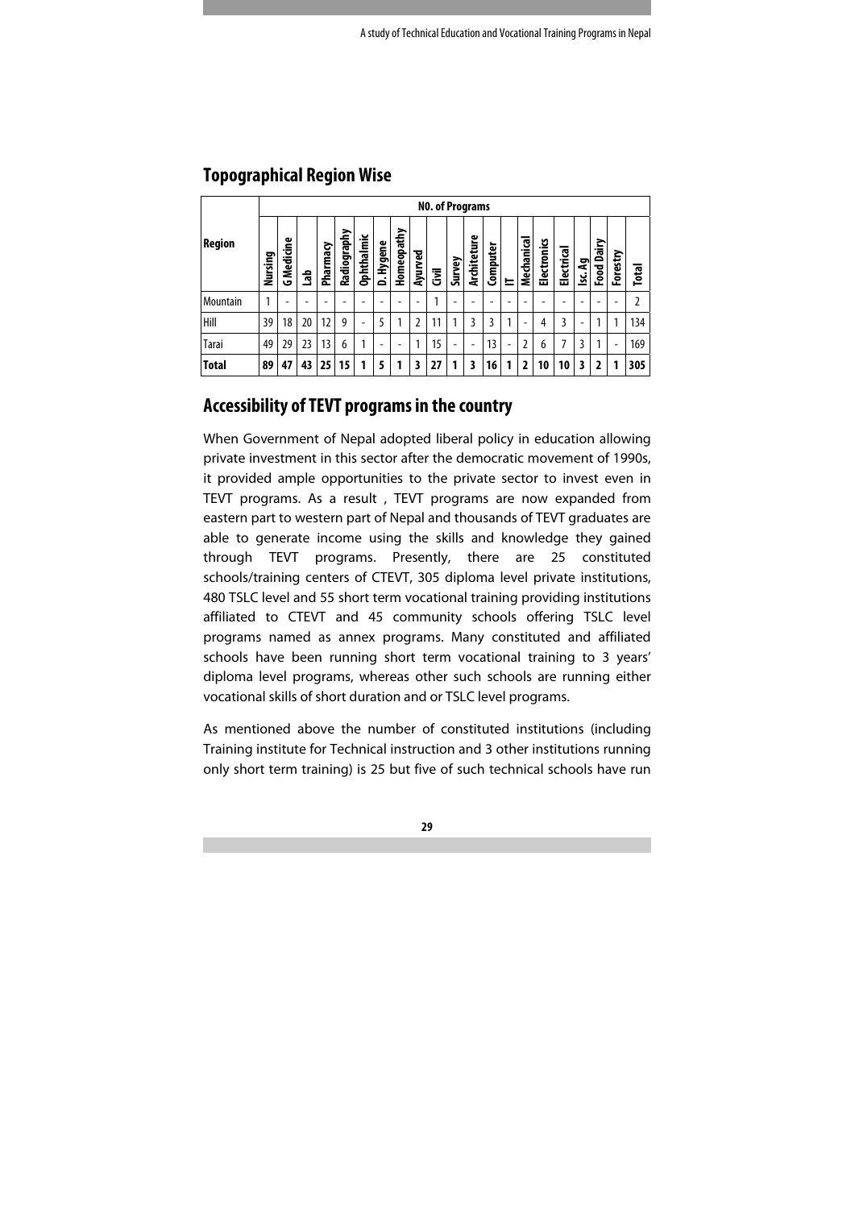## Topographical Region Wise

| Region | NO. of Programs | | | | | | | | | | | | | | | | | | | |
|---|---|---|---|---|---|---|---|---|---|---|---|---|---|---|---|---|---|---|---|---|
| | Nursing | G Medicine | Lab | Pharmacy | Radiography | Ophthalmic | D. Hygene | Homeopathy | Ayurved | Civil | Survey | Architeture | Computer | IT | Mechanical | Electronics | Electrical | Isc. Ag | Food Dairy | Forestry | Total |
| Mountain | 1 | - | - | - | - | - | - | - | - | 1 | - | - | - | - | - | - | - | - | - | - | 2 |
| Hill | 39 | 18 | 20 | 12 | 9 | - | 5 | 1 | 2 | 11 | 1 | 3 | 3 | 1 | - | 4 | 3 | - | 1 | 1 | 134 |
| Tarai | 49 | 29 | 23 | 13 | 6 | 1 | - | - | 1 | 15 | - | - | 13 | - | 2 | 6 | 7 | 3 | 1 | - | 169 |
| **Total** | **89** | **47** | **43** | **25** | **15** | **1** | **5** | **1** | **3** | **27** | **1** | **3** | **16** | **1** | **2** | **10** | **10** | **3** | **2** | **1** | **305** |

## Accessibility of TEVT programs in the country

When Government of Nepal adopted liberal policy in education allowing private investment in this sector after the democratic movement of 1990s, it provided ample opportunities to the private sector to invest even in TEVT programs. As a result , TEVT programs are now expanded from eastern part to western part of Nepal and thousands of TEVT graduates are able to generate income using the skills and knowledge they gained through TEVT programs. Presently, there are 25 constituted schools/training centers of CTEVT, 305 diploma level private institutions, 480 TSLC level and 55 short term vocational training providing institutions affiliated to CTEVT and 45 community schools offering TSLC level programs named as annex programs. Many constituted and affiliated schools have been running short term vocational training to 3 years' diploma level programs, whereas other such schools are running either vocational skills of short duration and or TSLC level programs.

As mentioned above the number of constituted institutions (including Training institute for Technical instruction and 3 other institutions running only short term training) is 25 but five of such technical schools have run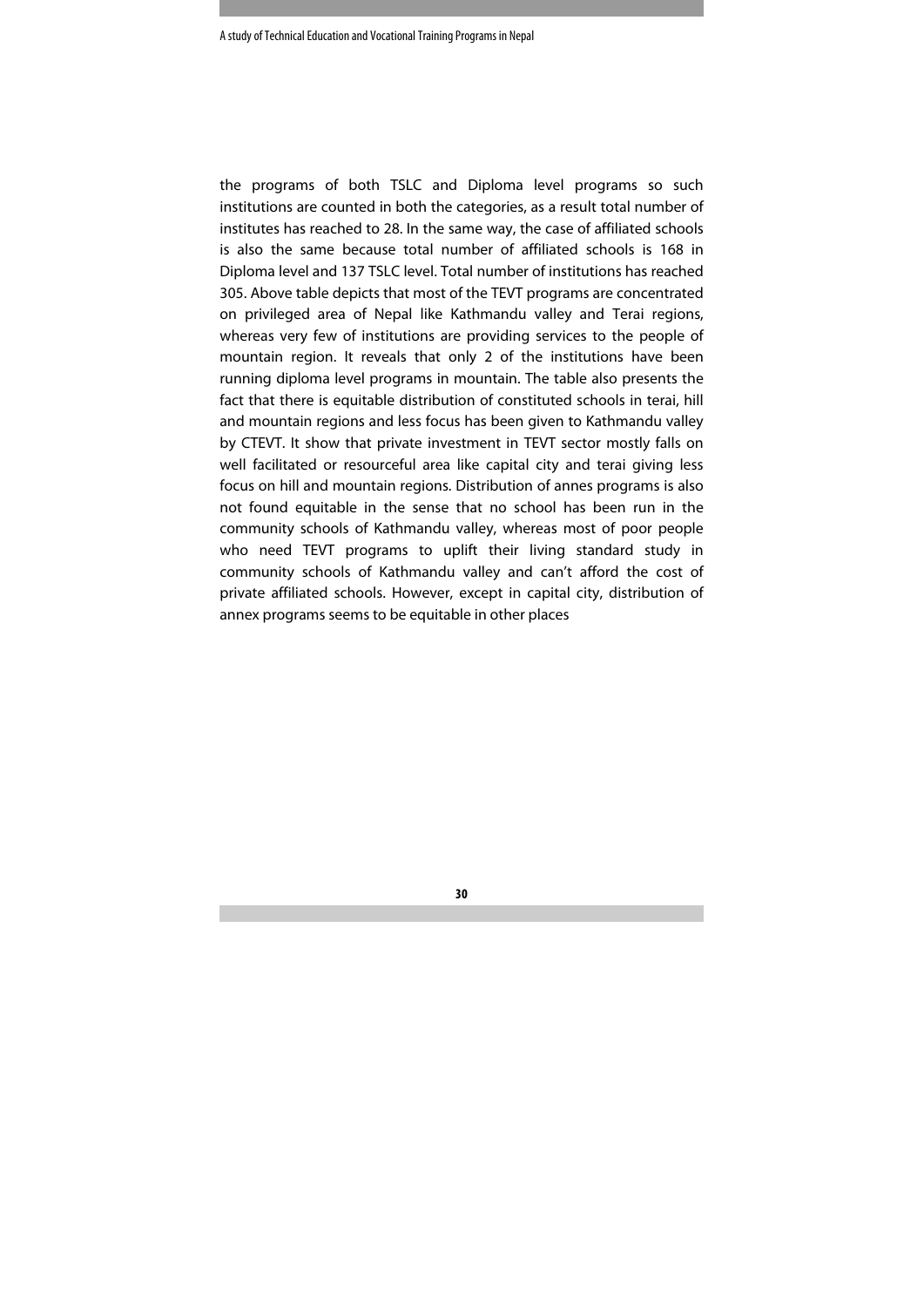the programs of both TSLC and Diploma level programs so such institutions are counted in both the categories, as a result total number of institutes has reached to 28. In the same way, the case of affiliated schools is also the same because total number of affiliated schools is 168 in Diploma level and 137 TSLC level. Total number of institutions has reached 305. Above table depicts that most of the TEVT programs are concentrated on privileged area of Nepal like Kathmandu valley and Terai regions, whereas very few of institutions are providing services to the people of mountain region. It reveals that only 2 of the institutions have been running diploma level programs in mountain. The table also presents the fact that there is equitable distribution of constituted schools in terai, hill and mountain regions and less focus has been given to Kathmandu valley by CTEVT. It show that private investment in TEVT sector mostly falls on well facilitated or resourceful area like capital city and terai giving less focus on hill and mountain regions. Distribution of annes programs is also not found equitable in the sense that no school has been run in the community schools of Kathmandu valley, whereas most of poor people who need TEVT programs to uplift their living standard study in community schools of Kathmandu valley and can't afford the cost of private affiliated schools. However, except in capital city, distribution of annex programs seems to be equitable in other places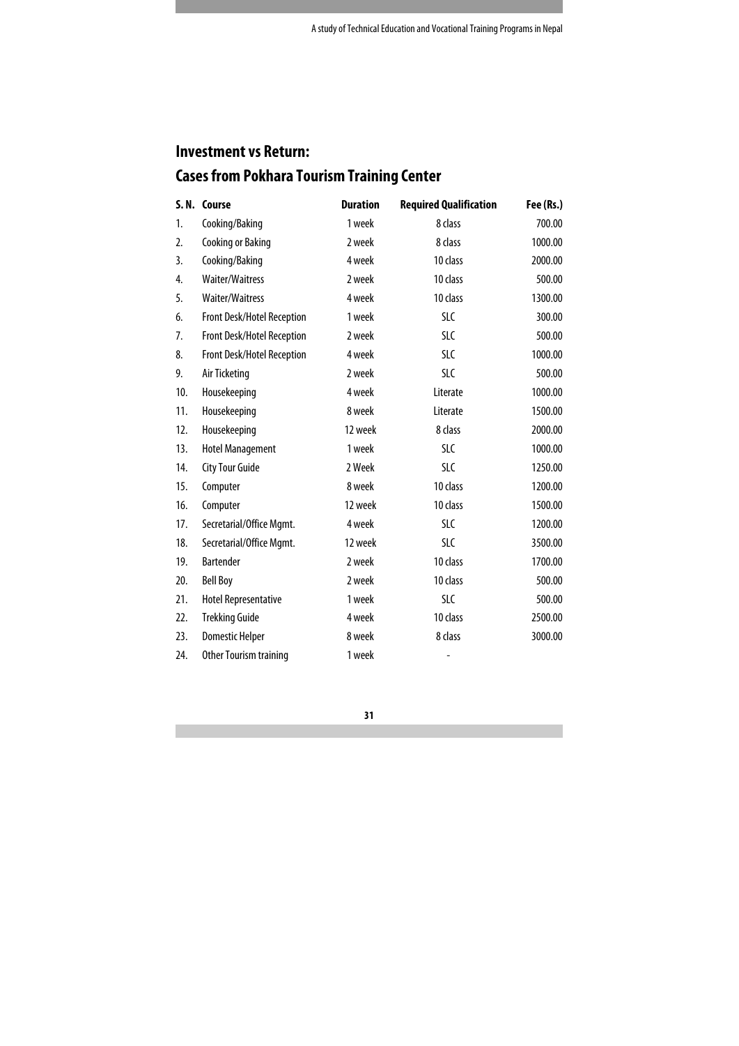## Investment vs Return:

## Cases from Pokhara Tourism Training Center

| S. N. | Course | Duration | Required Qualification | Fee (Rs.) |
|---|---|---|---|---|
| 1. | Cooking/Baking | 1 week | 8 class | 700.00 |
| 2. | Cooking or Baking | 2 week | 8 class | 1000.00 |
| 3. | Cooking/Baking | 4 week | 10 class | 2000.00 |
| 4. | Waiter/Waitress | 2 week | 10 class | 500.00 |
| 5. | Waiter/Waitress | 4 week | 10 class | 1300.00 |
| 6. | Front Desk/Hotel Reception | 1 week | SLC | 300.00 |
| 7. | Front Desk/Hotel Reception | 2 week | SLC | 500.00 |
| 8. | Front Desk/Hotel Reception | 4 week | SLC | 1000.00 |
| 9. | Air Ticketing | 2 week | SLC | 500.00 |
| 10. | Housekeeping | 4 week | Literate | 1000.00 |
| 11. | Housekeeping | 8 week | Literate | 1500.00 |
| 12. | Housekeeping | 12 week | 8 class | 2000.00 |
| 13. | Hotel Management | 1 week | SLC | 1000.00 |
| 14. | City Tour Guide | 2 Week | SLC | 1250.00 |
| 15. | Computer | 8 week | 10 class | 1200.00 |
| 16. | Computer | 12 week | 10 class | 1500.00 |
| 17. | Secretarial/Office Mgmt. | 4 week | SLC | 1200.00 |
| 18. | Secretarial/Office Mgmt. | 12 week | SLC | 3500.00 |
| 19. | Bartender | 2 week | 10 class | 1700.00 |
| 20. | Bell Boy | 2 week | 10 class | 500.00 |
| 21. | Hotel Representative | 1 week | SLC | 500.00 |
| 22. | Trekking Guide | 4 week | 10 class | 2500.00 |
| 23. | Domestic Helper | 8 week | 8 class | 3000.00 |
| 24. | Other Tourism training | 1 week | - | |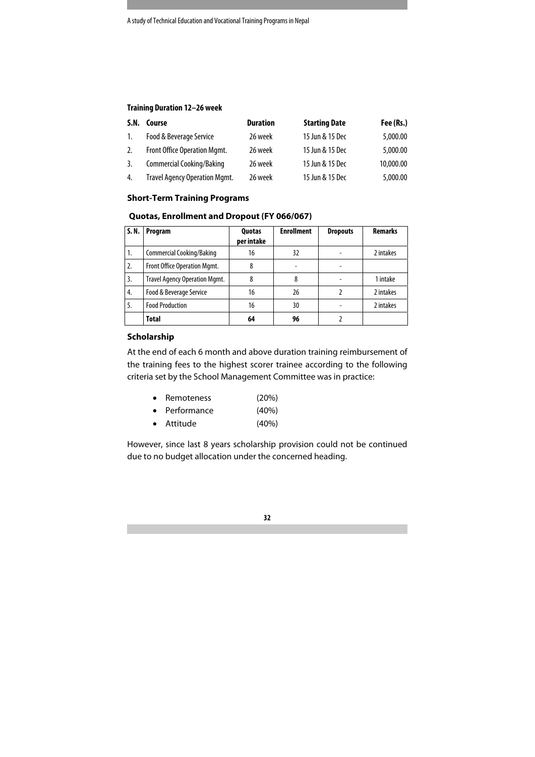**Training Duration 12–26 week**

| S.N. | Course | Duration | Starting Date | Fee (Rs.) |
|---|---|---|---|---|
| 1. | Food & Beverage Service | 26 week | 15 Jun & 15 Dec | 5,000.00 |
| 2. | Front Office Operation Mgmt. | 26 week | 15 Jun & 15 Dec | 5,000.00 |
| 3. | Commercial Cooking/Baking | 26 week | 15 Jun & 15 Dec | 10,000.00 |
| 4. | Travel Agency Operation Mgmt. | 26 week | 15 Jun & 15 Dec | 5,000.00 |

### Short-Term Training Programs

#### Quotas, Enrollment and Dropout (FY 066/067)

| S. N. | Program | Quotas per intake | Enrollment | Dropouts | Remarks |
|---|---|---|---|---|---|
| 1. | Commercial Cooking/Baking | 16 | 32 | - | 2 intakes |
| 2. | Front Office Operation Mgmt. | 8 | - | - | |
| 3. | Travel Agency Operation Mgmt. | 8 | 8 | - | 1 intake |
| 4. | Food & Beverage Service | 16 | 26 | 2 | 2 intakes |
| 5. | Food Production | 16 | 30 | - | 2 intakes |
| | **Total** | **64** | **96** | 2 | |

### Scholarship

At the end of each 6 month and above duration training reimbursement of the training fees to the highest scorer trainee according to the following criteria set by the School Management Committee was in practice:

- Remoteness (20%)
- Performance (40%)
- Attitude (40%)

However, since last 8 years scholarship provision could not be continued due to no budget allocation under the concerned heading.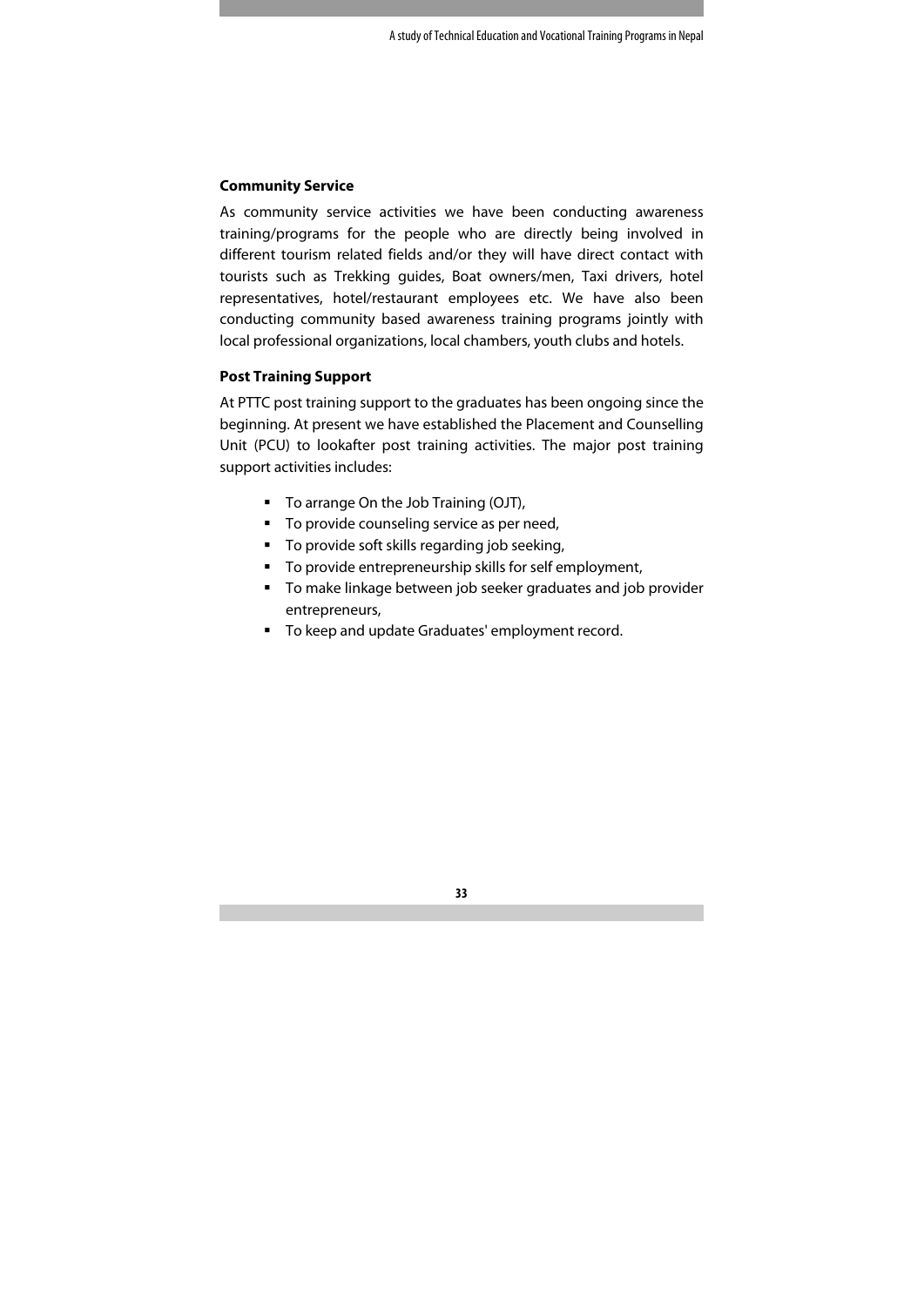**Community Service**

As community service activities we have been conducting awareness training/programs for the people who are directly being involved in different tourism related fields and/or they will have direct contact with tourists such as Trekking guides, Boat owners/men, Taxi drivers, hotel representatives, hotel/restaurant employees etc. We have also been conducting community based awareness training programs jointly with local professional organizations, local chambers, youth clubs and hotels.

**Post Training Support**

At PTTC post training support to the graduates has been ongoing since the beginning. At present we have established the Placement and Counselling Unit (PCU) to lookafter post training activities. The major post training support activities includes:

- To arrange On the Job Training (OJT),
- To provide counseling service as per need,
- To provide soft skills regarding job seeking,
- To provide entrepreneurship skills for self employment,
- To make linkage between job seeker graduates and job provider entrepreneurs,
- To keep and update Graduates' employment record.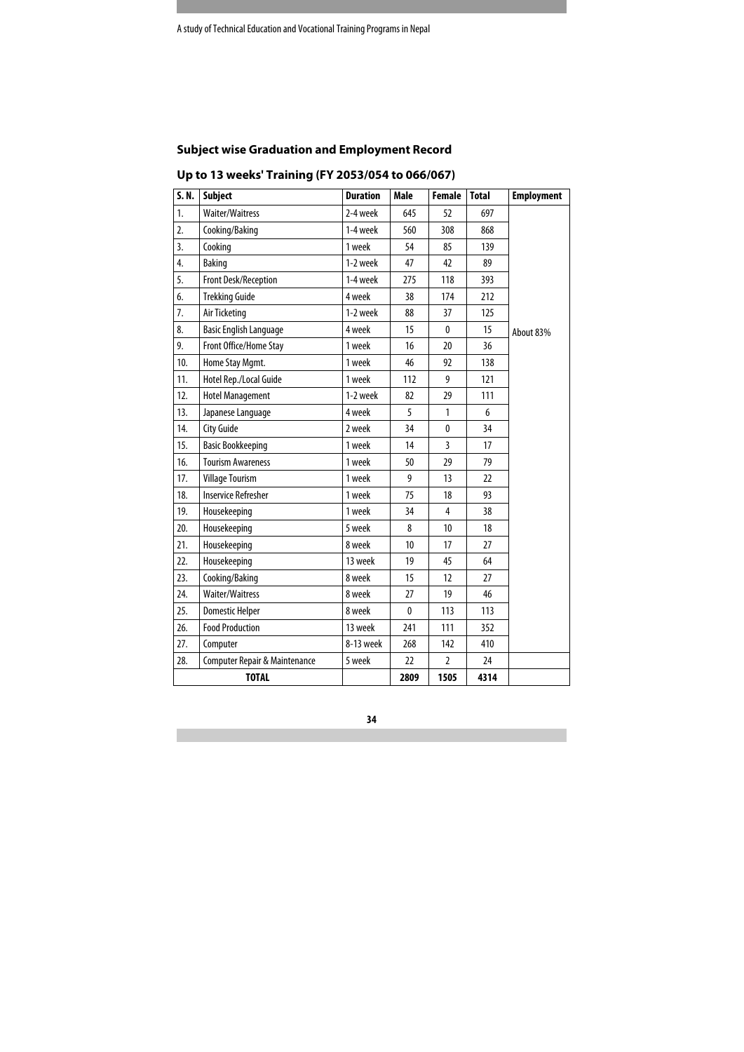### Subject wise Graduation and Employment Record

### Up to 13 weeks' Training (FY 2053/054 to 066/067)

| S. N. | Subject | Duration | Male | Female | Total | Employment |
|---|---|---|---|---|---|---|
| 1. | Waiter/Waitress | 2-4 week | 645 | 52 | 697 | About 83% |
| 2. | Cooking/Baking | 1-4 week | 560 | 308 | 868 | |
| 3. | Cooking | 1 week | 54 | 85 | 139 | |
| 4. | Baking | 1-2 week | 47 | 42 | 89 | |
| 5. | Front Desk/Reception | 1-4 week | 275 | 118 | 393 | |
| 6. | Trekking Guide | 4 week | 38 | 174 | 212 | |
| 7. | Air Ticketing | 1-2 week | 88 | 37 | 125 | |
| 8. | Basic English Language | 4 week | 15 | 0 | 15 | |
| 9. | Front Office/Home Stay | 1 week | 16 | 20 | 36 | |
| 10. | Home Stay Mgmt. | 1 week | 46 | 92 | 138 | |
| 11. | Hotel Rep./Local Guide | 1 week | 112 | 9 | 121 | |
| 12. | Hotel Management | 1-2 week | 82 | 29 | 111 | |
| 13. | Japanese Language | 4 week | 5 | 1 | 6 | |
| 14. | City Guide | 2 week | 34 | 0 | 34 | |
| 15. | Basic Bookkeeping | 1 week | 14 | 3 | 17 | |
| 16. | Tourism Awareness | 1 week | 50 | 29 | 79 | |
| 17. | Village Tourism | 1 week | 9 | 13 | 22 | |
| 18. | Inservice Refresher | 1 week | 75 | 18 | 93 | |
| 19. | Housekeeping | 1 week | 34 | 4 | 38 | |
| 20. | Housekeeping | 5 week | 8 | 10 | 18 | |
| 21. | Housekeeping | 8 week | 10 | 17 | 27 | |
| 22. | Housekeeping | 13 week | 19 | 45 | 64 | |
| 23. | Cooking/Baking | 8 week | 15 | 12 | 27 | |
| 24. | Waiter/Waitress | 8 week | 27 | 19 | 46 | |
| 25. | Domestic Helper | 8 week | 0 | 113 | 113 | |
| 26. | Food Production | 13 week | 241 | 111 | 352 | |
| 27. | Computer | 8-13 week | 268 | 142 | 410 | |
| 28. | Computer Repair & Maintenance | 5 week | 22 | 2 | 24 | |
| **TOTAL** | | | **2809** | **1505** | **4314** | |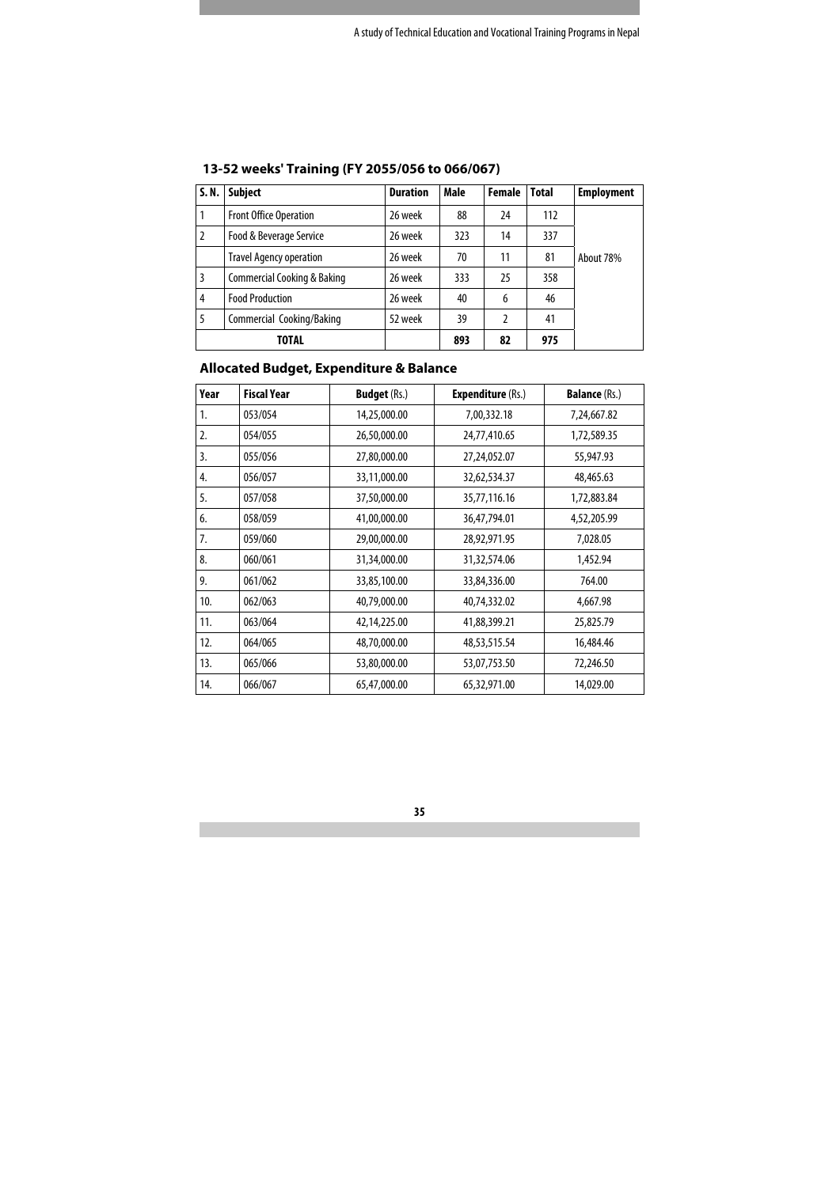## 13-52 weeks' Training (FY 2055/056 to 066/067)

| S. N. | Subject | Duration | Male | Female | Total | Employment |
|---|---|---|---|---|---|---|
| 1 | Front Office Operation | 26 week | 88 | 24 | 112 | About 78% |
| 2 | Food & Beverage Service | 26 week | 323 | 14 | 337 | |
| | Travel Agency operation | 26 week | 70 | 11 | 81 | |
| 3 | Commercial Cooking & Baking | 26 week | 333 | 25 | 358 | |
| 4 | Food Production | 26 week | 40 | 6 | 46 | |
| 5 | Commercial Cooking/Baking | 52 week | 39 | 2 | 41 | |
| **TOTAL** | | | **893** | **82** | **975** | |

## Allocated Budget, Expenditure & Balance

| Year | Fiscal Year | **Budget** (Rs.) | **Expenditure** (Rs.) | **Balance** (Rs.) |
|---|---|---|---|---|
| 1. | 053/054 | 14,25,000.00 | 7,00,332.18 | 7,24,667.82 |
| 2. | 054/055 | 26,50,000.00 | 24,77,410.65 | 1,72,589.35 |
| 3. | 055/056 | 27,80,000.00 | 27,24,052.07 | 55,947.93 |
| 4. | 056/057 | 33,11,000.00 | 32,62,534.37 | 48,465.63 |
| 5. | 057/058 | 37,50,000.00 | 35,77,116.16 | 1,72,883.84 |
| 6. | 058/059 | 41,00,000.00 | 36,47,794.01 | 4,52,205.99 |
| 7. | 059/060 | 29,00,000.00 | 28,92,971.95 | 7,028.05 |
| 8. | 060/061 | 31,34,000.00 | 31,32,574.06 | 1,452.94 |
| 9. | 061/062 | 33,85,100.00 | 33,84,336.00 | 764.00 |
| 10. | 062/063 | 40,79,000.00 | 40,74,332.02 | 4,667.98 |
| 11. | 063/064 | 42,14,225.00 | 41,88,399.21 | 25,825.79 |
| 12. | 064/065 | 48,70,000.00 | 48,53,515.54 | 16,484.46 |
| 13. | 065/066 | 53,80,000.00 | 53,07,753.50 | 72,246.50 |
| 14. | 066/067 | 65,47,000.00 | 65,32,971.00 | 14,029.00 |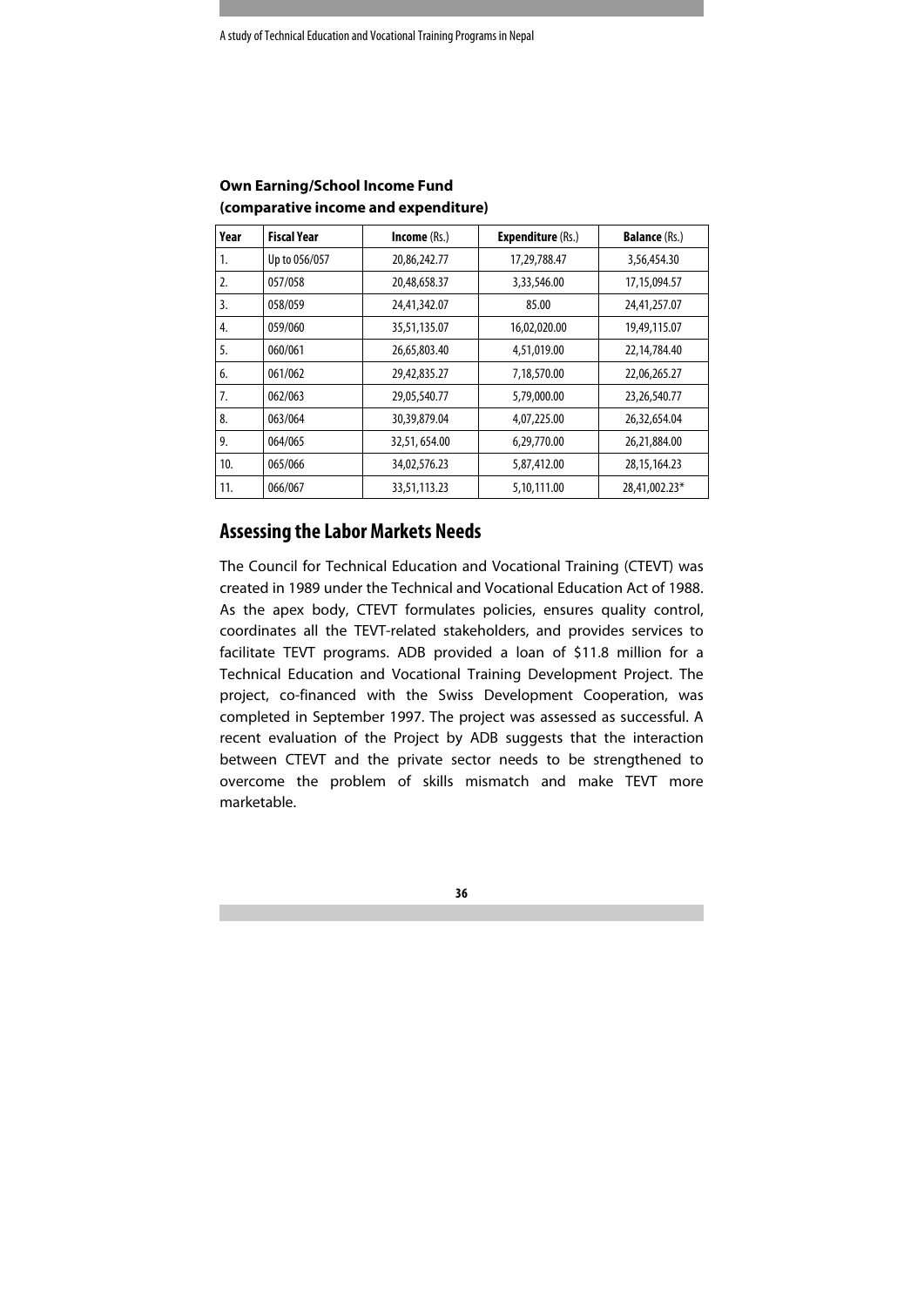**Own Earning/School Income Fund (comparative income and expenditure)**

| Year | Fiscal Year | Income (Rs.) | Expenditure (Rs.) | Balance (Rs.) |
|---|---|---|---|---|
| 1. | Up to 056/057 | 20,86,242.77 | 17,29,788.47 | 3,56,454.30 |
| 2. | 057/058 | 20,48,658.37 | 3,33,546.00 | 17,15,094.57 |
| 3. | 058/059 | 24,41,342.07 | 85.00 | 24,41,257.07 |
| 4. | 059/060 | 35,51,135.07 | 16,02,020.00 | 19,49,115.07 |
| 5. | 060/061 | 26,65,803.40 | 4,51,019.00 | 22,14,784.40 |
| 6. | 061/062 | 29,42,835.27 | 7,18,570.00 | 22,06,265.27 |
| 7. | 062/063 | 29,05,540.77 | 5,79,000.00 | 23,26,540.77 |
| 8. | 063/064 | 30,39,879.04 | 4,07,225.00 | 26,32,654.04 |
| 9. | 064/065 | 32,51, 654.00 | 6,29,770.00 | 26,21,884.00 |
| 10. | 065/066 | 34,02,576.23 | 5,87,412.00 | 28,15,164.23 |
| 11. | 066/067 | 33,51,113.23 | 5,10,111.00 | 28,41,002.23* |

## Assessing the Labor Markets Needs

The Council for Technical Education and Vocational Training (CTEVT) was created in 1989 under the Technical and Vocational Education Act of 1988. As the apex body, CTEVT formulates policies, ensures quality control, coordinates all the TEVT-related stakeholders, and provides services to facilitate TEVT programs. ADB provided a loan of $11.8 million for a Technical Education and Vocational Training Development Project. The project, co-financed with the Swiss Development Cooperation, was completed in September 1997. The project was assessed as successful. A recent evaluation of the Project by ADB suggests that the interaction between CTEVT and the private sector needs to be strengthened to overcome the problem of skills mismatch and make TEVT more marketable.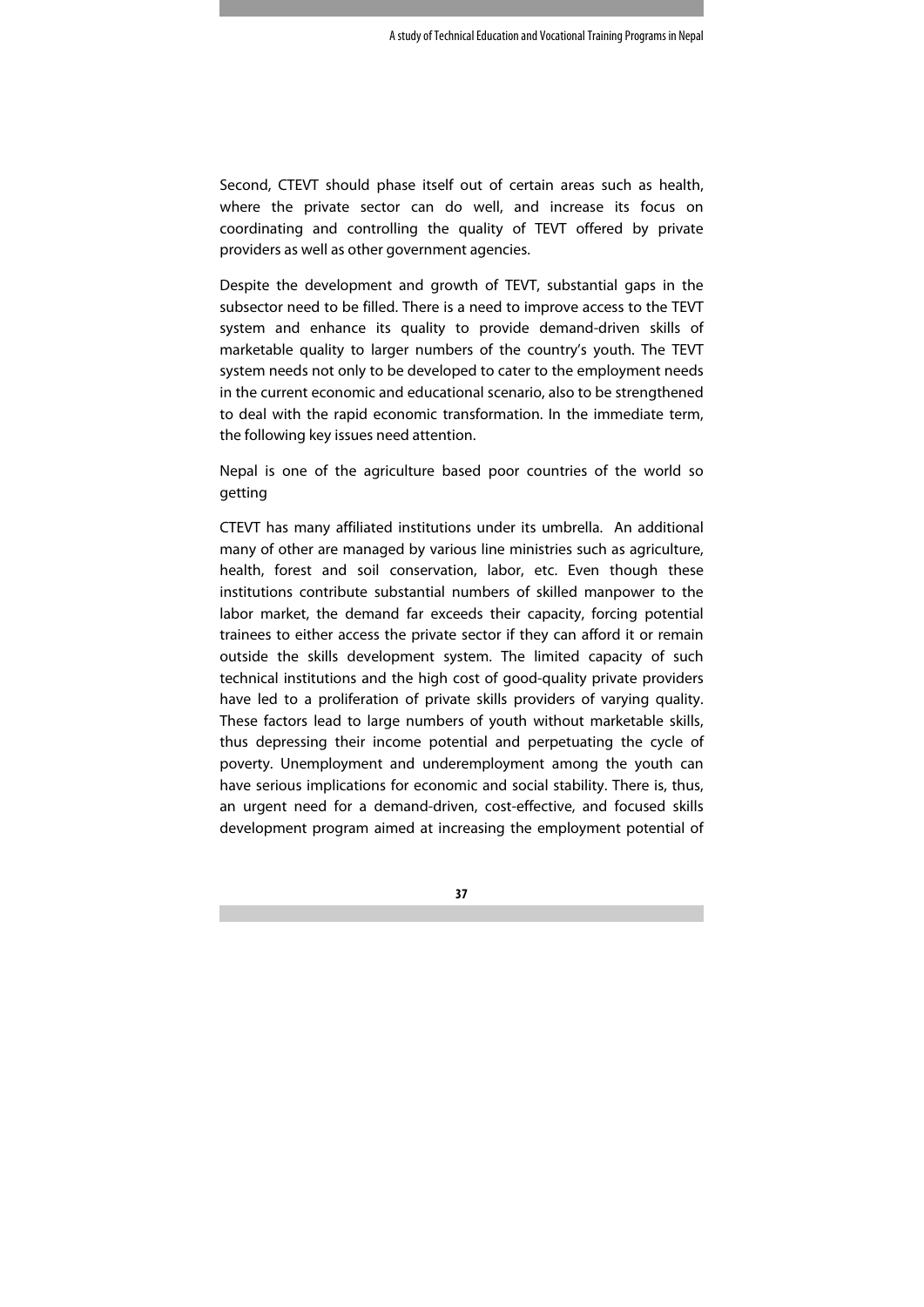Second, CTEVT should phase itself out of certain areas such as health, where the private sector can do well, and increase its focus on coordinating and controlling the quality of TEVT offered by private providers as well as other government agencies.

Despite the development and growth of TEVT, substantial gaps in the subsector need to be filled. There is a need to improve access to the TEVT system and enhance its quality to provide demand-driven skills of marketable quality to larger numbers of the country's youth. The TEVT system needs not only to be developed to cater to the employment needs in the current economic and educational scenario, also to be strengthened to deal with the rapid economic transformation. In the immediate term, the following key issues need attention.

Nepal is one of the agriculture based poor countries of the world so getting

CTEVT has many affiliated institutions under its umbrella. An additional many of other are managed by various line ministries such as agriculture, health, forest and soil conservation, labor, etc. Even though these institutions contribute substantial numbers of skilled manpower to the labor market, the demand far exceeds their capacity, forcing potential trainees to either access the private sector if they can afford it or remain outside the skills development system. The limited capacity of such technical institutions and the high cost of good-quality private providers have led to a proliferation of private skills providers of varying quality. These factors lead to large numbers of youth without marketable skills, thus depressing their income potential and perpetuating the cycle of poverty. Unemployment and underemployment among the youth can have serious implications for economic and social stability. There is, thus, an urgent need for a demand-driven, cost-effective, and focused skills development program aimed at increasing the employment potential of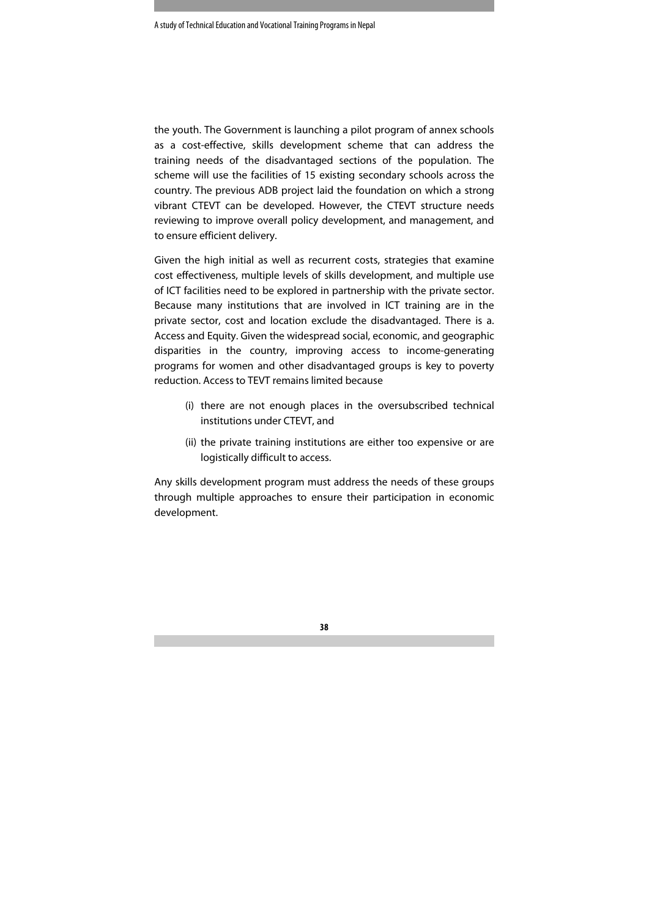the youth. The Government is launching a pilot program of annex schools as a cost-effective, skills development scheme that can address the training needs of the disadvantaged sections of the population. The scheme will use the facilities of 15 existing secondary schools across the country. The previous ADB project laid the foundation on which a strong vibrant CTEVT can be developed. However, the CTEVT structure needs reviewing to improve overall policy development, and management, and to ensure efficient delivery.

Given the high initial as well as recurrent costs, strategies that examine cost effectiveness, multiple levels of skills development, and multiple use of ICT facilities need to be explored in partnership with the private sector. Because many institutions that are involved in ICT training are in the private sector, cost and location exclude the disadvantaged. There is a. Access and Equity. Given the widespread social, economic, and geographic disparities in the country, improving access to income-generating programs for women and other disadvantaged groups is key to poverty reduction. Access to TEVT remains limited because

(i) there are not enough places in the oversubscribed technical institutions under CTEVT, and

(ii) the private training institutions are either too expensive or are logistically difficult to access.

Any skills development program must address the needs of these groups through multiple approaches to ensure their participation in economic development.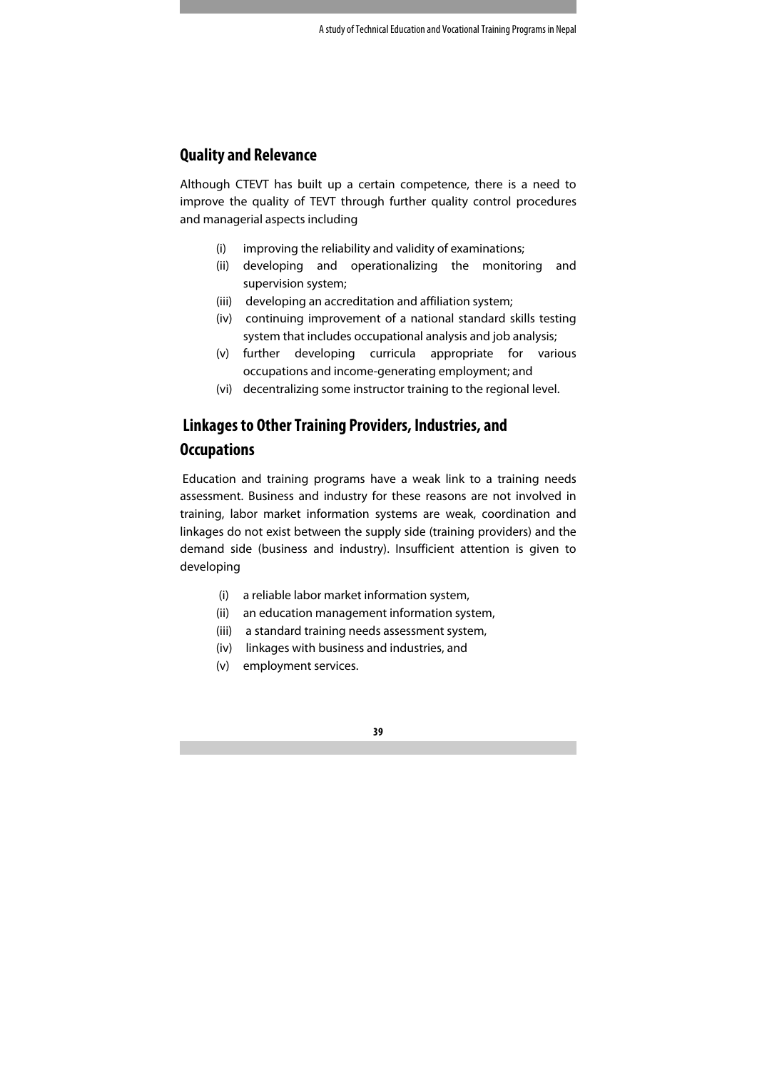## Quality and Relevance

Although CTEVT has built up a certain competence, there is a need to improve the quality of TEVT through further quality control procedures and managerial aspects including

(i) improving the reliability and validity of examinations;
(ii) developing and operationalizing the monitoring and supervision system;
(iii) developing an accreditation and affiliation system;
(iv) continuing improvement of a national standard skills testing system that includes occupational analysis and job analysis;
(v) further developing curricula appropriate for various occupations and income-generating employment; and
(vi) decentralizing some instructor training to the regional level.

## Linkages to Other Training Providers, Industries, and Occupations

Education and training programs have a weak link to a training needs assessment. Business and industry for these reasons are not involved in training, labor market information systems are weak, coordination and linkages do not exist between the supply side (training providers) and the demand side (business and industry). Insufficient attention is given to developing

(i) a reliable labor market information system,
(ii) an education management information system,
(iii) a standard training needs assessment system,
(iv) linkages with business and industries, and
(v) employment services.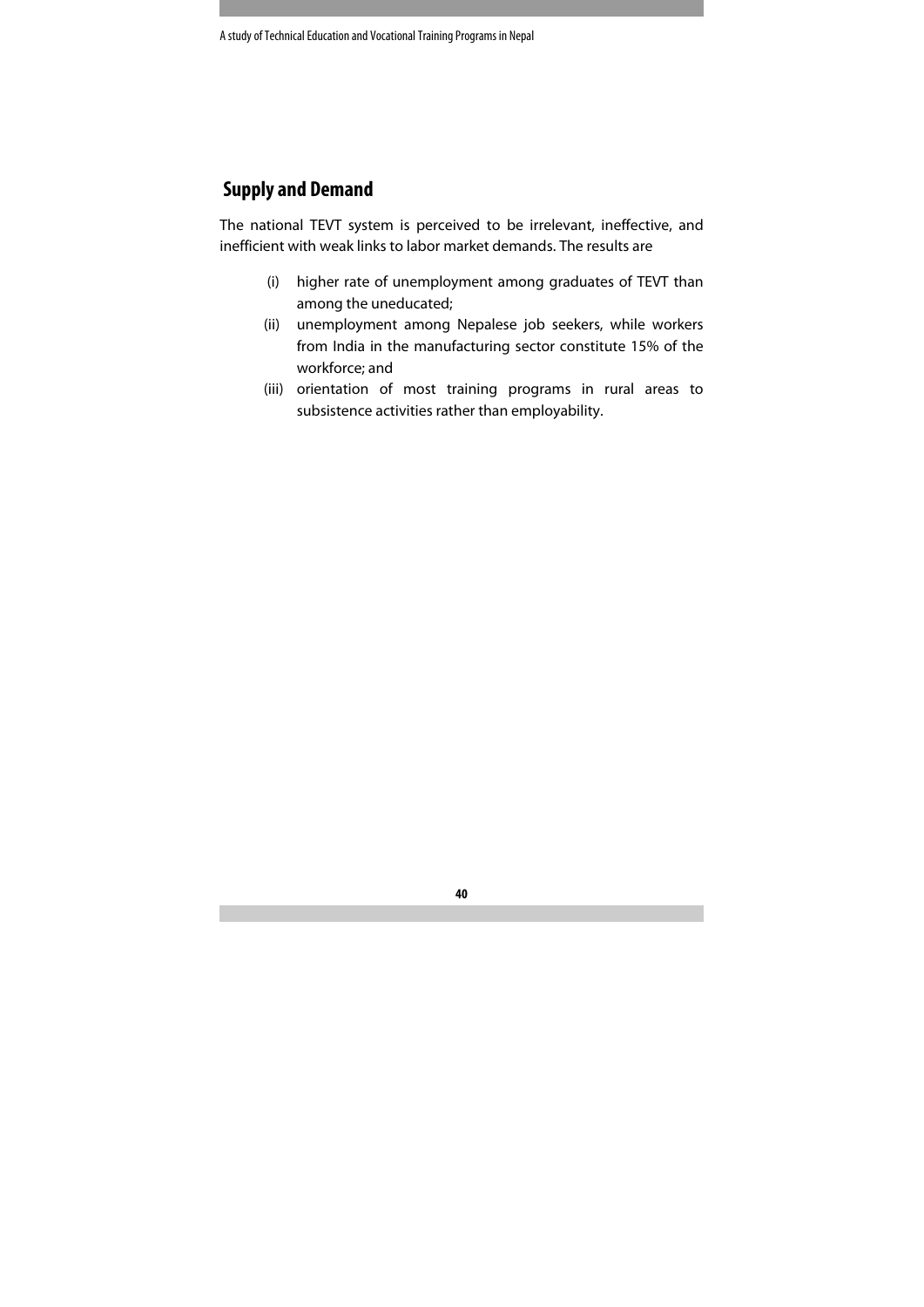## Supply and Demand

The national TEVT system is perceived to be irrelevant, ineffective, and inefficient with weak links to labor market demands. The results are

(i) higher rate of unemployment among graduates of TEVT than among the uneducated;

(ii) unemployment among Nepalese job seekers, while workers from India in the manufacturing sector constitute 15% of the workforce; and

(iii) orientation of most training programs in rural areas to subsistence activities rather than employability.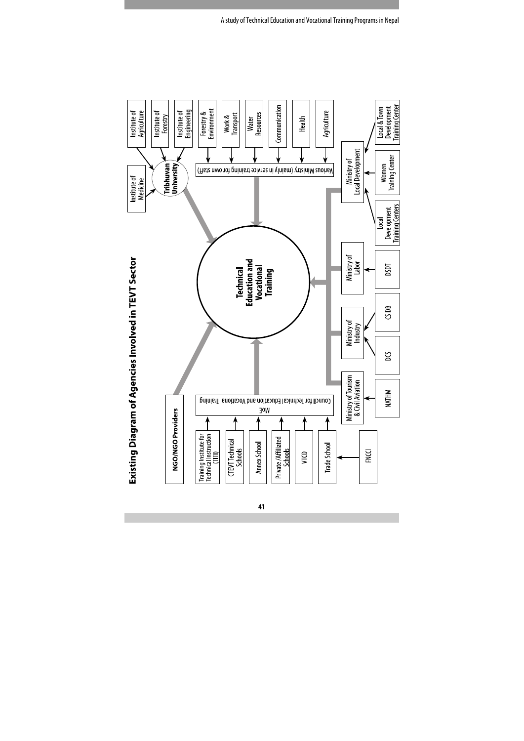## Existing Diagram of Agencies Involved in TEVT Sector

**Technical Education and Vocational Training**

**Tribhuvan University**
- Institute of Medicine
- Institute of Agriculture
- Institute of Forestry
- Institute of Engineering

Various Ministry (mainly in service training for own staff)
- Forestry & Environment
- Work & Transport
- Water Resources
- Communication
- Health
- Agriculture

Ministry of Local Development
- Local Development Training Centers
- Women Training Center
- Local & Town Development Training Center

Ministry of Labor
- DSDT

Ministry of Industry
- DCSI
- CSIDB

Ministry of Tourism & Civil Aviation
- NATHM

MoE
Council for Technical Education and Vocational Training
- Training Institute for Technical Instruction (TITI)
- CTEVT Technical Schools
- Annex School
- Private /Affiliated Schools
- VTCD
- Trade School
  - FNCCI

**NGO/NGO Providers**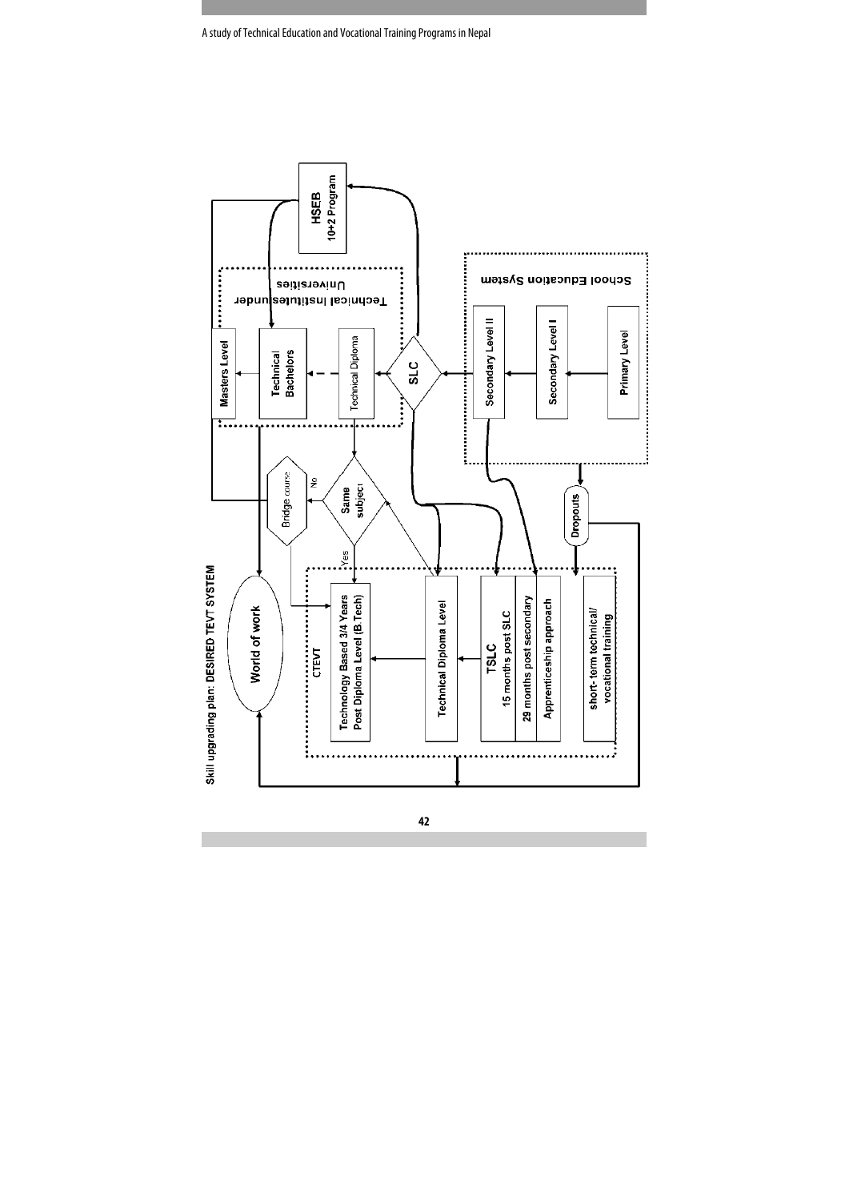Skill upgrading plan: **DESIRED TEVT SYSTEM**

**HSEB**
**10+2 Program**

Technical Institutes under Universities

- **Masters Level**
- **Technical Bachelors**
- Technical Diploma

**SLC**

School Education System

- **Secondary Level II**
- **Secondary Level I**
- **Primary Level**

**Dropouts**

**Same subject** — Yes / No

Bridge course

**World of work**

**CTEVT**

- **Technology Based 3/4 Years Post Diploma Level (B.Tech)**
- **Technical Diploma Level**
- **TSLC** — **15 months post SLC**
- **29 months post secondary**
- **Apprenticeship approach**
- **short- term technical/ vocational training**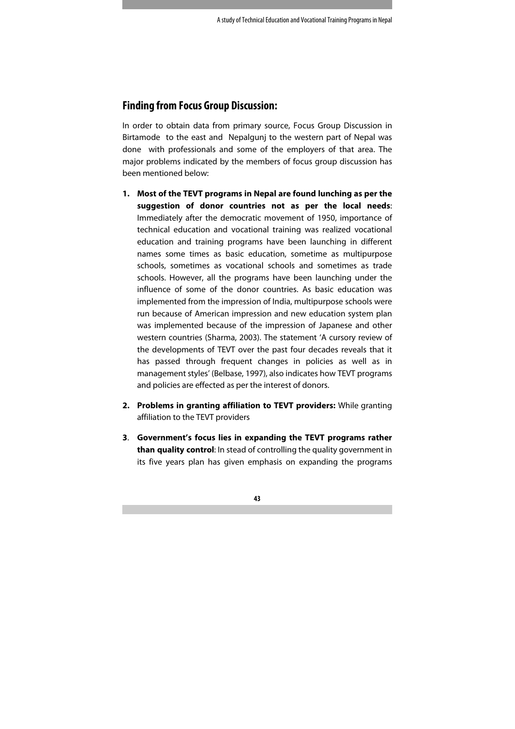## Finding from Focus Group Discussion:

In order to obtain data from primary source, Focus Group Discussion in Birtamode to the east and Nepalgunj to the western part of Nepal was done with professionals and some of the employers of that area. The major problems indicated by the members of focus group discussion has been mentioned below:

1. **Most of the TEVT programs in Nepal are found lunching as per the suggestion of donor countries not as per the local needs**: Immediately after the democratic movement of 1950, importance of technical education and vocational training was realized vocational education and training programs have been launching in different names some times as basic education, sometime as multipurpose schools, sometimes as vocational schools and sometimes as trade schools. However, all the programs have been launching under the influence of some of the donor countries. As basic education was implemented from the impression of India, multipurpose schools were run because of American impression and new education system plan was implemented because of the impression of Japanese and other western countries (Sharma, 2003). The statement 'A cursory review of the developments of TEVT over the past four decades reveals that it has passed through frequent changes in policies as well as in management styles' (Belbase, 1997), also indicates how TEVT programs and policies are effected as per the interest of donors.

2. **Problems in granting affiliation to TEVT providers:** While granting affiliation to the TEVT providers

3. **Government's focus lies in expanding the TEVT programs rather than quality control**: In stead of controlling the quality government in its five years plan has given emphasis on expanding the programs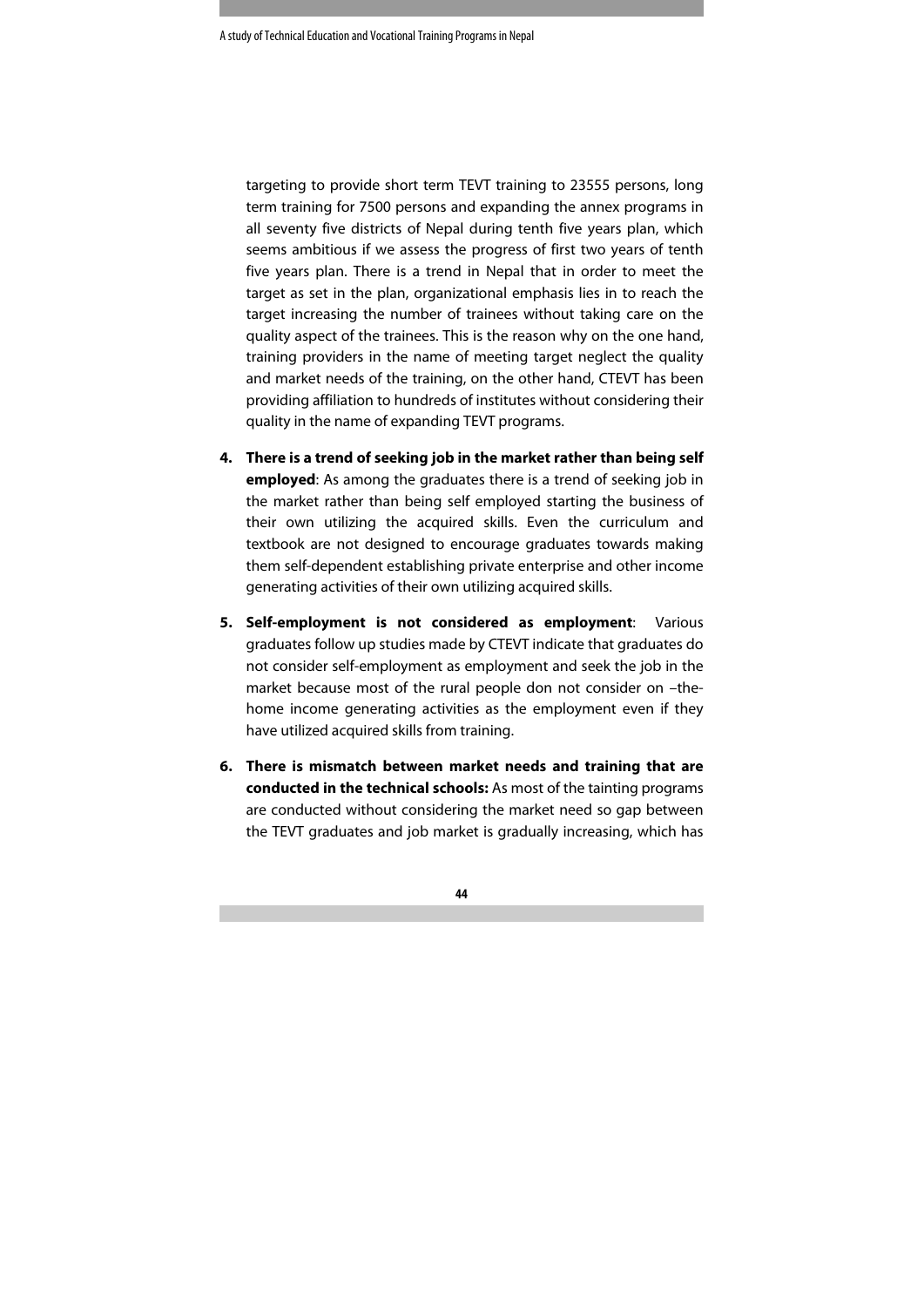targeting to provide short term TEVT training to 23555 persons, long term training for 7500 persons and expanding the annex programs in all seventy five districts of Nepal during tenth five years plan, which seems ambitious if we assess the progress of first two years of tenth five years plan. There is a trend in Nepal that in order to meet the target as set in the plan, organizational emphasis lies in to reach the target increasing the number of trainees without taking care on the quality aspect of the trainees. This is the reason why on the one hand, training providers in the name of meeting target neglect the quality and market needs of the training, on the other hand, CTEVT has been providing affiliation to hundreds of institutes without considering their quality in the name of expanding TEVT programs.

4. **There is a trend of seeking job in the market rather than being self employed**: As among the graduates there is a trend of seeking job in the market rather than being self employed starting the business of their own utilizing the acquired skills. Even the curriculum and textbook are not designed to encourage graduates towards making them self-dependent establishing private enterprise and other income generating activities of their own utilizing acquired skills.

5. **Self-employment is not considered as employment**: Various graduates follow up studies made by CTEVT indicate that graduates do not consider self-employment as employment and seek the job in the market because most of the rural people don not consider on –the-home income generating activities as the employment even if they have utilized acquired skills from training.

6. **There is mismatch between market needs and training that are conducted in the technical schools:** As most of the tainting programs are conducted without considering the market need so gap between the TEVT graduates and job market is gradually increasing, which has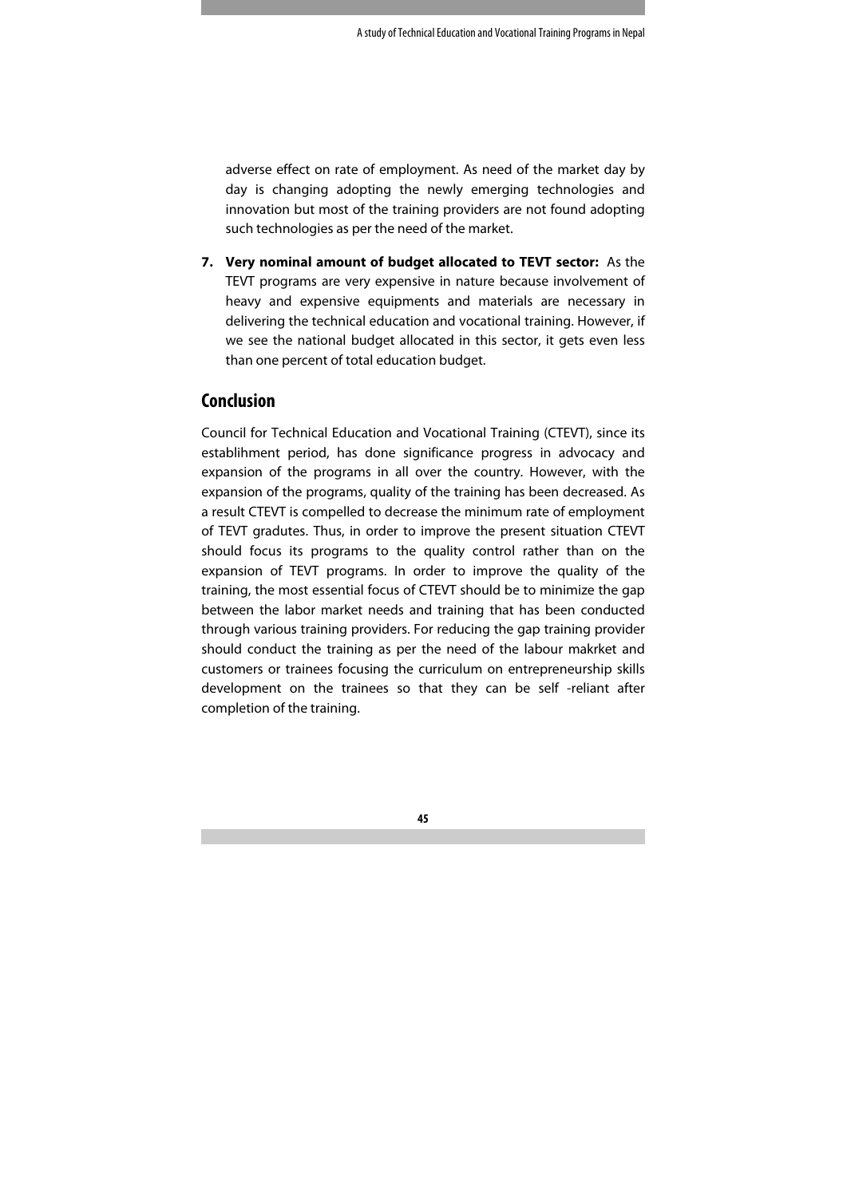adverse effect on rate of employment. As need of the market day by day is changing adopting the newly emerging technologies and innovation but most of the training providers are not found adopting such technologies as per the need of the market.

7. **Very nominal amount of budget allocated to TEVT sector:** As the TEVT programs are very expensive in nature because involvement of heavy and expensive equipments and materials are necessary in delivering the technical education and vocational training. However, if we see the national budget allocated in this sector, it gets even less than one percent of total education budget.

## Conclusion

Council for Technical Education and Vocational Training (CTEVT), since its establihment period, has done significance progress in advocacy and expansion of the programs in all over the country. However, with the expansion of the programs, quality of the training has been decreased. As a result CTEVT is compelled to decrease the minimum rate of employment of TEVT gradutes. Thus, in order to improve the present situation CTEVT should focus its programs to the quality control rather than on the expansion of TEVT programs. In order to improve the quality of the training, the most essential focus of CTEVT should be to minimize the gap between the labor market needs and training that has been conducted through various training providers. For reducing the gap training provider should conduct the training as per the need of the labour makrket and customers or trainees focusing the curriculum on entrepreneurship skills development on the trainees so that they can be self -reliant after completion of the training.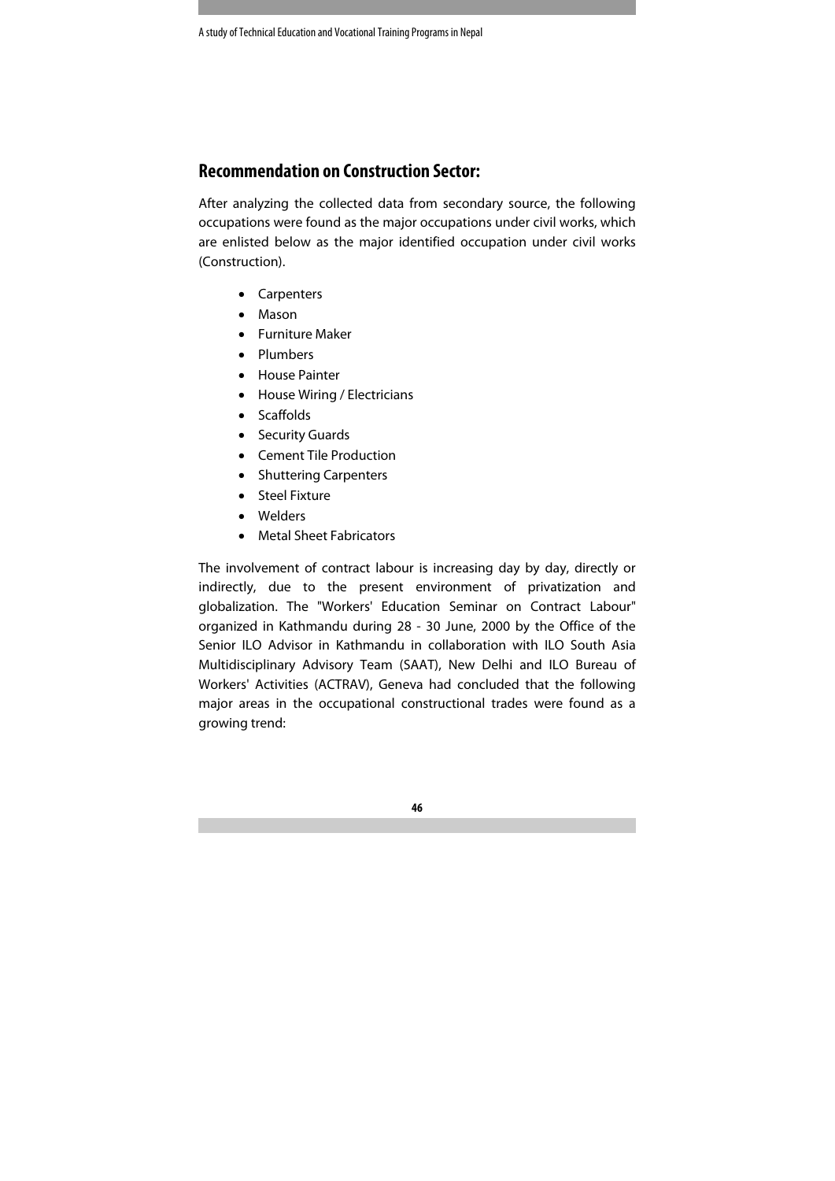## Recommendation on Construction Sector:

After analyzing the collected data from secondary source, the following occupations were found as the major occupations under civil works, which are enlisted below as the major identified occupation under civil works (Construction).

- Carpenters
- Mason
- Furniture Maker
- Plumbers
- House Painter
- House Wiring / Electricians
- Scaffolds
- Security Guards
- Cement Tile Production
- Shuttering Carpenters
- Steel Fixture
- Welders
- Metal Sheet Fabricators

The involvement of contract labour is increasing day by day, directly or indirectly, due to the present environment of privatization and globalization. The "Workers' Education Seminar on Contract Labour" organized in Kathmandu during 28 - 30 June, 2000 by the Office of the Senior ILO Advisor in Kathmandu in collaboration with ILO South Asia Multidisciplinary Advisory Team (SAAT), New Delhi and ILO Bureau of Workers' Activities (ACTRAV), Geneva had concluded that the following major areas in the occupational constructional trades were found as a growing trend: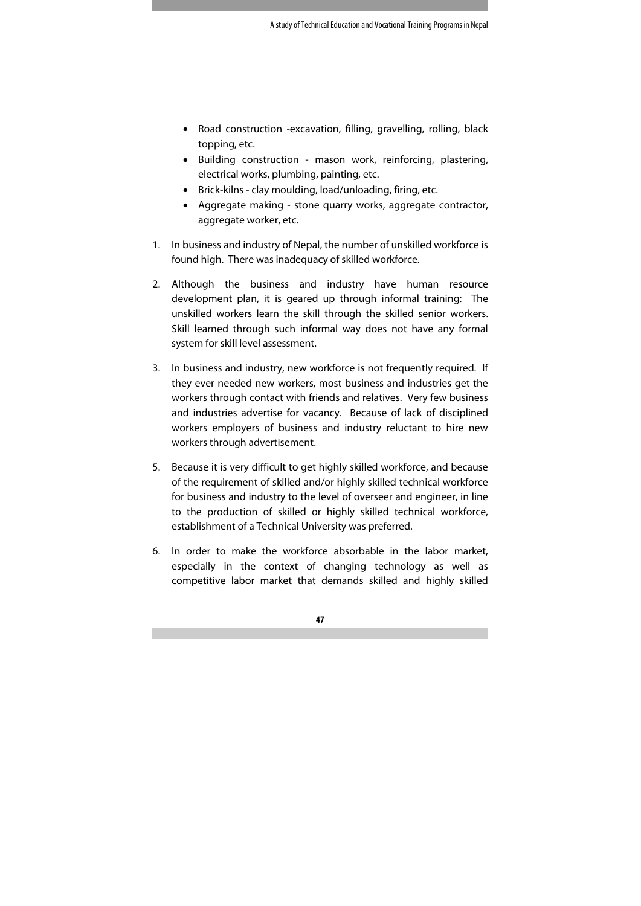- Road construction -excavation, filling, gravelling, rolling, black topping, etc.
- Building construction - mason work, reinforcing, plastering, electrical works, plumbing, painting, etc.
- Brick-kilns - clay moulding, load/unloading, firing, etc.
- Aggregate making - stone quarry works, aggregate contractor, aggregate worker, etc.

1. In business and industry of Nepal, the number of unskilled workforce is found high. There was inadequacy of skilled workforce.

2. Although the business and industry have human resource development plan, it is geared up through informal training: The unskilled workers learn the skill through the skilled senior workers. Skill learned through such informal way does not have any formal system for skill level assessment.

3. In business and industry, new workforce is not frequently required. If they ever needed new workers, most business and industries get the workers through contact with friends and relatives. Very few business and industries advertise for vacancy. Because of lack of disciplined workers employers of business and industry reluctant to hire new workers through advertisement.

5. Because it is very difficult to get highly skilled workforce, and because of the requirement of skilled and/or highly skilled technical workforce for business and industry to the level of overseer and engineer, in line to the production of skilled or highly skilled technical workforce, establishment of a Technical University was preferred.

6. In order to make the workforce absorbable in the labor market, especially in the context of changing technology as well as competitive labor market that demands skilled and highly skilled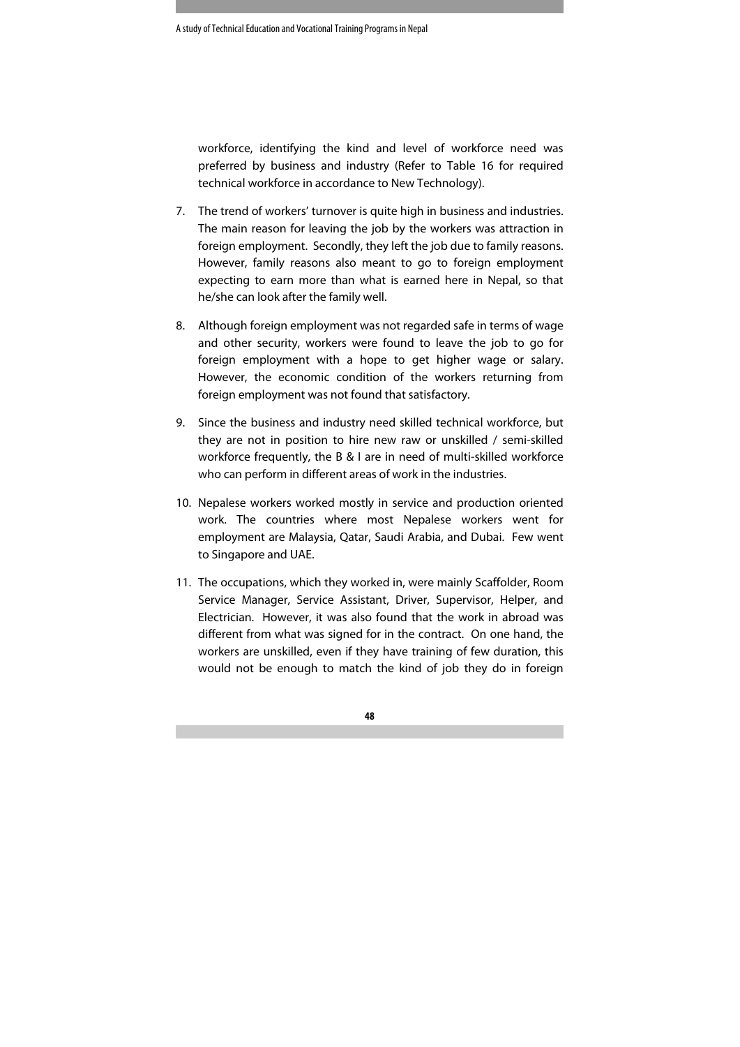workforce, identifying the kind and level of workforce need was preferred by business and industry (Refer to Table 16 for required technical workforce in accordance to New Technology).

7. The trend of workers' turnover is quite high in business and industries. The main reason for leaving the job by the workers was attraction in foreign employment. Secondly, they left the job due to family reasons. However, family reasons also meant to go to foreign employment expecting to earn more than what is earned here in Nepal, so that he/she can look after the family well.

8. Although foreign employment was not regarded safe in terms of wage and other security, workers were found to leave the job to go for foreign employment with a hope to get higher wage or salary. However, the economic condition of the workers returning from foreign employment was not found that satisfactory.

9. Since the business and industry need skilled technical workforce, but they are not in position to hire new raw or unskilled / semi-skilled workforce frequently, the B & I are in need of multi-skilled workforce who can perform in different areas of work in the industries.

10. Nepalese workers worked mostly in service and production oriented work. The countries where most Nepalese workers went for employment are Malaysia, Qatar, Saudi Arabia, and Dubai. Few went to Singapore and UAE.

11. The occupations, which they worked in, were mainly Scaffolder, Room Service Manager, Service Assistant, Driver, Supervisor, Helper, and Electrician. However, it was also found that the work in abroad was different from what was signed for in the contract. On one hand, the workers are unskilled, even if they have training of few duration, this would not be enough to match the kind of job they do in foreign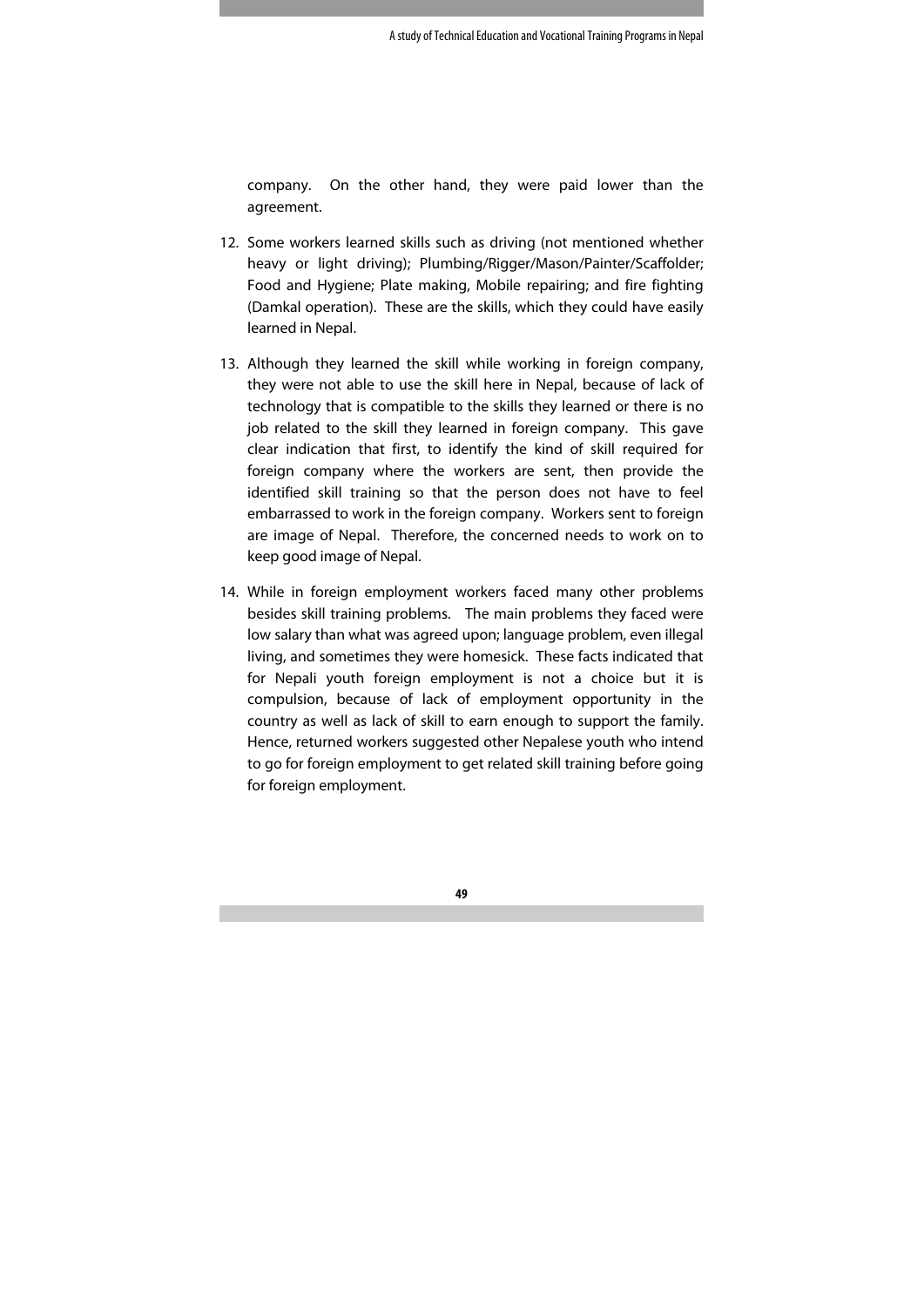company. On the other hand, they were paid lower than the agreement.

12. Some workers learned skills such as driving (not mentioned whether heavy or light driving); Plumbing/Rigger/Mason/Painter/Scaffolder; Food and Hygiene; Plate making, Mobile repairing; and fire fighting (Damkal operation). These are the skills, which they could have easily learned in Nepal.

13. Although they learned the skill while working in foreign company, they were not able to use the skill here in Nepal, because of lack of technology that is compatible to the skills they learned or there is no job related to the skill they learned in foreign company. This gave clear indication that first, to identify the kind of skill required for foreign company where the workers are sent, then provide the identified skill training so that the person does not have to feel embarrassed to work in the foreign company. Workers sent to foreign are image of Nepal. Therefore, the concerned needs to work on to keep good image of Nepal.

14. While in foreign employment workers faced many other problems besides skill training problems. The main problems they faced were low salary than what was agreed upon; language problem, even illegal living, and sometimes they were homesick. These facts indicated that for Nepali youth foreign employment is not a choice but it is compulsion, because of lack of employment opportunity in the country as well as lack of skill to earn enough to support the family. Hence, returned workers suggested other Nepalese youth who intend to go for foreign employment to get related skill training before going for foreign employment.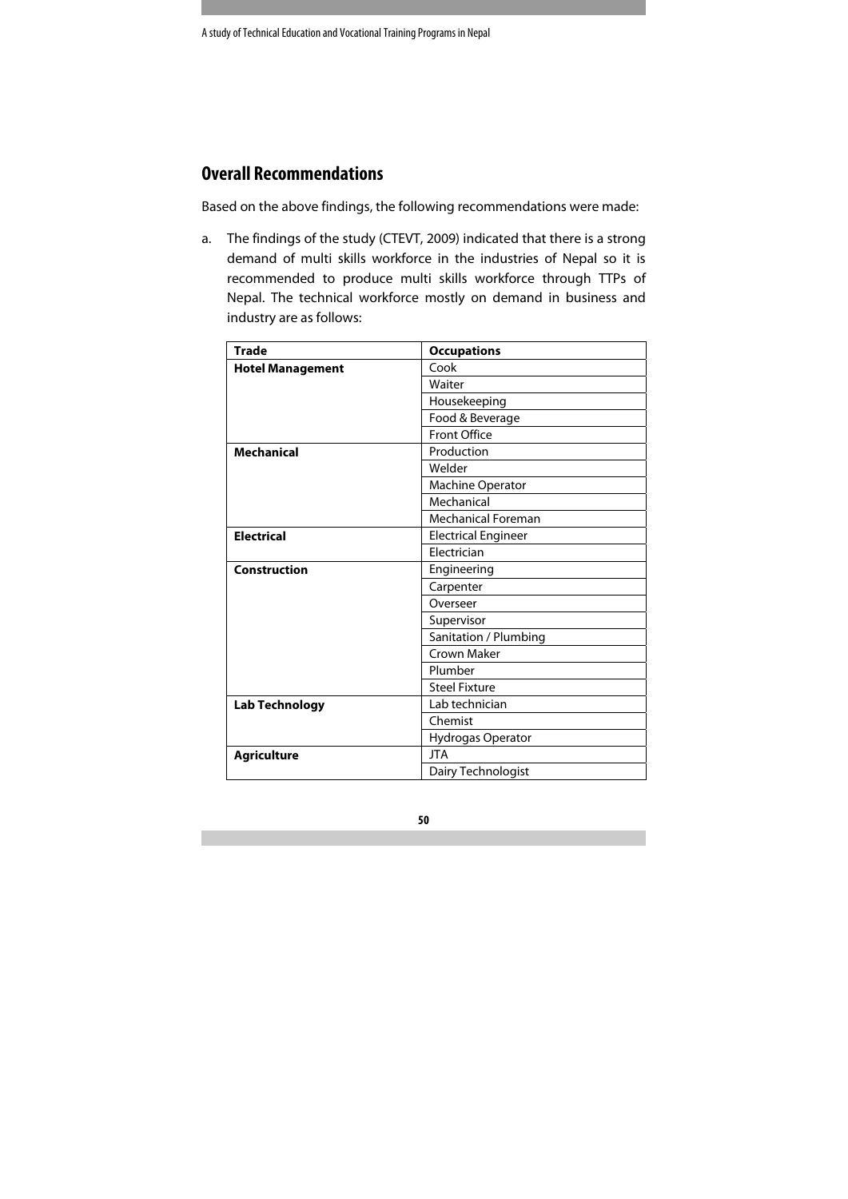## Overall Recommendations

Based on the above findings, the following recommendations were made:

a. The findings of the study (CTEVT, 2009) indicated that there is a strong demand of multi skills workforce in the industries of Nepal so it is recommended to produce multi skills workforce through TTPs of Nepal. The technical workforce mostly on demand in business and industry are as follows:

| **Trade** | **Occupations** |
|---|---|
| **Hotel Management** | Cook |
| | Waiter |
| | Housekeeping |
| | Food & Beverage |
| | Front Office |
| **Mechanical** | Production |
| | Welder |
| | Machine Operator |
| | Mechanical |
| | Mechanical Foreman |
| **Electrical** | Electrical Engineer |
| | Electrician |
| **Construction** | Engineering |
| | Carpenter |
| | Overseer |
| | Supervisor |
| | Sanitation / Plumbing |
| | Crown Maker |
| | Plumber |
| | Steel Fixture |
| **Lab Technology** | Lab technician |
| | Chemist |
| | Hydrogas Operator |
| **Agriculture** | JTA |
| | Dairy Technologist |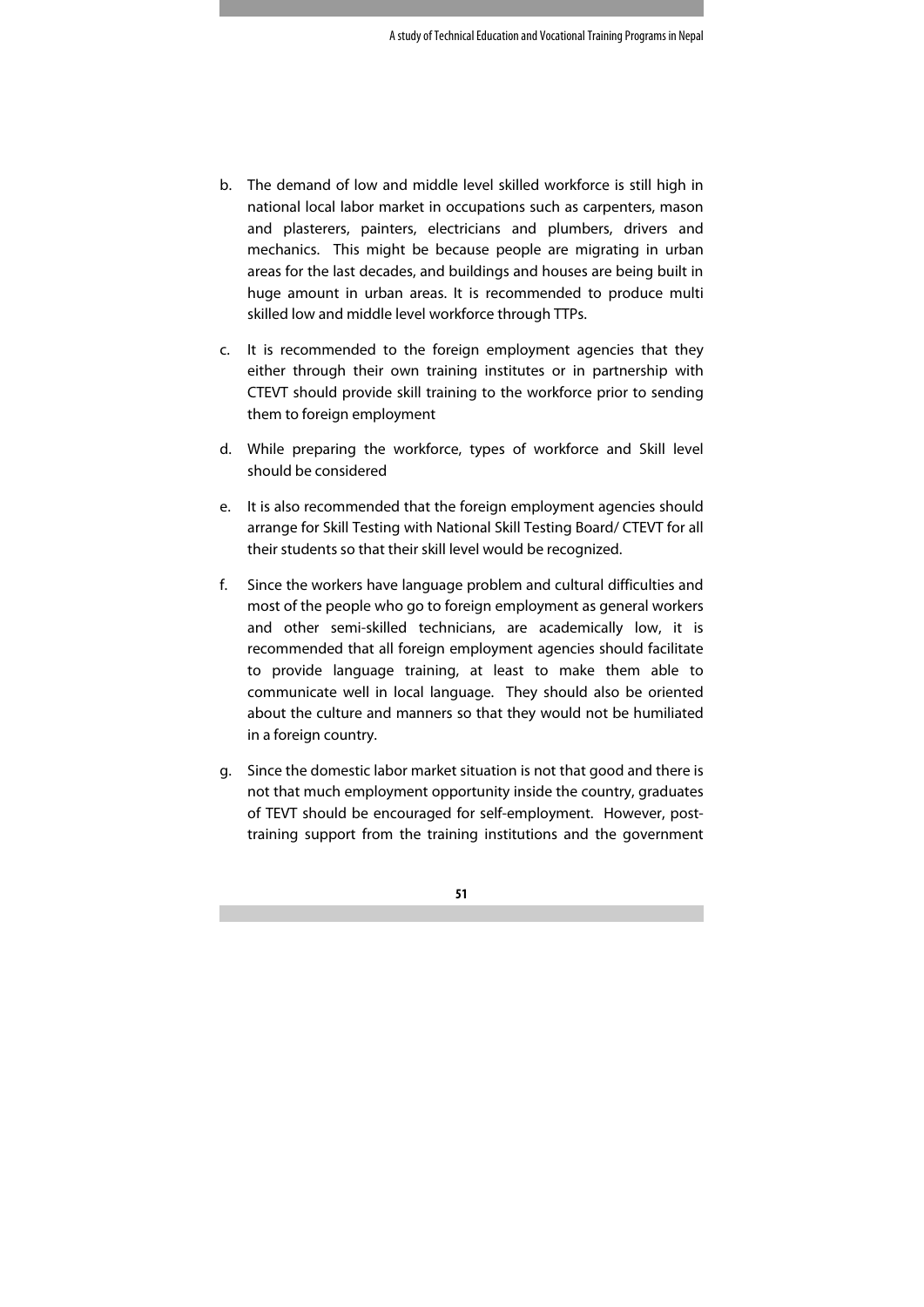b. The demand of low and middle level skilled workforce is still high in national local labor market in occupations such as carpenters, mason and plasterers, painters, electricians and plumbers, drivers and mechanics. This might be because people are migrating in urban areas for the last decades, and buildings and houses are being built in huge amount in urban areas. It is recommended to produce multi skilled low and middle level workforce through TTPs.

c. It is recommended to the foreign employment agencies that they either through their own training institutes or in partnership with CTEVT should provide skill training to the workforce prior to sending them to foreign employment

d. While preparing the workforce, types of workforce and Skill level should be considered

e. It is also recommended that the foreign employment agencies should arrange for Skill Testing with National Skill Testing Board/ CTEVT for all their students so that their skill level would be recognized.

f. Since the workers have language problem and cultural difficulties and most of the people who go to foreign employment as general workers and other semi-skilled technicians, are academically low, it is recommended that all foreign employment agencies should facilitate to provide language training, at least to make them able to communicate well in local language. They should also be oriented about the culture and manners so that they would not be humiliated in a foreign country.

g. Since the domestic labor market situation is not that good and there is not that much employment opportunity inside the country, graduates of TEVT should be encouraged for self-employment. However, post-training support from the training institutions and the government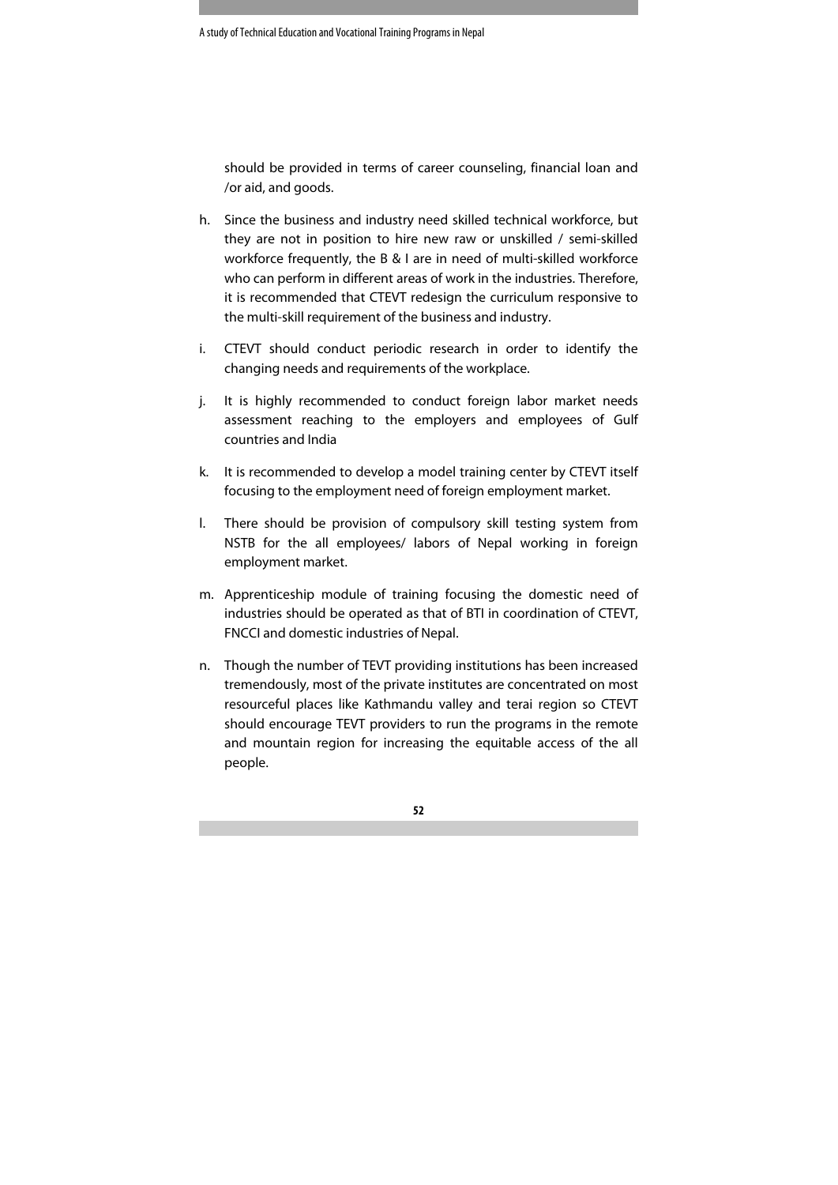should be provided in terms of career counseling, financial loan and /or aid, and goods.

h. Since the business and industry need skilled technical workforce, but they are not in position to hire new raw or unskilled / semi-skilled workforce frequently, the B & I are in need of multi-skilled workforce who can perform in different areas of work in the industries. Therefore, it is recommended that CTEVT redesign the curriculum responsive to the multi-skill requirement of the business and industry.

i. CTEVT should conduct periodic research in order to identify the changing needs and requirements of the workplace.

j. It is highly recommended to conduct foreign labor market needs assessment reaching to the employers and employees of Gulf countries and India

k. It is recommended to develop a model training center by CTEVT itself focusing to the employment need of foreign employment market.

l. There should be provision of compulsory skill testing system from NSTB for the all employees/ labors of Nepal working in foreign employment market.

m. Apprenticeship module of training focusing the domestic need of industries should be operated as that of BTI in coordination of CTEVT, FNCCI and domestic industries of Nepal.

n. Though the number of TEVT providing institutions has been increased tremendously, most of the private institutes are concentrated on most resourceful places like Kathmandu valley and terai region so CTEVT should encourage TEVT providers to run the programs in the remote and mountain region for increasing the equitable access of the all people.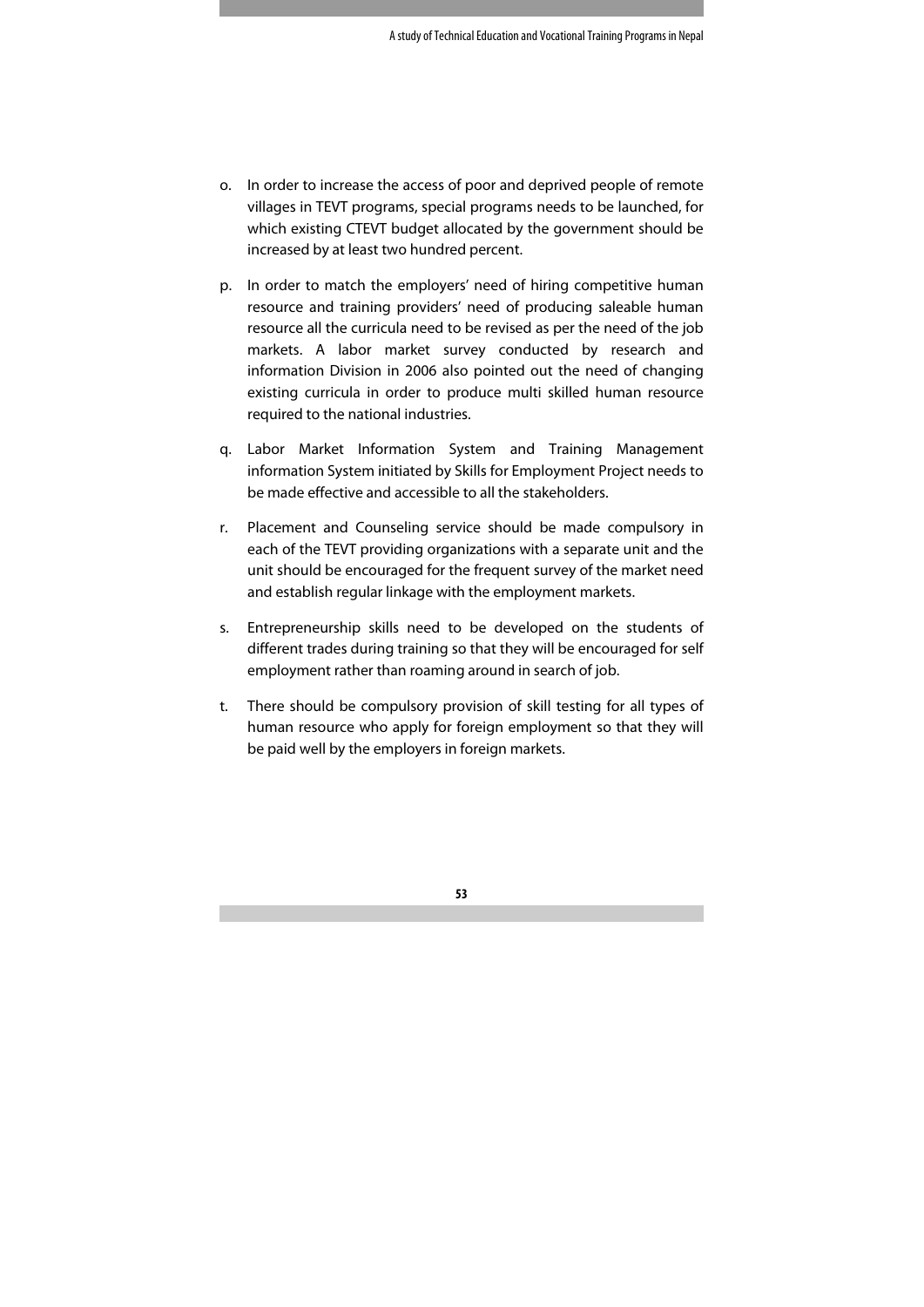o. In order to increase the access of poor and deprived people of remote villages in TEVT programs, special programs needs to be launched, for which existing CTEVT budget allocated by the government should be increased by at least two hundred percent.

p. In order to match the employers' need of hiring competitive human resource and training providers' need of producing saleable human resource all the curricula need to be revised as per the need of the job markets. A labor market survey conducted by research and information Division in 2006 also pointed out the need of changing existing curricula in order to produce multi skilled human resource required to the national industries.

q. Labor Market Information System and Training Management information System initiated by Skills for Employment Project needs to be made effective and accessible to all the stakeholders.

r. Placement and Counseling service should be made compulsory in each of the TEVT providing organizations with a separate unit and the unit should be encouraged for the frequent survey of the market need and establish regular linkage with the employment markets.

s. Entrepreneurship skills need to be developed on the students of different trades during training so that they will be encouraged for self employment rather than roaming around in search of job.

t. There should be compulsory provision of skill testing for all types of human resource who apply for foreign employment so that they will be paid well by the employers in foreign markets.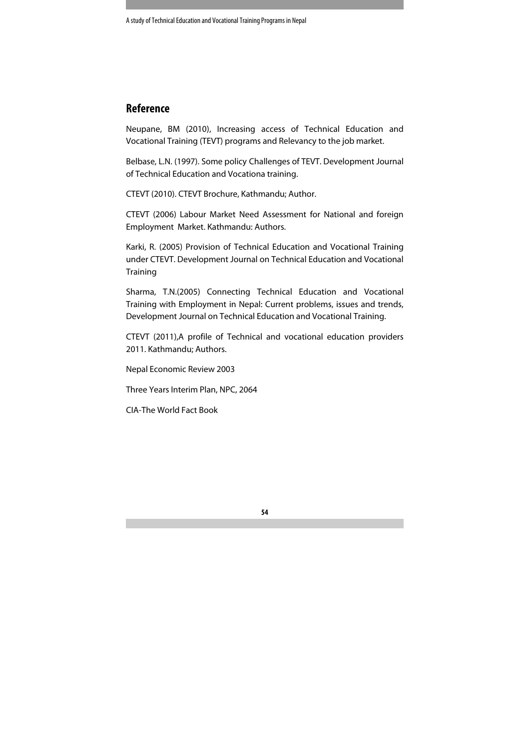## Reference

Neupane, BM (2010), Increasing access of Technical Education and Vocational Training (TEVT) programs and Relevancy to the job market.

Belbase, L.N. (1997). Some policy Challenges of TEVT. Development Journal of Technical Education and Vocationa training.

CTEVT (2010). CTEVT Brochure, Kathmandu; Author.

CTEVT (2006) Labour Market Need Assessment for National and foreign Employment Market. Kathmandu: Authors.

Karki, R. (2005) Provision of Technical Education and Vocational Training under CTEVT. Development Journal on Technical Education and Vocational Training

Sharma, T.N.(2005) Connecting Technical Education and Vocational Training with Employment in Nepal: Current problems, issues and trends, Development Journal on Technical Education and Vocational Training.

CTEVT (2011),A profile of Technical and vocational education providers 2011. Kathmandu; Authors.

Nepal Economic Review 2003

Three Years Interim Plan, NPC, 2064

CIA-The World Fact Book